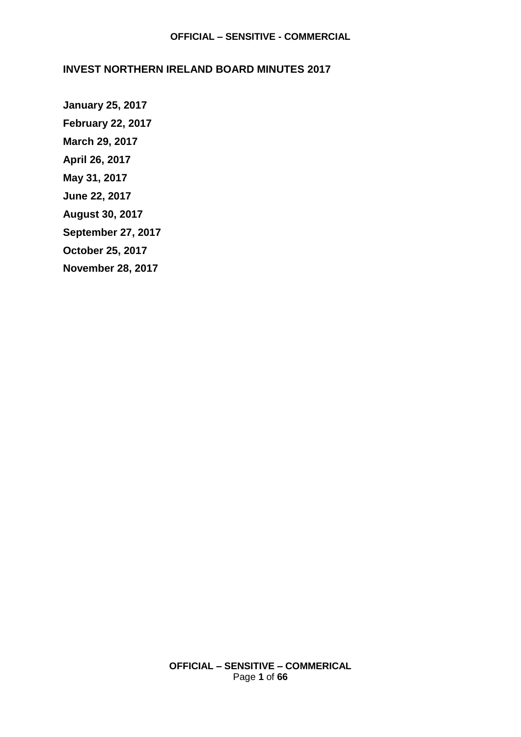# INVEST NORTHERN IRELAND BOARD MINUTES 2017

**January 25, 2017**

**February 22, 2017**

**March 29, 2017**

**April 26, 2017**

**May 31, 2017**

**June 22, 2017**

**August 30, 2017**

**September 27, 2017**

**October 25, 2017**

**November 28, 2017**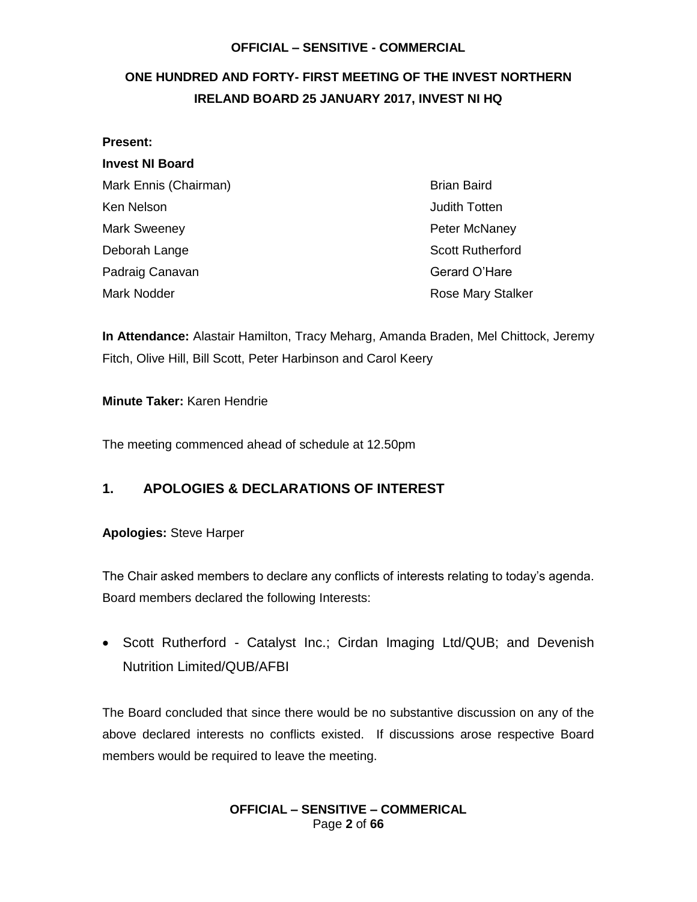# ONE HUNDRED AND FORTY- FIRST MEETING OF THE INVEST NORTHERN IRELAND BOARD 25 JANUARY 2017, INVEST NI HQ

**Present:**

**Invest NI Board**

Mark Ennis (Chairman)
Ken Nelson
Mark Sweeney
Deborah Lange
Padraig Canavan
Mark Nodder
Brian Baird
Judith Totten
Peter McNaney
Scott Rutherford
Gerard O'Hare
Rose Mary Stalker

**In Attendance:** Alastair Hamilton, Tracy Meharg, Amanda Braden, Mel Chittock, Jeremy Fitch, Olive Hill, Bill Scott, Peter Harbinson and Carol Keery

**Minute Taker:** Karen Hendrie

The meeting commenced ahead of schedule at 12.50pm

## 1. APOLOGIES & DECLARATIONS OF INTEREST

**Apologies:** Steve Harper

The Chair asked members to declare any conflicts of interests relating to today's agenda. Board members declared the following Interests:

- Scott Rutherford - Catalyst Inc.; Cirdan Imaging Ltd/QUB; and Devenish Nutrition Limited/QUB/AFBI

The Board concluded that since there would be no substantive discussion on any of the above declared interests no conflicts existed. If discussions arose respective Board members would be required to leave the meeting.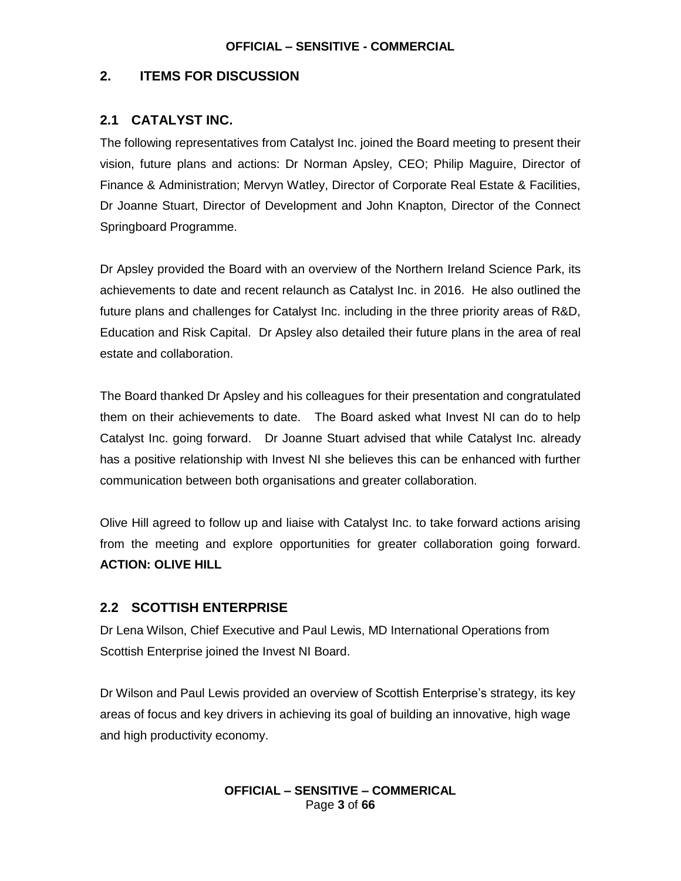## 2. ITEMS FOR DISCUSSION

### 2.1 CATALYST INC.

The following representatives from Catalyst Inc. joined the Board meeting to present their vision, future plans and actions: Dr Norman Apsley, CEO; Philip Maguire, Director of Finance & Administration; Mervyn Watley, Director of Corporate Real Estate & Facilities, Dr Joanne Stuart, Director of Development and John Knapton, Director of the Connect Springboard Programme.

Dr Apsley provided the Board with an overview of the Northern Ireland Science Park, its achievements to date and recent relaunch as Catalyst Inc. in 2016. He also outlined the future plans and challenges for Catalyst Inc. including in the three priority areas of R&D, Education and Risk Capital. Dr Apsley also detailed their future plans in the area of real estate and collaboration.

The Board thanked Dr Apsley and his colleagues for their presentation and congratulated them on their achievements to date. The Board asked what Invest NI can do to help Catalyst Inc. going forward. Dr Joanne Stuart advised that while Catalyst Inc. already has a positive relationship with Invest NI she believes this can be enhanced with further communication between both organisations and greater collaboration.

Olive Hill agreed to follow up and liaise with Catalyst Inc. to take forward actions arising from the meeting and explore opportunities for greater collaboration going forward. **ACTION: OLIVE HILL**

### 2.2 SCOTTISH ENTERPRISE

Dr Lena Wilson, Chief Executive and Paul Lewis, MD International Operations from Scottish Enterprise joined the Invest NI Board.

Dr Wilson and Paul Lewis provided an overview of Scottish Enterprise's strategy, its key areas of focus and key drivers in achieving its goal of building an innovative, high wage and high productivity economy.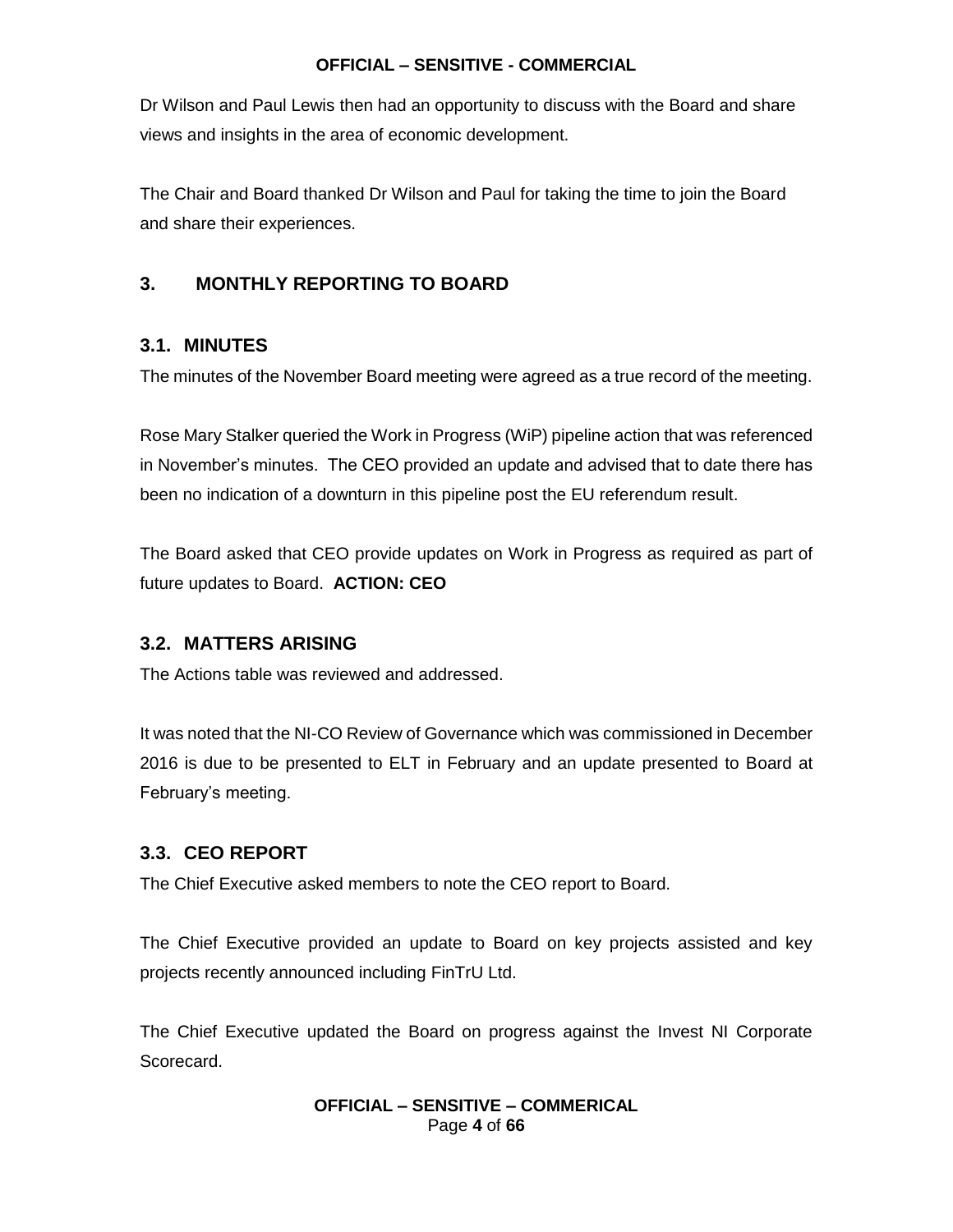Dr Wilson and Paul Lewis then had an opportunity to discuss with the Board and share views and insights in the area of economic development.

The Chair and Board thanked Dr Wilson and Paul for taking the time to join the Board and share their experiences.

## 3. MONTHLY REPORTING TO BOARD

### 3.1. MINUTES

The minutes of the November Board meeting were agreed as a true record of the meeting.

Rose Mary Stalker queried the Work in Progress (WiP) pipeline action that was referenced in November's minutes. The CEO provided an update and advised that to date there has been no indication of a downturn in this pipeline post the EU referendum result.

The Board asked that CEO provide updates on Work in Progress as required as part of future updates to Board. **ACTION: CEO**

### 3.2. MATTERS ARISING

The Actions table was reviewed and addressed.

It was noted that the NI-CO Review of Governance which was commissioned in December 2016 is due to be presented to ELT in February and an update presented to Board at February's meeting.

### 3.3. CEO REPORT

The Chief Executive asked members to note the CEO report to Board.

The Chief Executive provided an update to Board on key projects assisted and key projects recently announced including FinTrU Ltd.

The Chief Executive updated the Board on progress against the Invest NI Corporate Scorecard.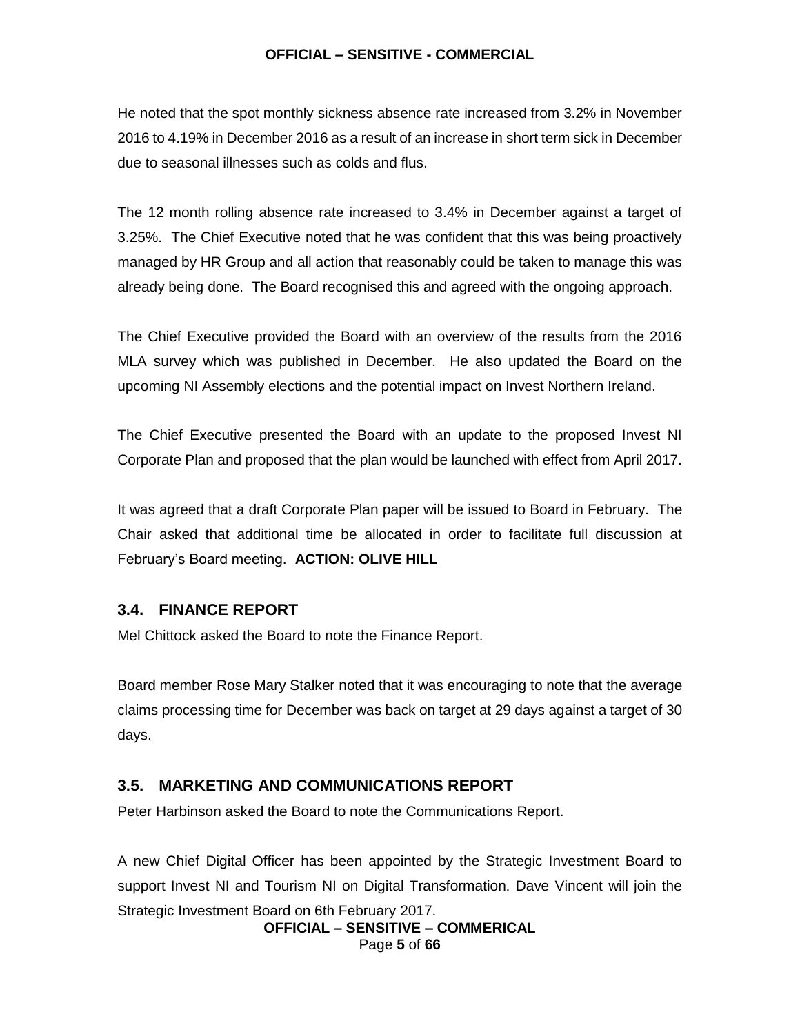He noted that the spot monthly sickness absence rate increased from 3.2% in November 2016 to 4.19% in December 2016 as a result of an increase in short term sick in December due to seasonal illnesses such as colds and flus.

The 12 month rolling absence rate increased to 3.4% in December against a target of 3.25%. The Chief Executive noted that he was confident that this was being proactively managed by HR Group and all action that reasonably could be taken to manage this was already being done. The Board recognised this and agreed with the ongoing approach.

The Chief Executive provided the Board with an overview of the results from the 2016 MLA survey which was published in December. He also updated the Board on the upcoming NI Assembly elections and the potential impact on Invest Northern Ireland.

The Chief Executive presented the Board with an update to the proposed Invest NI Corporate Plan and proposed that the plan would be launched with effect from April 2017.

It was agreed that a draft Corporate Plan paper will be issued to Board in February. The Chair asked that additional time be allocated in order to facilitate full discussion at February's Board meeting. **ACTION: OLIVE HILL**

### 3.4. FINANCE REPORT

Mel Chittock asked the Board to note the Finance Report.

Board member Rose Mary Stalker noted that it was encouraging to note that the average claims processing time for December was back on target at 29 days against a target of 30 days.

### 3.5. MARKETING AND COMMUNICATIONS REPORT

Peter Harbinson asked the Board to note the Communications Report.

A new Chief Digital Officer has been appointed by the Strategic Investment Board to support Invest NI and Tourism NI on Digital Transformation. Dave Vincent will join the Strategic Investment Board on 6th February 2017.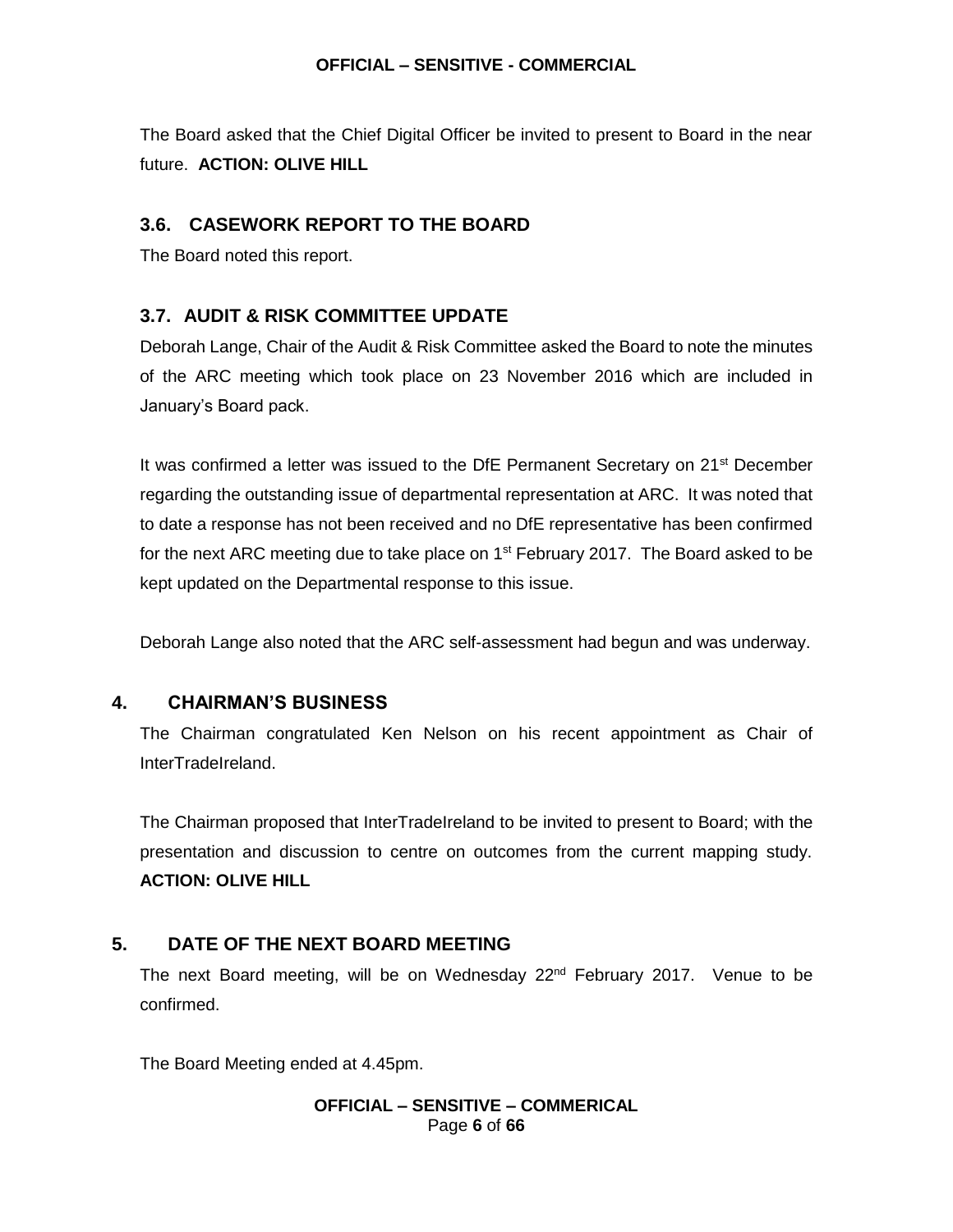The Board asked that the Chief Digital Officer be invited to present to Board in the near future. **ACTION: OLIVE HILL**

### 3.6. CASEWORK REPORT TO THE BOARD

The Board noted this report.

### 3.7. AUDIT & RISK COMMITTEE UPDATE

Deborah Lange, Chair of the Audit & Risk Committee asked the Board to note the minutes of the ARC meeting which took place on 23 November 2016 which are included in January's Board pack.

It was confirmed a letter was issued to the DfE Permanent Secretary on 21st December regarding the outstanding issue of departmental representation at ARC. It was noted that to date a response has not been received and no DfE representative has been confirmed for the next ARC meeting due to take place on 1st February 2017. The Board asked to be kept updated on the Departmental response to this issue.

Deborah Lange also noted that the ARC self-assessment had begun and was underway.

## 4. CHAIRMAN'S BUSINESS

The Chairman congratulated Ken Nelson on his recent appointment as Chair of InterTradeIreland.

The Chairman proposed that InterTradeIreland to be invited to present to Board; with the presentation and discussion to centre on outcomes from the current mapping study. **ACTION: OLIVE HILL**

## 5. DATE OF THE NEXT BOARD MEETING

The next Board meeting, will be on Wednesday 22nd February 2017. Venue to be confirmed.

The Board Meeting ended at 4.45pm.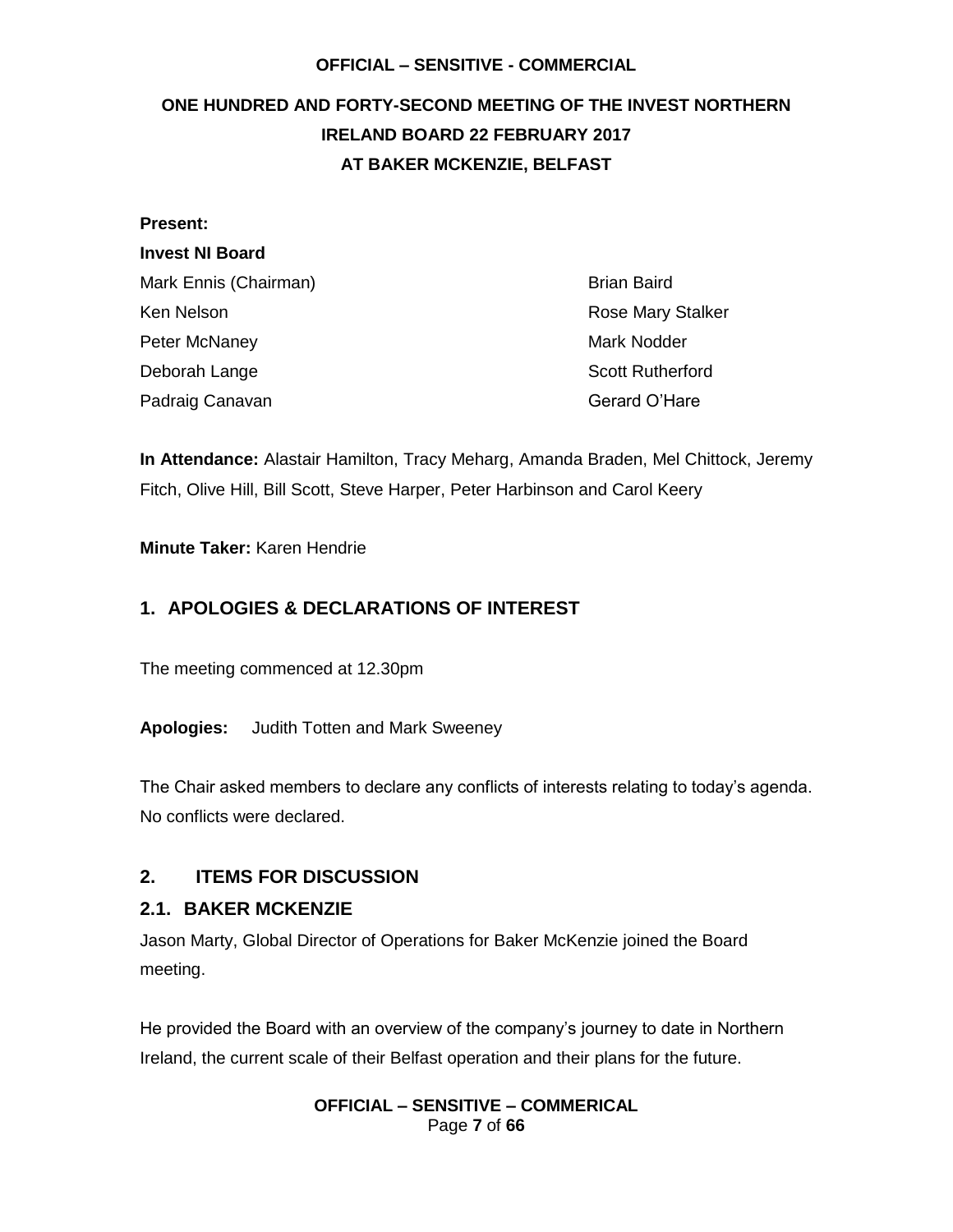**OFFICIAL – SENSITIVE - COMMERCIAL**

# ONE HUNDRED AND FORTY-SECOND MEETING OF THE INVEST NORTHERN IRELAND BOARD 22 FEBRUARY 2017 AT BAKER MCKENZIE, BELFAST

**Present:**

**Invest NI Board**

Mark Ennis (Chairman)
Ken Nelson
Peter McNaney
Deborah Lange
Padraig Canavan
Brian Baird
Rose Mary Stalker
Mark Nodder
Scott Rutherford
Gerard O'Hare

**In Attendance:** Alastair Hamilton, Tracy Meharg, Amanda Braden, Mel Chittock, Jeremy Fitch, Olive Hill, Bill Scott, Steve Harper, Peter Harbinson and Carol Keery

**Minute Taker:** Karen Hendrie

## 1. APOLOGIES & DECLARATIONS OF INTEREST

The meeting commenced at 12.30pm

**Apologies:** Judith Totten and Mark Sweeney

The Chair asked members to declare any conflicts of interests relating to today's agenda. No conflicts were declared.

## 2. ITEMS FOR DISCUSSION

### 2.1. BAKER MCKENZIE

Jason Marty, Global Director of Operations for Baker McKenzie joined the Board meeting.

He provided the Board with an overview of the company's journey to date in Northern Ireland, the current scale of their Belfast operation and their plans for the future.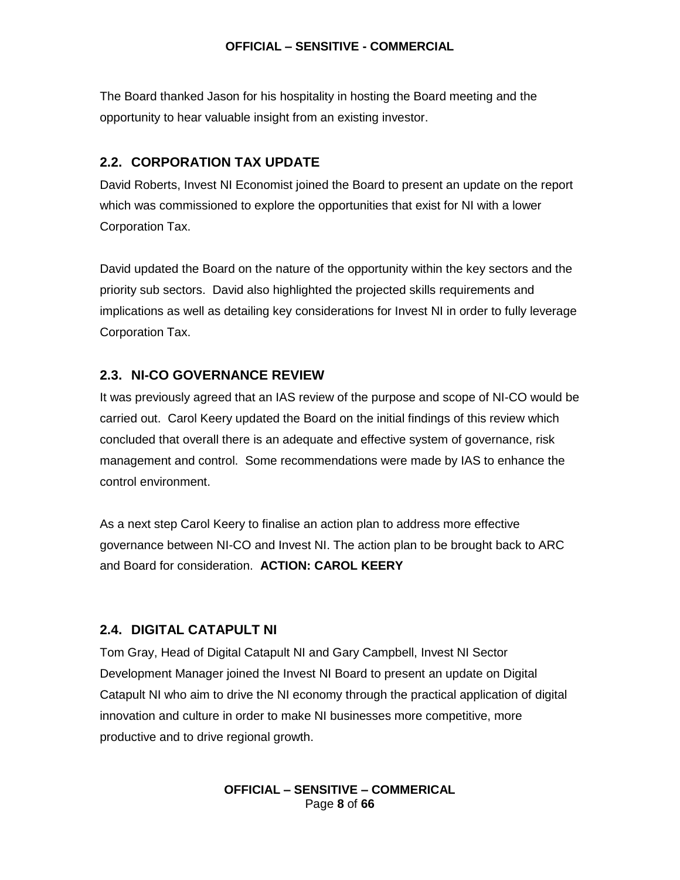The Board thanked Jason for his hospitality in hosting the Board meeting and the opportunity to hear valuable insight from an existing investor.

## 2.2. CORPORATION TAX UPDATE

David Roberts, Invest NI Economist joined the Board to present an update on the report which was commissioned to explore the opportunities that exist for NI with a lower Corporation Tax.

David updated the Board on the nature of the opportunity within the key sectors and the priority sub sectors. David also highlighted the projected skills requirements and implications as well as detailing key considerations for Invest NI in order to fully leverage Corporation Tax.

## 2.3. NI-CO GOVERNANCE REVIEW

It was previously agreed that an IAS review of the purpose and scope of NI-CO would be carried out. Carol Keery updated the Board on the initial findings of this review which concluded that overall there is an adequate and effective system of governance, risk management and control. Some recommendations were made by IAS to enhance the control environment.

As a next step Carol Keery to finalise an action plan to address more effective governance between NI-CO and Invest NI. The action plan to be brought back to ARC and Board for consideration. **ACTION: CAROL KEERY**

## 2.4. DIGITAL CATAPULT NI

Tom Gray, Head of Digital Catapult NI and Gary Campbell, Invest NI Sector Development Manager joined the Invest NI Board to present an update on Digital Catapult NI who aim to drive the NI economy through the practical application of digital innovation and culture in order to make NI businesses more competitive, more productive and to drive regional growth.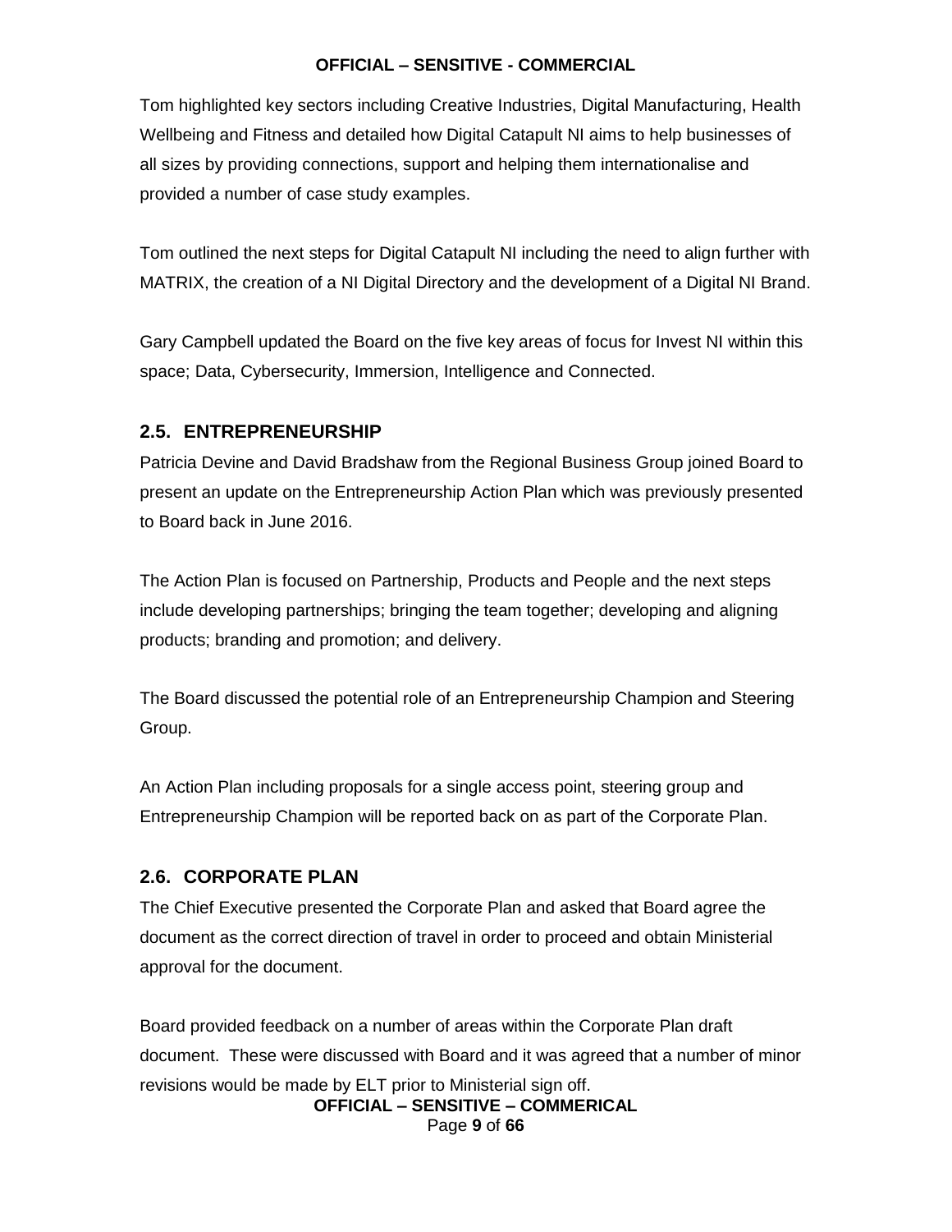Tom highlighted key sectors including Creative Industries, Digital Manufacturing, Health Wellbeing and Fitness and detailed how Digital Catapult NI aims to help businesses of all sizes by providing connections, support and helping them internationalise and provided a number of case study examples.

Tom outlined the next steps for Digital Catapult NI including the need to align further with MATRIX, the creation of a NI Digital Directory and the development of a Digital NI Brand.

Gary Campbell updated the Board on the five key areas of focus for Invest NI within this space; Data, Cybersecurity, Immersion, Intelligence and Connected.

## 2.5. ENTREPRENEURSHIP

Patricia Devine and David Bradshaw from the Regional Business Group joined Board to present an update on the Entrepreneurship Action Plan which was previously presented to Board back in June 2016.

The Action Plan is focused on Partnership, Products and People and the next steps include developing partnerships; bringing the team together; developing and aligning products; branding and promotion; and delivery.

The Board discussed the potential role of an Entrepreneurship Champion and Steering Group.

An Action Plan including proposals for a single access point, steering group and Entrepreneurship Champion will be reported back on as part of the Corporate Plan.

## 2.6. CORPORATE PLAN

The Chief Executive presented the Corporate Plan and asked that Board agree the document as the correct direction of travel in order to proceed and obtain Ministerial approval for the document.

Board provided feedback on a number of areas within the Corporate Plan draft document. These were discussed with Board and it was agreed that a number of minor revisions would be made by ELT prior to Ministerial sign off.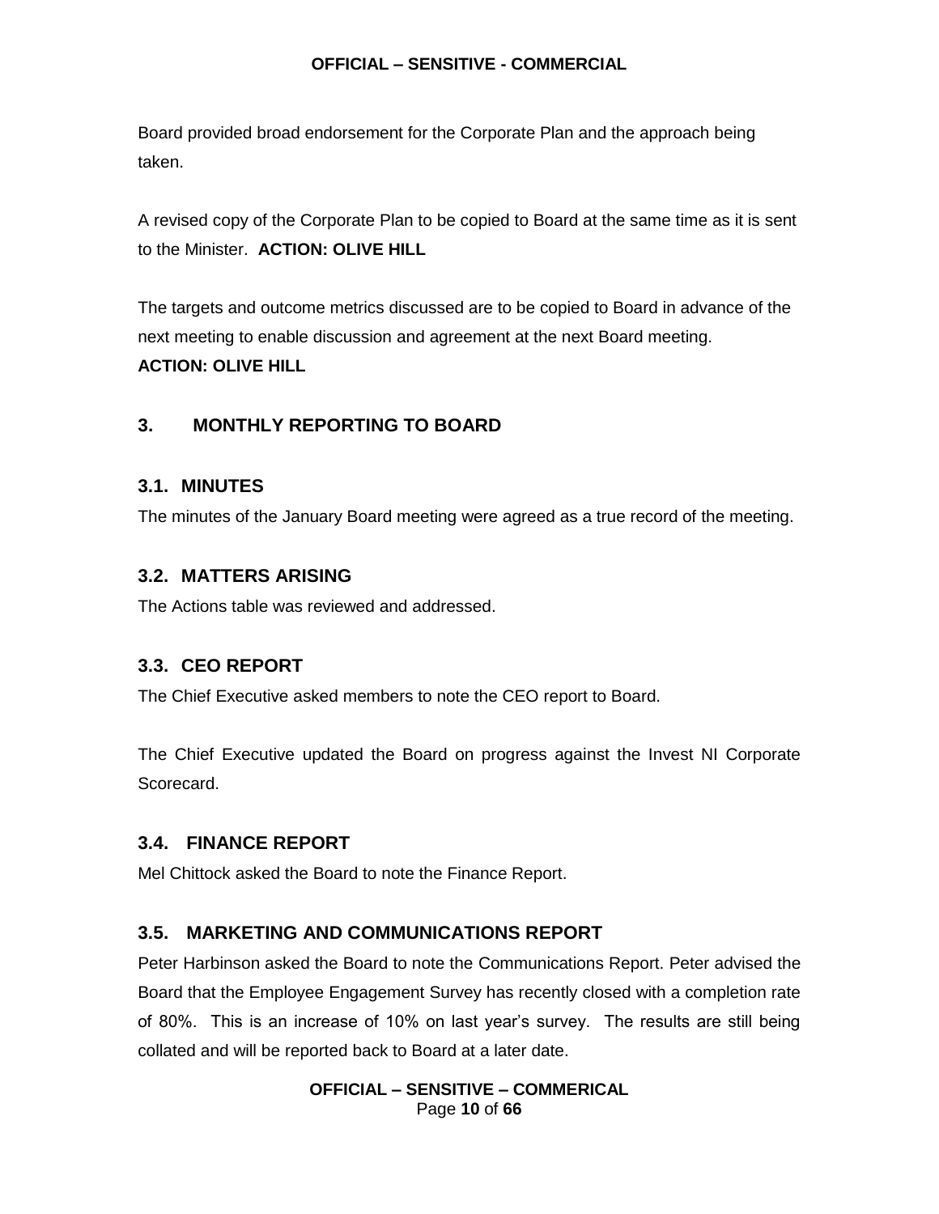Board provided broad endorsement for the Corporate Plan and the approach being taken.

A revised copy of the Corporate Plan to be copied to Board at the same time as it is sent to the Minister. **ACTION: OLIVE HILL**

The targets and outcome metrics discussed are to be copied to Board in advance of the next meeting to enable discussion and agreement at the next Board meeting.
**ACTION: OLIVE HILL**

## 3. MONTHLY REPORTING TO BOARD

### 3.1. MINUTES

The minutes of the January Board meeting were agreed as a true record of the meeting.

### 3.2. MATTERS ARISING

The Actions table was reviewed and addressed.

### 3.3. CEO REPORT

The Chief Executive asked members to note the CEO report to Board.

The Chief Executive updated the Board on progress against the Invest NI Corporate Scorecard.

### 3.4. FINANCE REPORT

Mel Chittock asked the Board to note the Finance Report.

### 3.5. MARKETING AND COMMUNICATIONS REPORT

Peter Harbinson asked the Board to note the Communications Report. Peter advised the Board that the Employee Engagement Survey has recently closed with a completion rate of 80%. This is an increase of 10% on last year's survey. The results are still being collated and will be reported back to Board at a later date.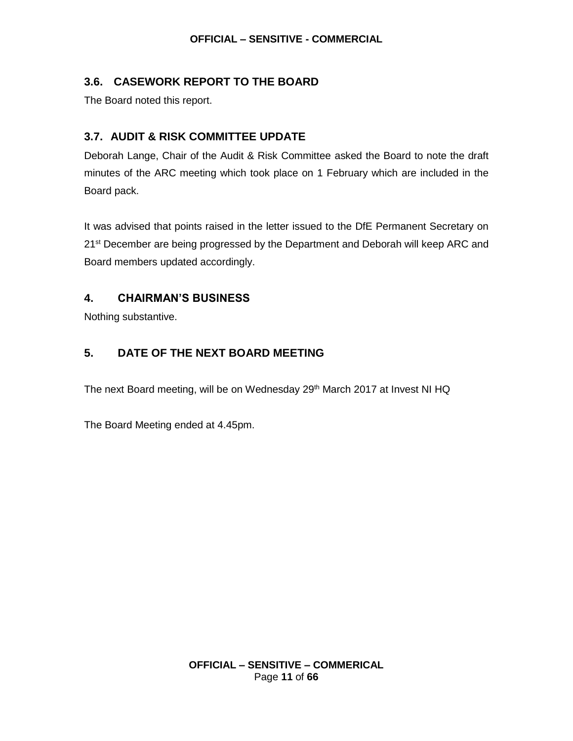### 3.6. CASEWORK REPORT TO THE BOARD

The Board noted this report.

### 3.7. AUDIT & RISK COMMITTEE UPDATE

Deborah Lange, Chair of the Audit & Risk Committee asked the Board to note the draft minutes of the ARC meeting which took place on 1 February which are included in the Board pack.

It was advised that points raised in the letter issued to the DfE Permanent Secretary on 21st December are being progressed by the Department and Deborah will keep ARC and Board members updated accordingly.

## 4. CHAIRMAN'S BUSINESS

Nothing substantive.

## 5. DATE OF THE NEXT BOARD MEETING

The next Board meeting, will be on Wednesday 29th March 2017 at Invest NI HQ

The Board Meeting ended at 4.45pm.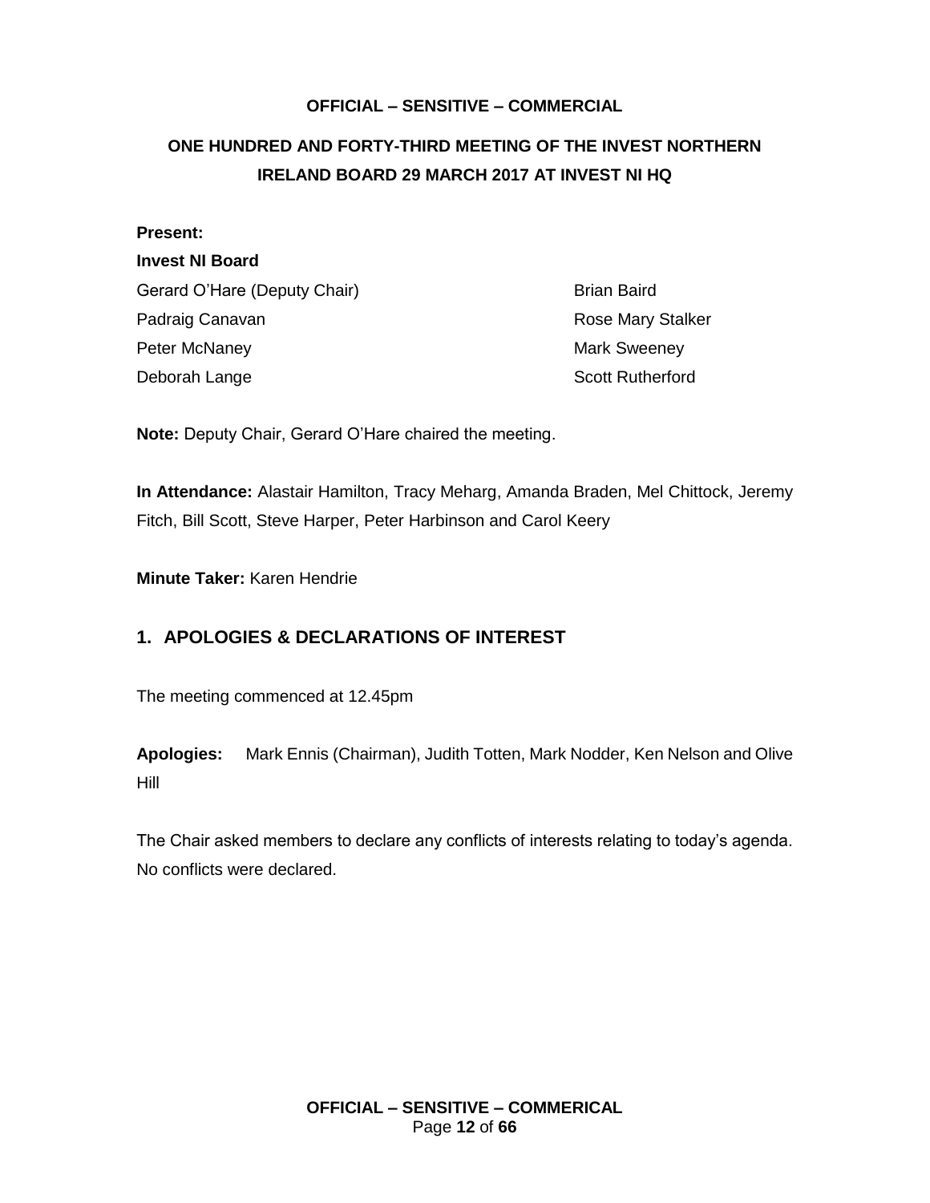**OFFICIAL – SENSITIVE – COMMERCIAL**

# ONE HUNDRED AND FORTY-THIRD MEETING OF THE INVEST NORTHERN IRELAND BOARD 29 MARCH 2017 AT INVEST NI HQ

**Present:**

**Invest NI Board**

| | |
|---|---|
| Gerard O'Hare (Deputy Chair) | Brian Baird |
| Padraig Canavan | Rose Mary Stalker |
| Peter McNaney | Mark Sweeney |
| Deborah Lange | Scott Rutherford |

**Note:** Deputy Chair, Gerard O'Hare chaired the meeting.

**In Attendance:** Alastair Hamilton, Tracy Meharg, Amanda Braden, Mel Chittock, Jeremy Fitch, Bill Scott, Steve Harper, Peter Harbinson and Carol Keery

**Minute Taker:** Karen Hendrie

## 1. APOLOGIES & DECLARATIONS OF INTEREST

The meeting commenced at 12.45pm

**Apologies:** Mark Ennis (Chairman), Judith Totten, Mark Nodder, Ken Nelson and Olive Hill

The Chair asked members to declare any conflicts of interests relating to today's agenda. No conflicts were declared.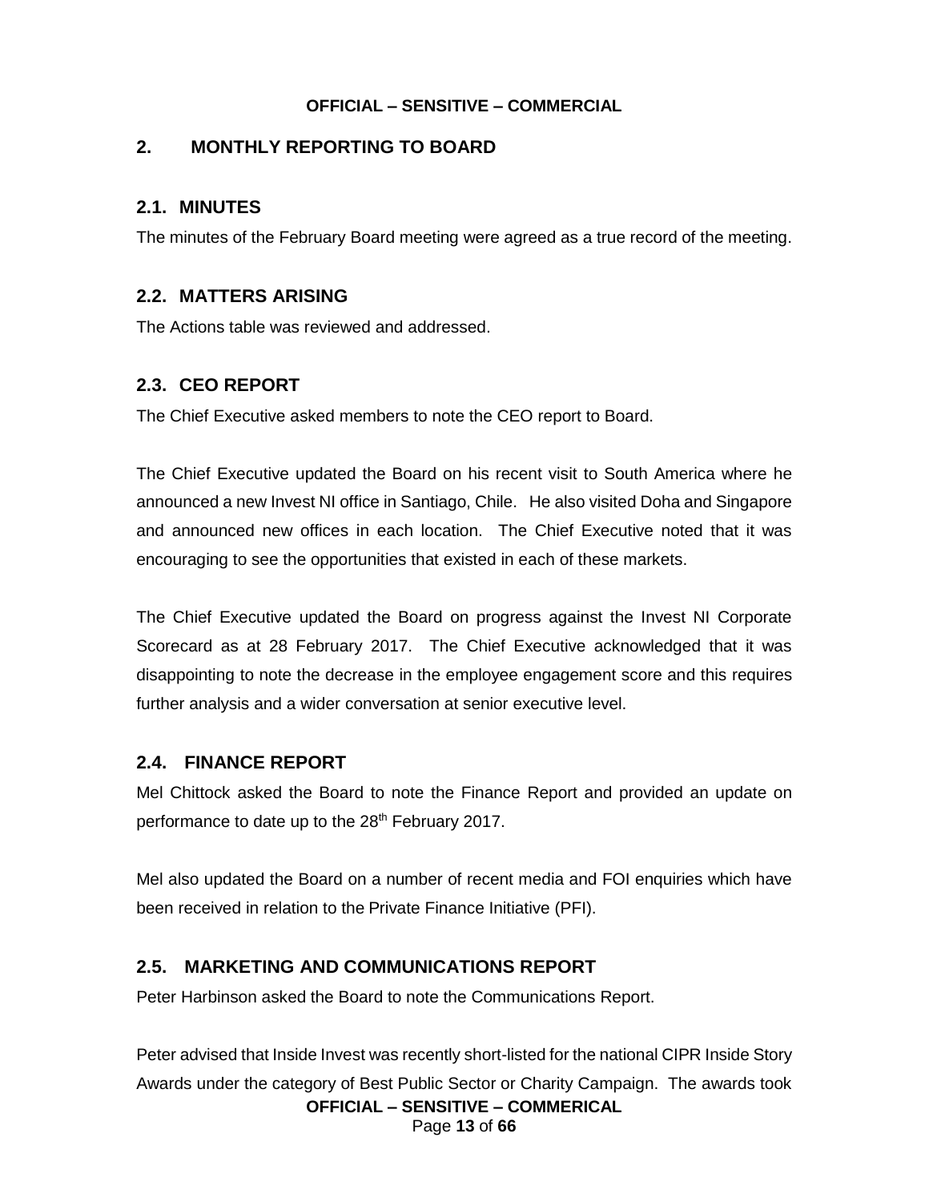## 2. MONTHLY REPORTING TO BOARD

### 2.1. MINUTES

The minutes of the February Board meeting were agreed as a true record of the meeting.

### 2.2. MATTERS ARISING

The Actions table was reviewed and addressed.

### 2.3. CEO REPORT

The Chief Executive asked members to note the CEO report to Board.

The Chief Executive updated the Board on his recent visit to South America where he announced a new Invest NI office in Santiago, Chile. He also visited Doha and Singapore and announced new offices in each location. The Chief Executive noted that it was encouraging to see the opportunities that existed in each of these markets.

The Chief Executive updated the Board on progress against the Invest NI Corporate Scorecard as at 28 February 2017. The Chief Executive acknowledged that it was disappointing to note the decrease in the employee engagement score and this requires further analysis and a wider conversation at senior executive level.

### 2.4. FINANCE REPORT

Mel Chittock asked the Board to note the Finance Report and provided an update on performance to date up to the 28th February 2017.

Mel also updated the Board on a number of recent media and FOI enquiries which have been received in relation to the Private Finance Initiative (PFI).

### 2.5. MARKETING AND COMMUNICATIONS REPORT

Peter Harbinson asked the Board to note the Communications Report.

Peter advised that Inside Invest was recently short-listed for the national CIPR Inside Story Awards under the category of Best Public Sector or Charity Campaign. The awards took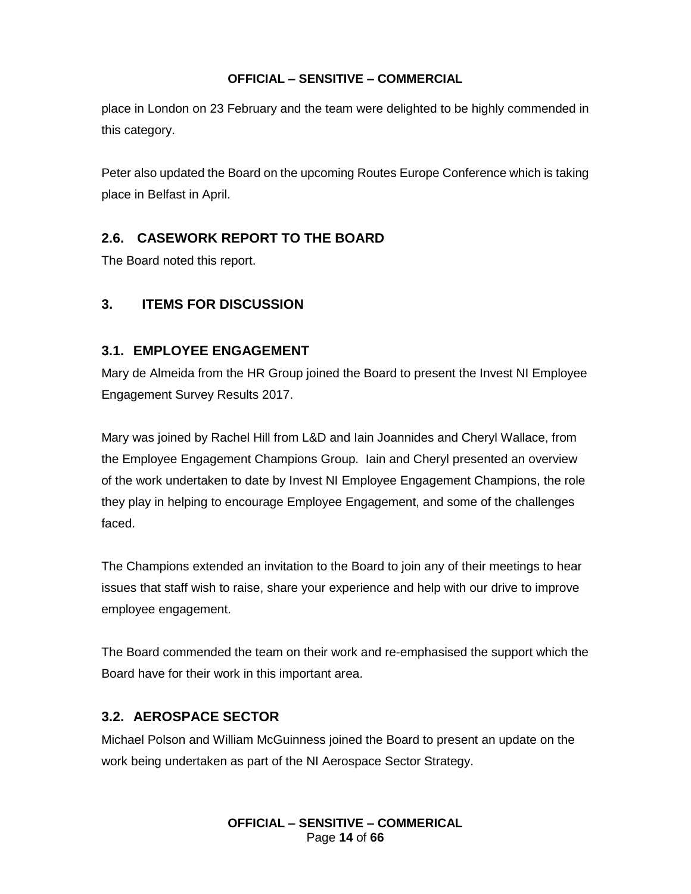place in London on 23 February and the team were delighted to be highly commended in this category.

Peter also updated the Board on the upcoming Routes Europe Conference which is taking place in Belfast in April.

## 2.6. CASEWORK REPORT TO THE BOARD

The Board noted this report.

# 3. ITEMS FOR DISCUSSION

## 3.1. EMPLOYEE ENGAGEMENT

Mary de Almeida from the HR Group joined the Board to present the Invest NI Employee Engagement Survey Results 2017.

Mary was joined by Rachel Hill from L&D and Iain Joannides and Cheryl Wallace, from the Employee Engagement Champions Group. Iain and Cheryl presented an overview of the work undertaken to date by Invest NI Employee Engagement Champions, the role they play in helping to encourage Employee Engagement, and some of the challenges faced.

The Champions extended an invitation to the Board to join any of their meetings to hear issues that staff wish to raise, share your experience and help with our drive to improve employee engagement.

The Board commended the team on their work and re-emphasised the support which the Board have for their work in this important area.

## 3.2. AEROSPACE SECTOR

Michael Polson and William McGuinness joined the Board to present an update on the work being undertaken as part of the NI Aerospace Sector Strategy.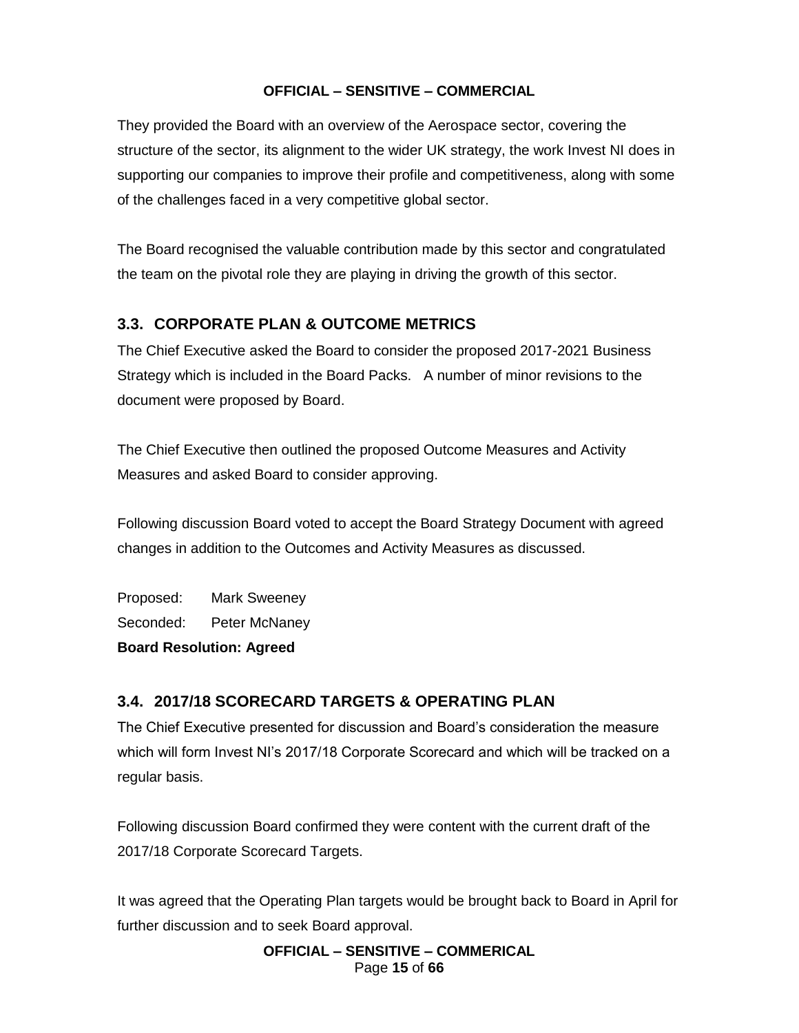They provided the Board with an overview of the Aerospace sector, covering the structure of the sector, its alignment to the wider UK strategy, the work Invest NI does in supporting our companies to improve their profile and competitiveness, along with some of the challenges faced in a very competitive global sector.

The Board recognised the valuable contribution made by this sector and congratulated the team on the pivotal role they are playing in driving the growth of this sector.

## 3.3. CORPORATE PLAN & OUTCOME METRICS

The Chief Executive asked the Board to consider the proposed 2017-2021 Business Strategy which is included in the Board Packs. A number of minor revisions to the document were proposed by Board.

The Chief Executive then outlined the proposed Outcome Measures and Activity Measures and asked Board to consider approving.

Following discussion Board voted to accept the Board Strategy Document with agreed changes in addition to the Outcomes and Activity Measures as discussed.

Proposed: Mark Sweeney
Seconded: Peter McNaney
**Board Resolution: Agreed**

## 3.4. 2017/18 SCORECARD TARGETS & OPERATING PLAN

The Chief Executive presented for discussion and Board's consideration the measure which will form Invest NI's 2017/18 Corporate Scorecard and which will be tracked on a regular basis.

Following discussion Board confirmed they were content with the current draft of the 2017/18 Corporate Scorecard Targets.

It was agreed that the Operating Plan targets would be brought back to Board in April for further discussion and to seek Board approval.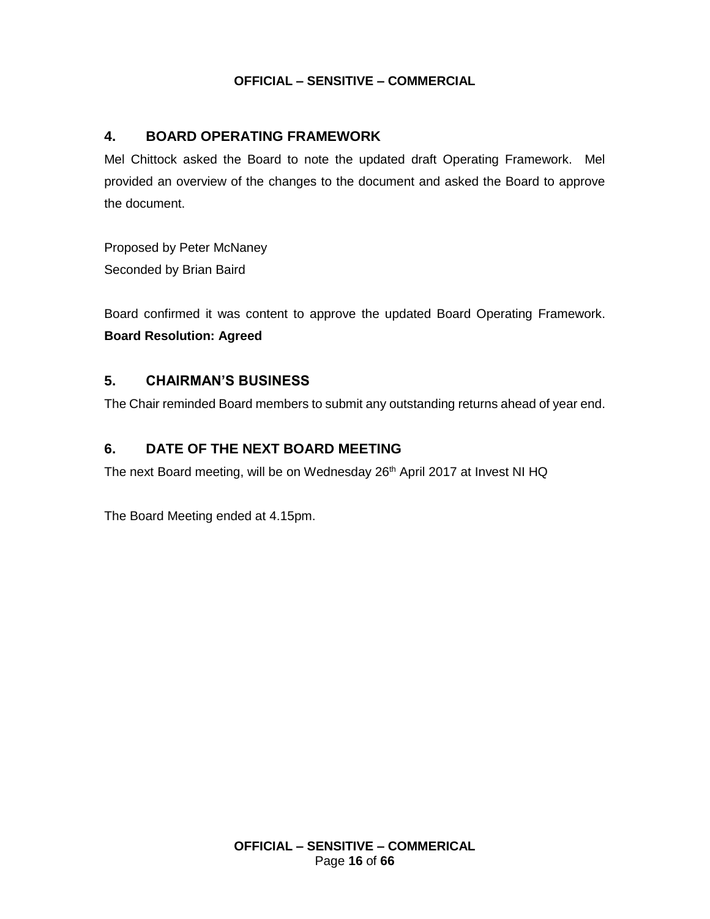## 4. BOARD OPERATING FRAMEWORK

Mel Chittock asked the Board to note the updated draft Operating Framework. Mel provided an overview of the changes to the document and asked the Board to approve the document.

Proposed by Peter McNaney
Seconded by Brian Baird

Board confirmed it was content to approve the updated Board Operating Framework. **Board Resolution: Agreed**

## 5. CHAIRMAN'S BUSINESS

The Chair reminded Board members to submit any outstanding returns ahead of year end.

## 6. DATE OF THE NEXT BOARD MEETING

The next Board meeting, will be on Wednesday 26th April 2017 at Invest NI HQ

The Board Meeting ended at 4.15pm.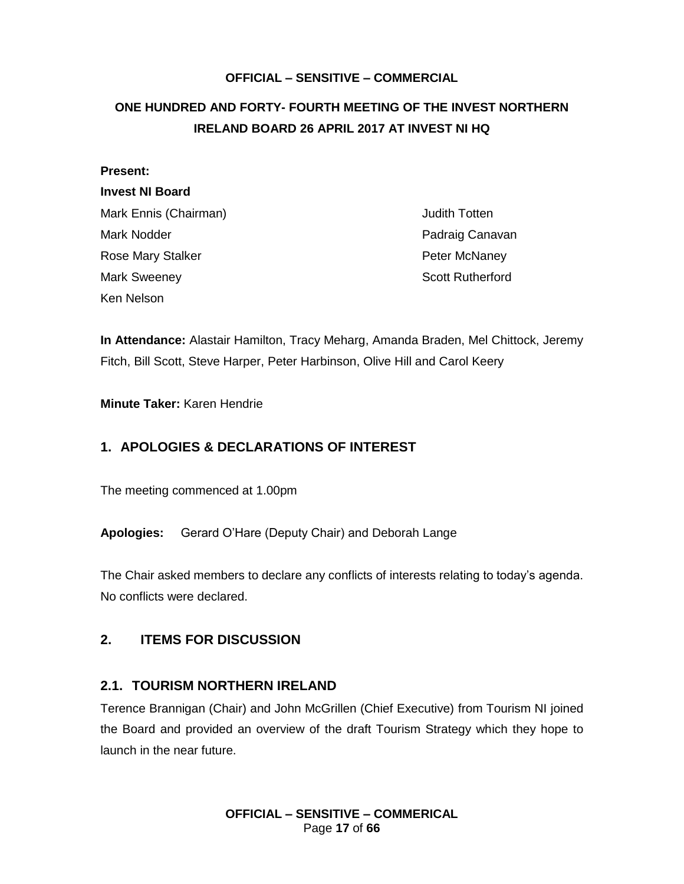**OFFICIAL – SENSITIVE – COMMERCIAL**

# ONE HUNDRED AND FORTY- FOURTH MEETING OF THE INVEST NORTHERN IRELAND BOARD 26 APRIL 2017 AT INVEST NI HQ

**Present:**

**Invest NI Board**

Mark Ennis (Chairman)
Mark Nodder
Rose Mary Stalker
Mark Sweeney
Ken Nelson
Judith Totten
Padraig Canavan
Peter McNaney
Scott Rutherford

**In Attendance:** Alastair Hamilton, Tracy Meharg, Amanda Braden, Mel Chittock, Jeremy Fitch, Bill Scott, Steve Harper, Peter Harbinson, Olive Hill and Carol Keery

**Minute Taker:** Karen Hendrie

## 1. APOLOGIES & DECLARATIONS OF INTEREST

The meeting commenced at 1.00pm

**Apologies:** Gerard O'Hare (Deputy Chair) and Deborah Lange

The Chair asked members to declare any conflicts of interests relating to today's agenda. No conflicts were declared.

## 2. ITEMS FOR DISCUSSION

### 2.1. TOURISM NORTHERN IRELAND

Terence Brannigan (Chair) and John McGrillen (Chief Executive) from Tourism NI joined the Board and provided an overview of the draft Tourism Strategy which they hope to launch in the near future.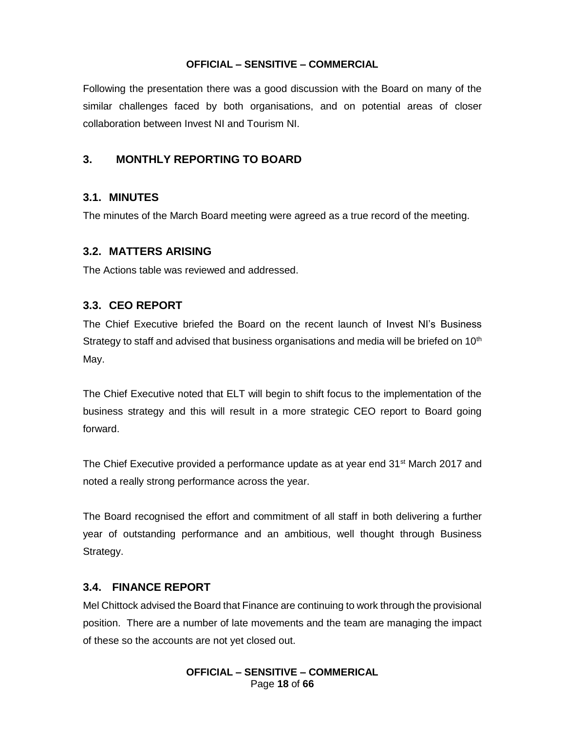Following the presentation there was a good discussion with the Board on many of the similar challenges faced by both organisations, and on potential areas of closer collaboration between Invest NI and Tourism NI.

## 3. MONTHLY REPORTING TO BOARD

### 3.1. MINUTES

The minutes of the March Board meeting were agreed as a true record of the meeting.

### 3.2. MATTERS ARISING

The Actions table was reviewed and addressed.

### 3.3. CEO REPORT

The Chief Executive briefed the Board on the recent launch of Invest NI's Business Strategy to staff and advised that business organisations and media will be briefed on 10th May.

The Chief Executive noted that ELT will begin to shift focus to the implementation of the business strategy and this will result in a more strategic CEO report to Board going forward.

The Chief Executive provided a performance update as at year end 31st March 2017 and noted a really strong performance across the year.

The Board recognised the effort and commitment of all staff in both delivering a further year of outstanding performance and an ambitious, well thought through Business Strategy.

### 3.4. FINANCE REPORT

Mel Chittock advised the Board that Finance are continuing to work through the provisional position. There are a number of late movements and the team are managing the impact of these so the accounts are not yet closed out.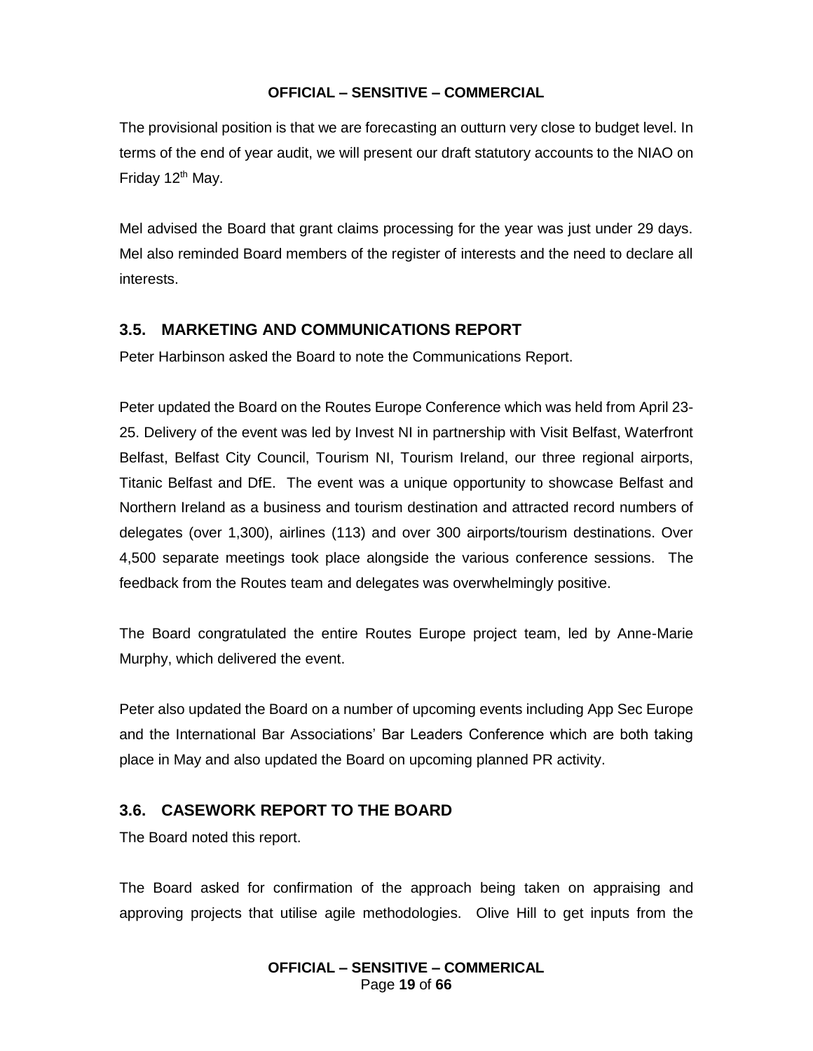The provisional position is that we are forecasting an outturn very close to budget level. In terms of the end of year audit, we will present our draft statutory accounts to the NIAO on Friday 12th May.

Mel advised the Board that grant claims processing for the year was just under 29 days. Mel also reminded Board members of the register of interests and the need to declare all interests.

## 3.5. MARKETING AND COMMUNICATIONS REPORT

Peter Harbinson asked the Board to note the Communications Report.

Peter updated the Board on the Routes Europe Conference which was held from April 23-25. Delivery of the event was led by Invest NI in partnership with Visit Belfast, Waterfront Belfast, Belfast City Council, Tourism NI, Tourism Ireland, our three regional airports, Titanic Belfast and DfE. The event was a unique opportunity to showcase Belfast and Northern Ireland as a business and tourism destination and attracted record numbers of delegates (over 1,300), airlines (113) and over 300 airports/tourism destinations. Over 4,500 separate meetings took place alongside the various conference sessions. The feedback from the Routes team and delegates was overwhelmingly positive.

The Board congratulated the entire Routes Europe project team, led by Anne-Marie Murphy, which delivered the event.

Peter also updated the Board on a number of upcoming events including App Sec Europe and the International Bar Associations' Bar Leaders Conference which are both taking place in May and also updated the Board on upcoming planned PR activity.

## 3.6. CASEWORK REPORT TO THE BOARD

The Board noted this report.

The Board asked for confirmation of the approach being taken on appraising and approving projects that utilise agile methodologies. Olive Hill to get inputs from the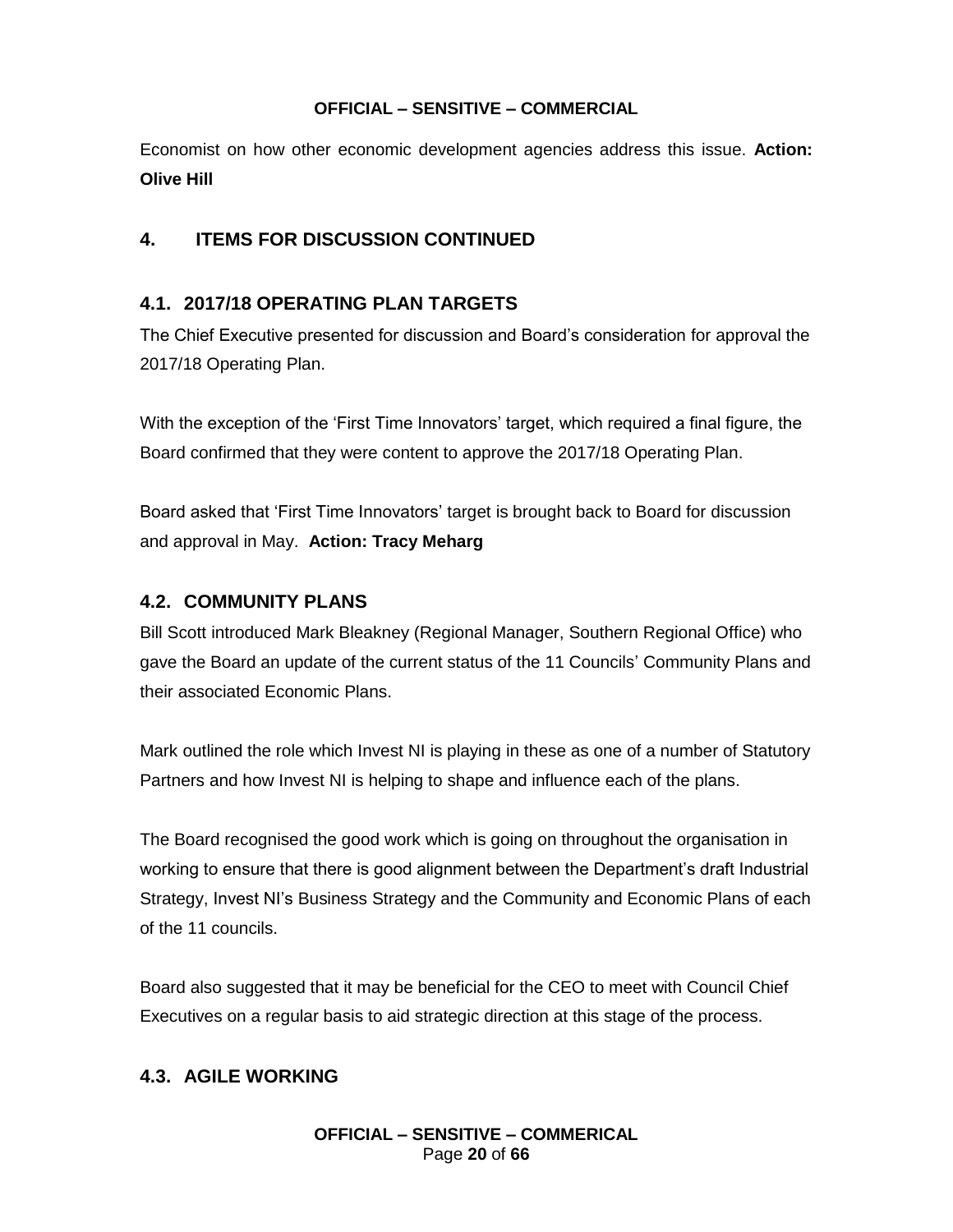Economist on how other economic development agencies address this issue. **Action: Olive Hill**

## 4. ITEMS FOR DISCUSSION CONTINUED

### 4.1. 2017/18 OPERATING PLAN TARGETS

The Chief Executive presented for discussion and Board's consideration for approval the 2017/18 Operating Plan.

With the exception of the 'First Time Innovators' target, which required a final figure, the Board confirmed that they were content to approve the 2017/18 Operating Plan.

Board asked that 'First Time Innovators' target is brought back to Board for discussion and approval in May. **Action: Tracy Meharg**

### 4.2. COMMUNITY PLANS

Bill Scott introduced Mark Bleakney (Regional Manager, Southern Regional Office) who gave the Board an update of the current status of the 11 Councils' Community Plans and their associated Economic Plans.

Mark outlined the role which Invest NI is playing in these as one of a number of Statutory Partners and how Invest NI is helping to shape and influence each of the plans.

The Board recognised the good work which is going on throughout the organisation in working to ensure that there is good alignment between the Department's draft Industrial Strategy, Invest NI's Business Strategy and the Community and Economic Plans of each of the 11 councils.

Board also suggested that it may be beneficial for the CEO to meet with Council Chief Executives on a regular basis to aid strategic direction at this stage of the process.

### 4.3. AGILE WORKING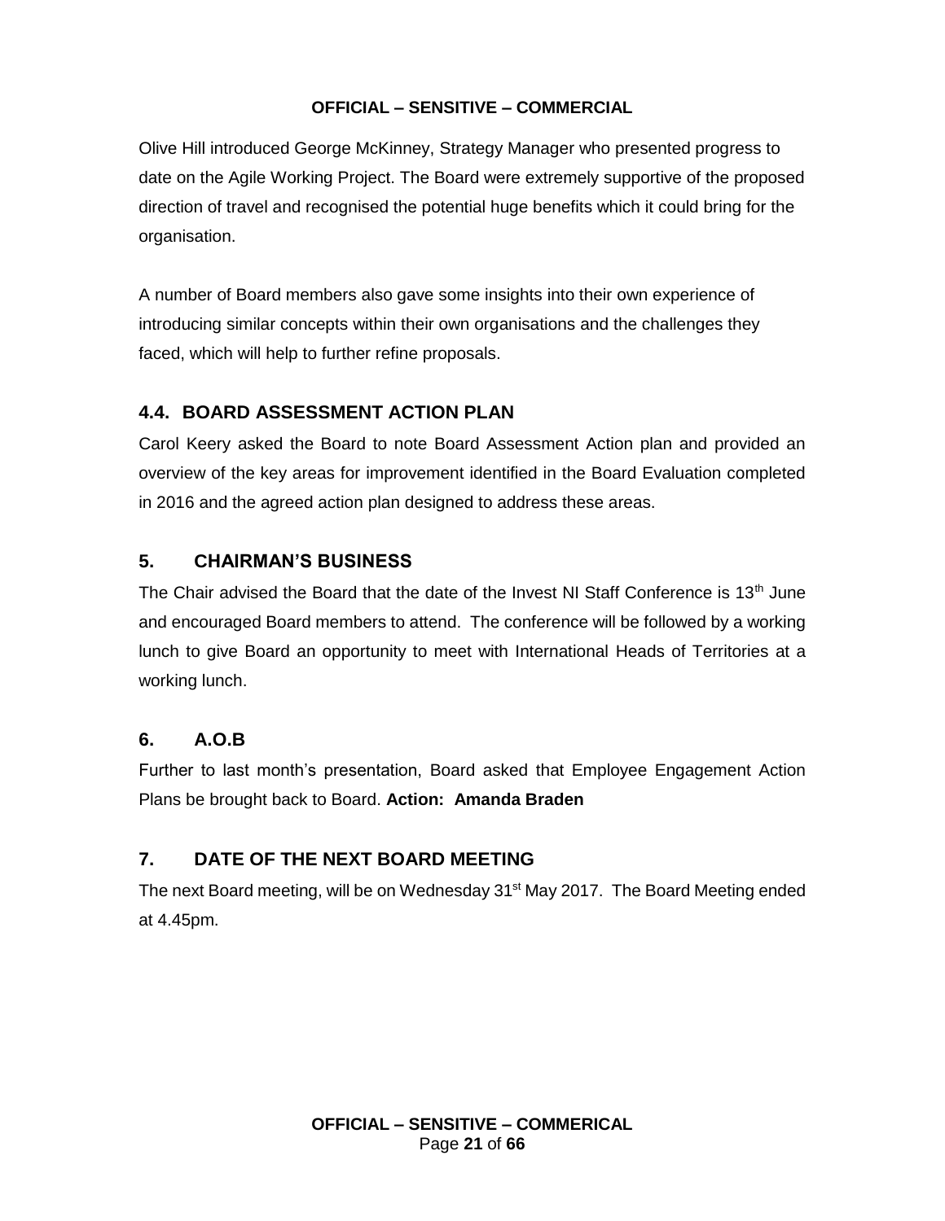Olive Hill introduced George McKinney, Strategy Manager who presented progress to date on the Agile Working Project. The Board were extremely supportive of the proposed direction of travel and recognised the potential huge benefits which it could bring for the organisation.

A number of Board members also gave some insights into their own experience of introducing similar concepts within their own organisations and the challenges they faced, which will help to further refine proposals.

## 4.4. BOARD ASSESSMENT ACTION PLAN

Carol Keery asked the Board to note Board Assessment Action plan and provided an overview of the key areas for improvement identified in the Board Evaluation completed in 2016 and the agreed action plan designed to address these areas.

## 5. CHAIRMAN'S BUSINESS

The Chair advised the Board that the date of the Invest NI Staff Conference is 13th June and encouraged Board members to attend. The conference will be followed by a working lunch to give Board an opportunity to meet with International Heads of Territories at a working lunch.

## 6. A.O.B

Further to last month's presentation, Board asked that Employee Engagement Action Plans be brought back to Board. **Action: Amanda Braden**

## 7. DATE OF THE NEXT BOARD MEETING

The next Board meeting, will be on Wednesday 31st May 2017. The Board Meeting ended at 4.45pm.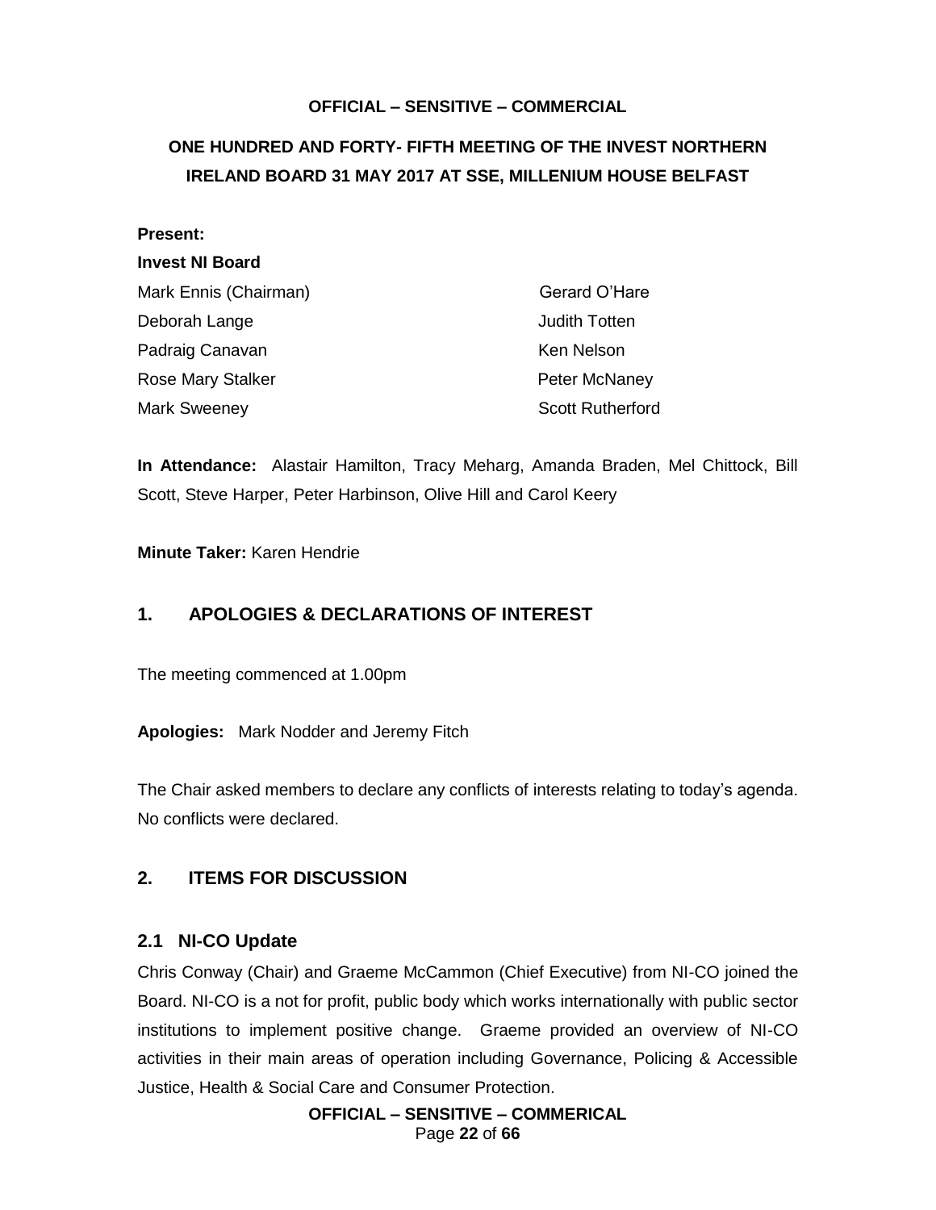**OFFICIAL – SENSITIVE – COMMERCIAL**

# ONE HUNDRED AND FORTY- FIFTH MEETING OF THE INVEST NORTHERN IRELAND BOARD 31 MAY 2017 AT SSE, MILLENIUM HOUSE BELFAST

**Present:**

**Invest NI Board**

| | |
|---|---|
| Mark Ennis (Chairman) | Gerard O'Hare |
| Deborah Lange | Judith Totten |
| Padraig Canavan | Ken Nelson |
| Rose Mary Stalker | Peter McNaney |
| Mark Sweeney | Scott Rutherford |

**In Attendance:** Alastair Hamilton, Tracy Meharg, Amanda Braden, Mel Chittock, Bill Scott, Steve Harper, Peter Harbinson, Olive Hill and Carol Keery

**Minute Taker:** Karen Hendrie

## 1. APOLOGIES & DECLARATIONS OF INTEREST

The meeting commenced at 1.00pm

**Apologies:** Mark Nodder and Jeremy Fitch

The Chair asked members to declare any conflicts of interests relating to today's agenda. No conflicts were declared.

## 2. ITEMS FOR DISCUSSION

### 2.1 NI-CO Update

Chris Conway (Chair) and Graeme McCammon (Chief Executive) from NI-CO joined the Board. NI-CO is a not for profit, public body which works internationally with public sector institutions to implement positive change. Graeme provided an overview of NI-CO activities in their main areas of operation including Governance, Policing & Accessible Justice, Health & Social Care and Consumer Protection.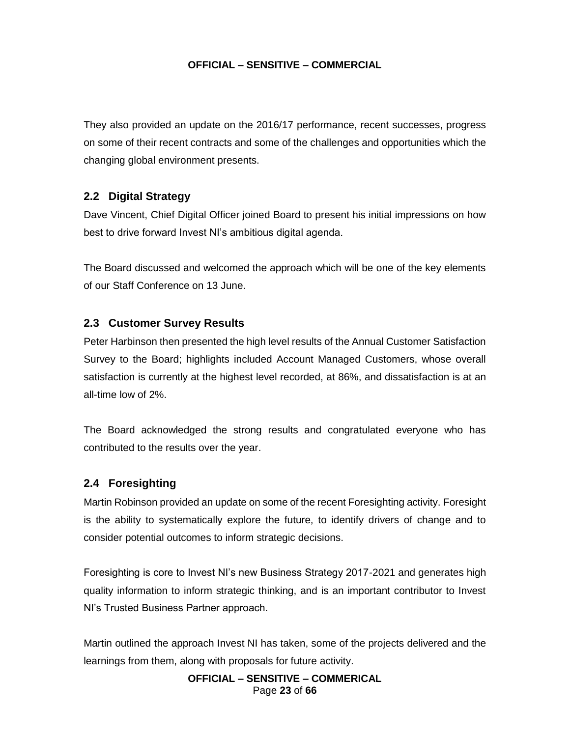They also provided an update on the 2016/17 performance, recent successes, progress on some of their recent contracts and some of the challenges and opportunities which the changing global environment presents.

## 2.2 Digital Strategy

Dave Vincent, Chief Digital Officer joined Board to present his initial impressions on how best to drive forward Invest NI's ambitious digital agenda.

The Board discussed and welcomed the approach which will be one of the key elements of our Staff Conference on 13 June.

## 2.3 Customer Survey Results

Peter Harbinson then presented the high level results of the Annual Customer Satisfaction Survey to the Board; highlights included Account Managed Customers, whose overall satisfaction is currently at the highest level recorded, at 86%, and dissatisfaction is at an all-time low of 2%.

The Board acknowledged the strong results and congratulated everyone who has contributed to the results over the year.

## 2.4 Foresighting

Martin Robinson provided an update on some of the recent Foresighting activity. Foresight is the ability to systematically explore the future, to identify drivers of change and to consider potential outcomes to inform strategic decisions.

Foresighting is core to Invest NI's new Business Strategy 2017-2021 and generates high quality information to inform strategic thinking, and is an important contributor to Invest NI's Trusted Business Partner approach.

Martin outlined the approach Invest NI has taken, some of the projects delivered and the learnings from them, along with proposals for future activity.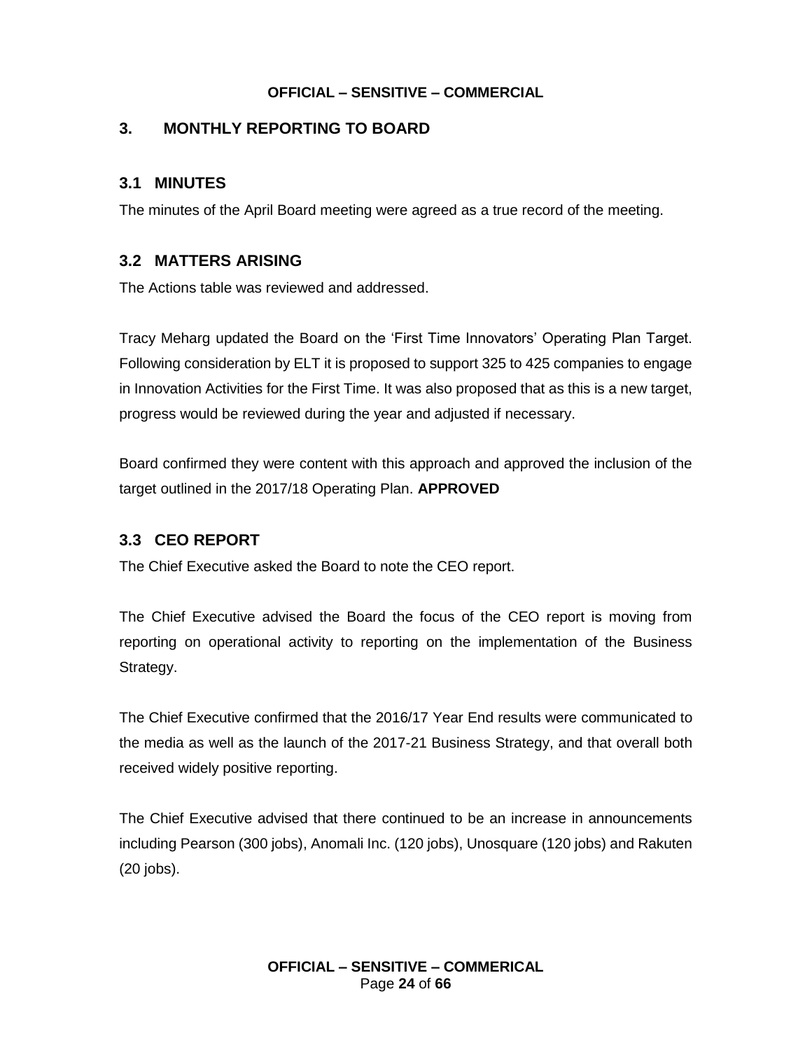## 3. MONTHLY REPORTING TO BOARD

### 3.1 MINUTES

The minutes of the April Board meeting were agreed as a true record of the meeting.

### 3.2 MATTERS ARISING

The Actions table was reviewed and addressed.

Tracy Meharg updated the Board on the 'First Time Innovators' Operating Plan Target. Following consideration by ELT it is proposed to support 325 to 425 companies to engage in Innovation Activities for the First Time. It was also proposed that as this is a new target, progress would be reviewed during the year and adjusted if necessary.

Board confirmed they were content with this approach and approved the inclusion of the target outlined in the 2017/18 Operating Plan. **APPROVED**

### 3.3 CEO REPORT

The Chief Executive asked the Board to note the CEO report.

The Chief Executive advised the Board the focus of the CEO report is moving from reporting on operational activity to reporting on the implementation of the Business Strategy.

The Chief Executive confirmed that the 2016/17 Year End results were communicated to the media as well as the launch of the 2017-21 Business Strategy, and that overall both received widely positive reporting.

The Chief Executive advised that there continued to be an increase in announcements including Pearson (300 jobs), Anomali Inc. (120 jobs), Unosquare (120 jobs) and Rakuten (20 jobs).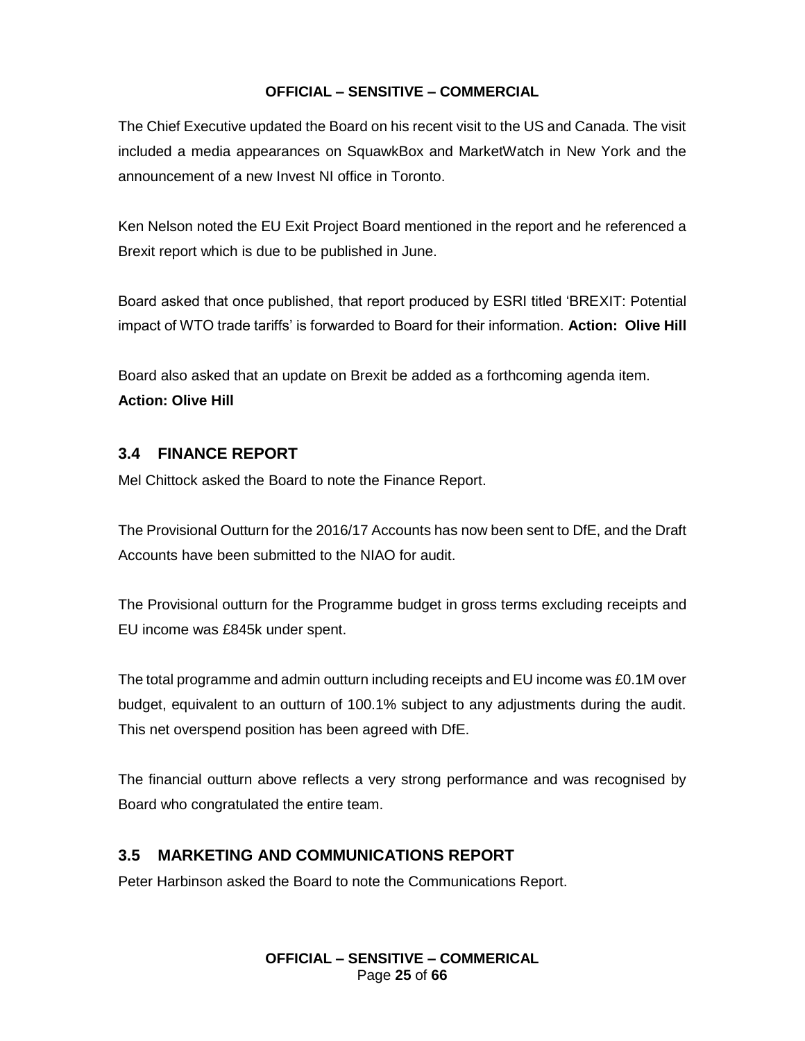The Chief Executive updated the Board on his recent visit to the US and Canada. The visit included a media appearances on SquawkBox and MarketWatch in New York and the announcement of a new Invest NI office in Toronto.

Ken Nelson noted the EU Exit Project Board mentioned in the report and he referenced a Brexit report which is due to be published in June.

Board asked that once published, that report produced by ESRI titled 'BREXIT: Potential impact of WTO trade tariffs' is forwarded to Board for their information. **Action: Olive Hill**

Board also asked that an update on Brexit be added as a forthcoming agenda item.
**Action: Olive Hill**

## 3.4 FINANCE REPORT

Mel Chittock asked the Board to note the Finance Report.

The Provisional Outturn for the 2016/17 Accounts has now been sent to DfE, and the Draft Accounts have been submitted to the NIAO for audit.

The Provisional outturn for the Programme budget in gross terms excluding receipts and EU income was £845k under spent.

The total programme and admin outturn including receipts and EU income was £0.1M over budget, equivalent to an outturn of 100.1% subject to any adjustments during the audit. This net overspend position has been agreed with DfE.

The financial outturn above reflects a very strong performance and was recognised by Board who congratulated the entire team.

## 3.5 MARKETING AND COMMUNICATIONS REPORT

Peter Harbinson asked the Board to note the Communications Report.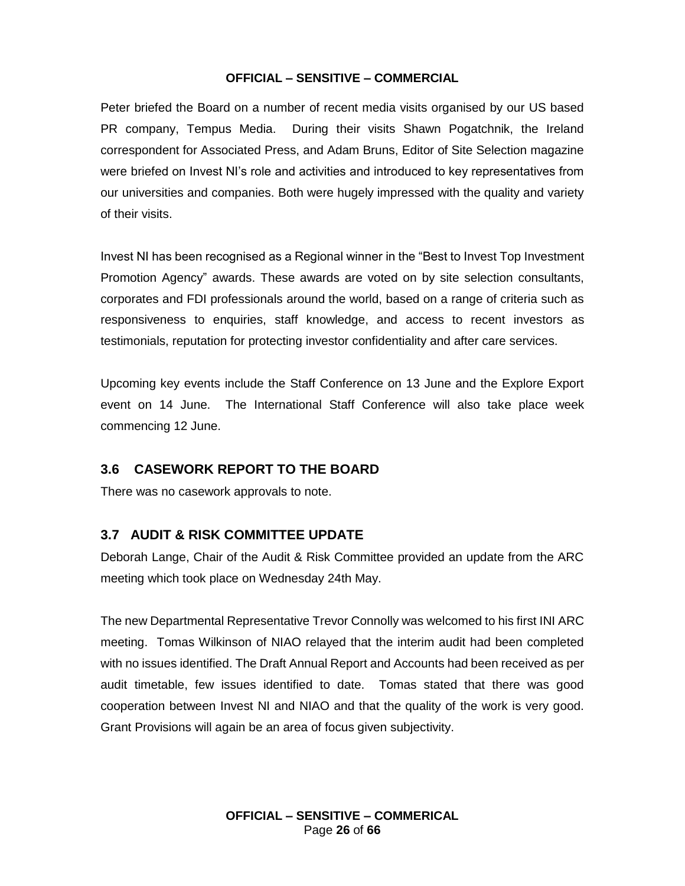Peter briefed the Board on a number of recent media visits organised by our US based PR company, Tempus Media. During their visits Shawn Pogatchnik, the Ireland correspondent for Associated Press, and Adam Bruns, Editor of Site Selection magazine were briefed on Invest NI's role and activities and introduced to key representatives from our universities and companies. Both were hugely impressed with the quality and variety of their visits.

Invest NI has been recognised as a Regional winner in the "Best to Invest Top Investment Promotion Agency" awards. These awards are voted on by site selection consultants, corporates and FDI professionals around the world, based on a range of criteria such as responsiveness to enquiries, staff knowledge, and access to recent investors as testimonials, reputation for protecting investor confidentiality and after care services.

Upcoming key events include the Staff Conference on 13 June and the Explore Export event on 14 June. The International Staff Conference will also take place week commencing 12 June.

## 3.6 CASEWORK REPORT TO THE BOARD

There was no casework approvals to note.

## 3.7 AUDIT & RISK COMMITTEE UPDATE

Deborah Lange, Chair of the Audit & Risk Committee provided an update from the ARC meeting which took place on Wednesday 24th May.

The new Departmental Representative Trevor Connolly was welcomed to his first INI ARC meeting. Tomas Wilkinson of NIAO relayed that the interim audit had been completed with no issues identified. The Draft Annual Report and Accounts had been received as per audit timetable, few issues identified to date. Tomas stated that there was good cooperation between Invest NI and NIAO and that the quality of the work is very good. Grant Provisions will again be an area of focus given subjectivity.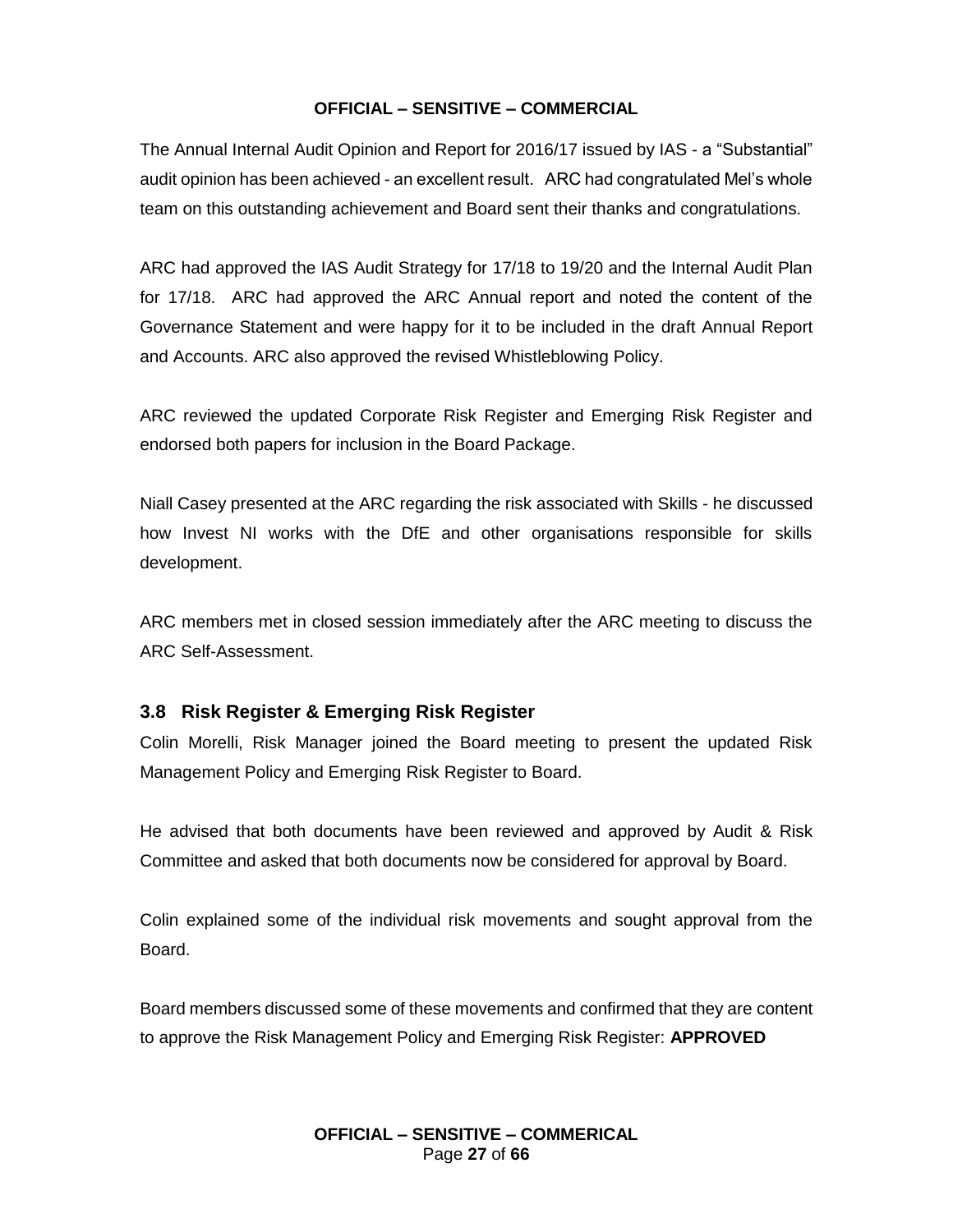The Annual Internal Audit Opinion and Report for 2016/17 issued by IAS - a "Substantial" audit opinion has been achieved - an excellent result. ARC had congratulated Mel's whole team on this outstanding achievement and Board sent their thanks and congratulations.

ARC had approved the IAS Audit Strategy for 17/18 to 19/20 and the Internal Audit Plan for 17/18. ARC had approved the ARC Annual report and noted the content of the Governance Statement and were happy for it to be included in the draft Annual Report and Accounts. ARC also approved the revised Whistleblowing Policy.

ARC reviewed the updated Corporate Risk Register and Emerging Risk Register and endorsed both papers for inclusion in the Board Package.

Niall Casey presented at the ARC regarding the risk associated with Skills - he discussed how Invest NI works with the DfE and other organisations responsible for skills development.

ARC members met in closed session immediately after the ARC meeting to discuss the ARC Self-Assessment.

### 3.8 Risk Register & Emerging Risk Register

Colin Morelli, Risk Manager joined the Board meeting to present the updated Risk Management Policy and Emerging Risk Register to Board.

He advised that both documents have been reviewed and approved by Audit & Risk Committee and asked that both documents now be considered for approval by Board.

Colin explained some of the individual risk movements and sought approval from the Board.

Board members discussed some of these movements and confirmed that they are content to approve the Risk Management Policy and Emerging Risk Register: **APPROVED**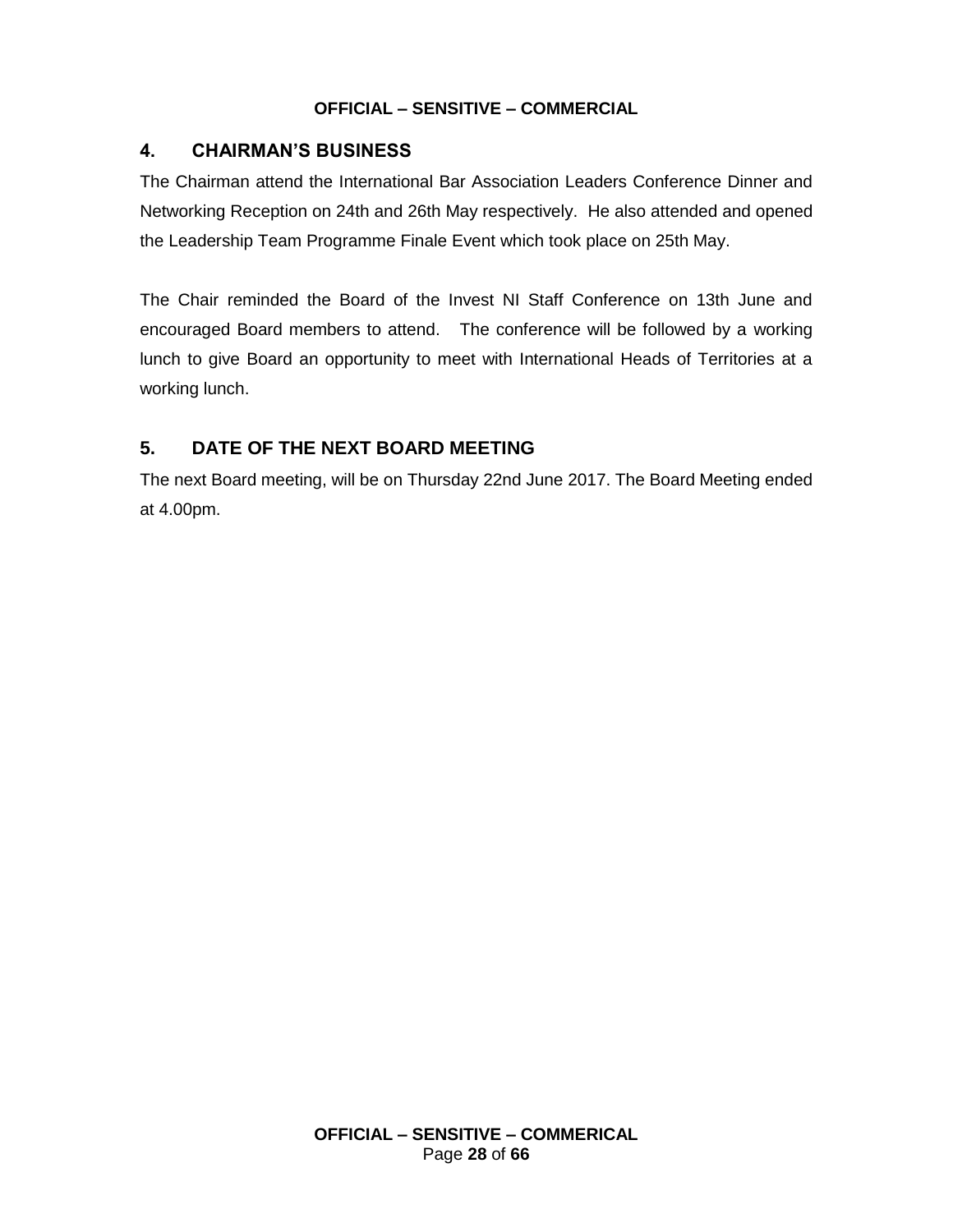## 4. CHAIRMAN'S BUSINESS

The Chairman attend the International Bar Association Leaders Conference Dinner and Networking Reception on 24th and 26th May respectively. He also attended and opened the Leadership Team Programme Finale Event which took place on 25th May.

The Chair reminded the Board of the Invest NI Staff Conference on 13th June and encouraged Board members to attend. The conference will be followed by a working lunch to give Board an opportunity to meet with International Heads of Territories at a working lunch.

## 5. DATE OF THE NEXT BOARD MEETING

The next Board meeting, will be on Thursday 22nd June 2017. The Board Meeting ended at 4.00pm.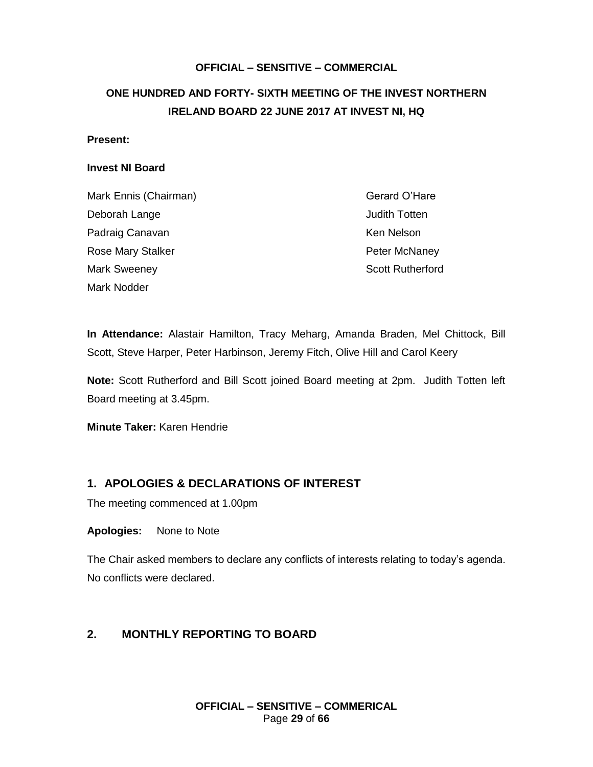**OFFICIAL – SENSITIVE – COMMERCIAL**

# ONE HUNDRED AND FORTY- SIXTH MEETING OF THE INVEST NORTHERN IRELAND BOARD 22 JUNE 2017 AT INVEST NI, HQ

**Present:**

**Invest NI Board**

Mark Ennis (Chairman)
Deborah Lange
Padraig Canavan
Rose Mary Stalker
Mark Sweeney
Mark Nodder
Gerard O'Hare
Judith Totten
Ken Nelson
Peter McNaney
Scott Rutherford

**In Attendance:** Alastair Hamilton, Tracy Meharg, Amanda Braden, Mel Chittock, Bill Scott, Steve Harper, Peter Harbinson, Jeremy Fitch, Olive Hill and Carol Keery

**Note:** Scott Rutherford and Bill Scott joined Board meeting at 2pm. Judith Totten left Board meeting at 3.45pm.

**Minute Taker:** Karen Hendrie

## 1. APOLOGIES & DECLARATIONS OF INTEREST

The meeting commenced at 1.00pm

**Apologies:** None to Note

The Chair asked members to declare any conflicts of interests relating to today's agenda. No conflicts were declared.

## 2. MONTHLY REPORTING TO BOARD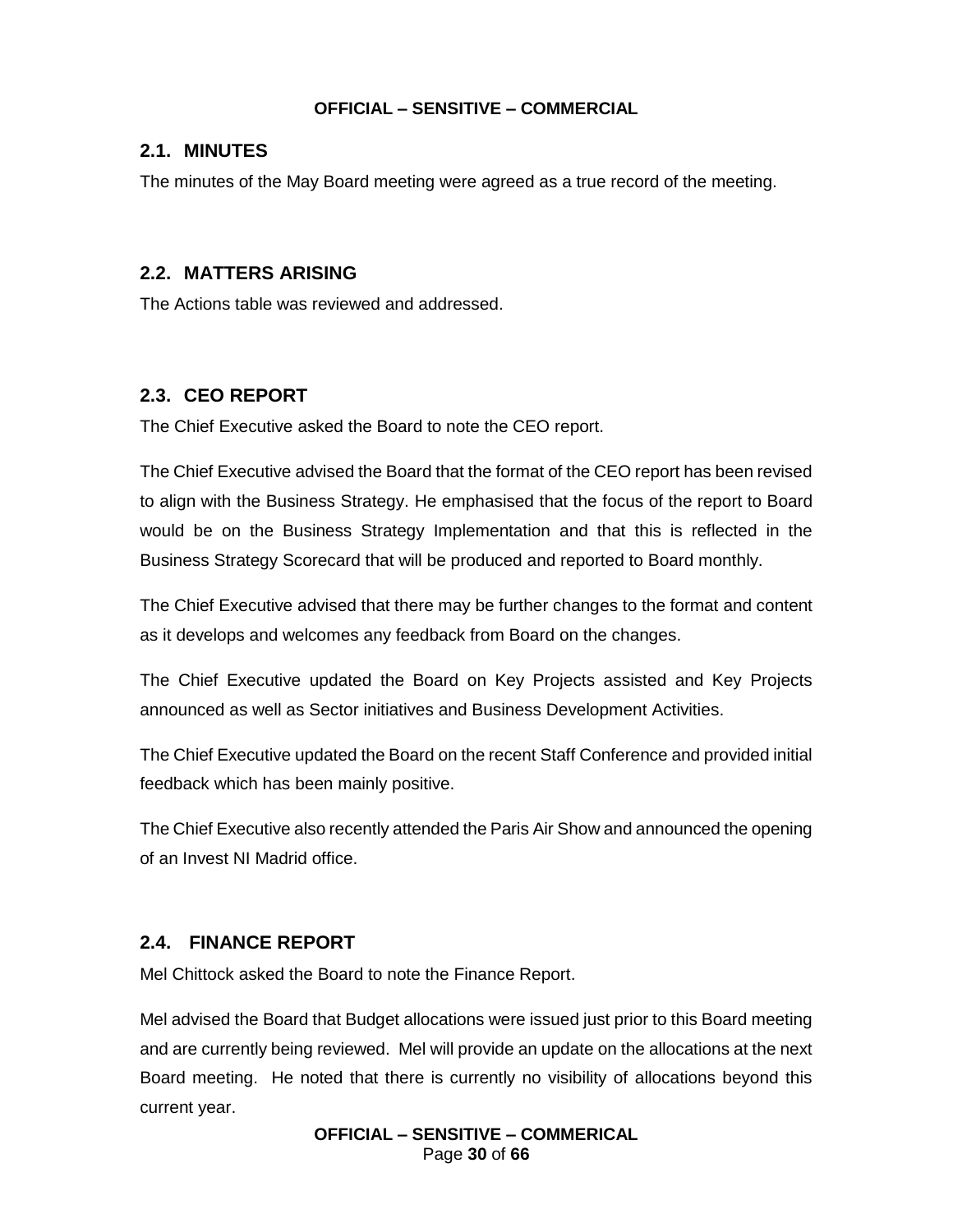## 2.1. MINUTES

The minutes of the May Board meeting were agreed as a true record of the meeting.

## 2.2. MATTERS ARISING

The Actions table was reviewed and addressed.

## 2.3. CEO REPORT

The Chief Executive asked the Board to note the CEO report.

The Chief Executive advised the Board that the format of the CEO report has been revised to align with the Business Strategy. He emphasised that the focus of the report to Board would be on the Business Strategy Implementation and that this is reflected in the Business Strategy Scorecard that will be produced and reported to Board monthly.

The Chief Executive advised that there may be further changes to the format and content as it develops and welcomes any feedback from Board on the changes.

The Chief Executive updated the Board on Key Projects assisted and Key Projects announced as well as Sector initiatives and Business Development Activities.

The Chief Executive updated the Board on the recent Staff Conference and provided initial feedback which has been mainly positive.

The Chief Executive also recently attended the Paris Air Show and announced the opening of an Invest NI Madrid office.

## 2.4. FINANCE REPORT

Mel Chittock asked the Board to note the Finance Report.

Mel advised the Board that Budget allocations were issued just prior to this Board meeting and are currently being reviewed. Mel will provide an update on the allocations at the next Board meeting. He noted that there is currently no visibility of allocations beyond this current year.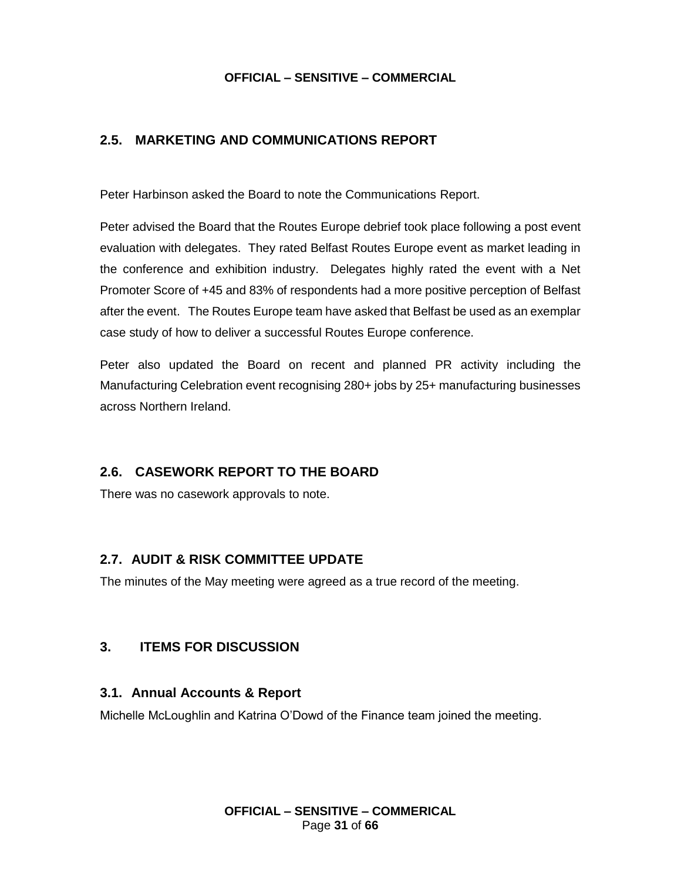## 2.5. MARKETING AND COMMUNICATIONS REPORT

Peter Harbinson asked the Board to note the Communications Report.

Peter advised the Board that the Routes Europe debrief took place following a post event evaluation with delegates. They rated Belfast Routes Europe event as market leading in the conference and exhibition industry. Delegates highly rated the event with a Net Promoter Score of +45 and 83% of respondents had a more positive perception of Belfast after the event. The Routes Europe team have asked that Belfast be used as an exemplar case study of how to deliver a successful Routes Europe conference.

Peter also updated the Board on recent and planned PR activity including the Manufacturing Celebration event recognising 280+ jobs by 25+ manufacturing businesses across Northern Ireland.

## 2.6. CASEWORK REPORT TO THE BOARD

There was no casework approvals to note.

## 2.7. AUDIT & RISK COMMITTEE UPDATE

The minutes of the May meeting were agreed as a true record of the meeting.

## 3. ITEMS FOR DISCUSSION

### 3.1. Annual Accounts & Report

Michelle McLoughlin and Katrina O'Dowd of the Finance team joined the meeting.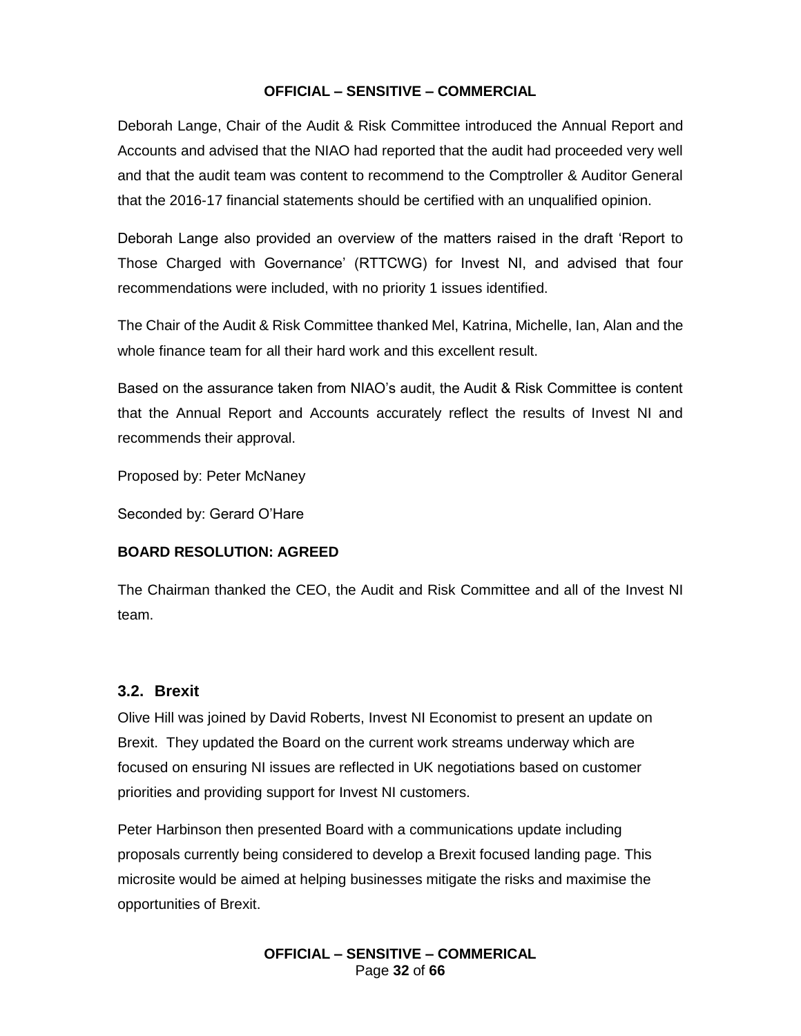Deborah Lange, Chair of the Audit & Risk Committee introduced the Annual Report and Accounts and advised that the NIAO had reported that the audit had proceeded very well and that the audit team was content to recommend to the Comptroller & Auditor General that the 2016-17 financial statements should be certified with an unqualified opinion.

Deborah Lange also provided an overview of the matters raised in the draft 'Report to Those Charged with Governance' (RTTCWG) for Invest NI, and advised that four recommendations were included, with no priority 1 issues identified.

The Chair of the Audit & Risk Committee thanked Mel, Katrina, Michelle, Ian, Alan and the whole finance team for all their hard work and this excellent result.

Based on the assurance taken from NIAO's audit, the Audit & Risk Committee is content that the Annual Report and Accounts accurately reflect the results of Invest NI and recommends their approval.

Proposed by: Peter McNaney

Seconded by: Gerard O'Hare

**BOARD RESOLUTION: AGREED**

The Chairman thanked the CEO, the Audit and Risk Committee and all of the Invest NI team.

### 3.2. Brexit

Olive Hill was joined by David Roberts, Invest NI Economist to present an update on Brexit. They updated the Board on the current work streams underway which are focused on ensuring NI issues are reflected in UK negotiations based on customer priorities and providing support for Invest NI customers.

Peter Harbinson then presented Board with a communications update including proposals currently being considered to develop a Brexit focused landing page. This microsite would be aimed at helping businesses mitigate the risks and maximise the opportunities of Brexit.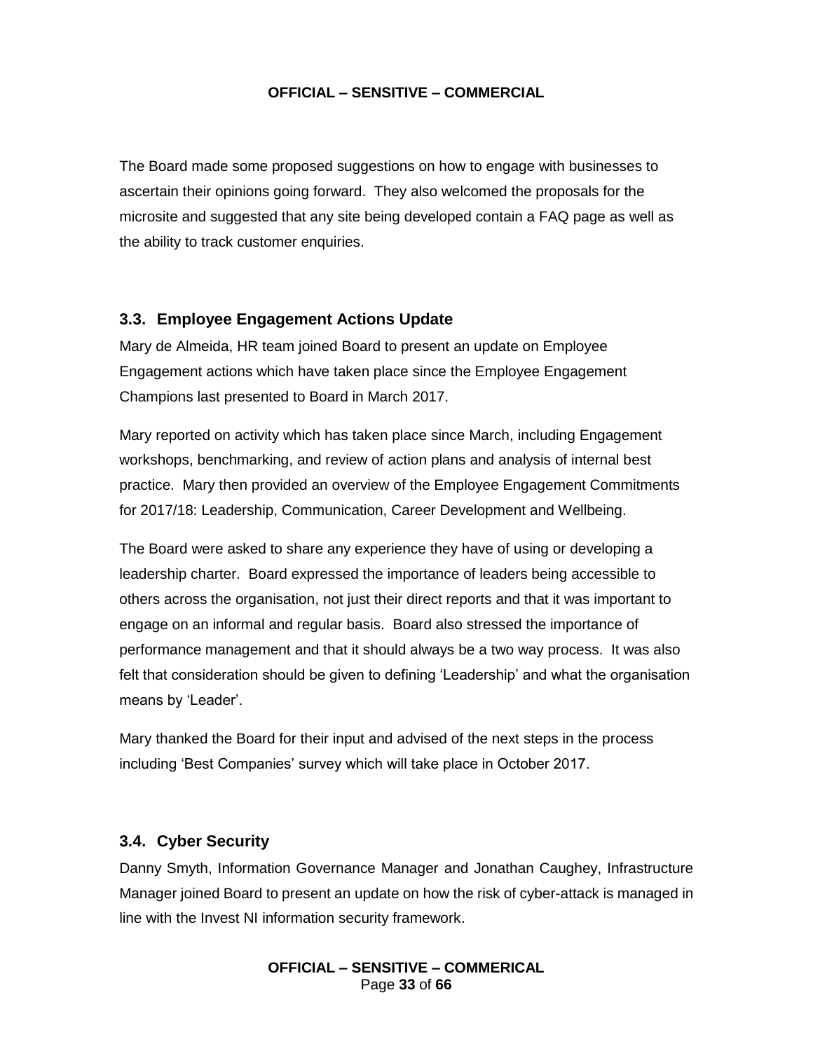The Board made some proposed suggestions on how to engage with businesses to ascertain their opinions going forward. They also welcomed the proposals for the microsite and suggested that any site being developed contain a FAQ page as well as the ability to track customer enquiries.

### 3.3. Employee Engagement Actions Update

Mary de Almeida, HR team joined Board to present an update on Employee Engagement actions which have taken place since the Employee Engagement Champions last presented to Board in March 2017.

Mary reported on activity which has taken place since March, including Engagement workshops, benchmarking, and review of action plans and analysis of internal best practice. Mary then provided an overview of the Employee Engagement Commitments for 2017/18: Leadership, Communication, Career Development and Wellbeing.

The Board were asked to share any experience they have of using or developing a leadership charter. Board expressed the importance of leaders being accessible to others across the organisation, not just their direct reports and that it was important to engage on an informal and regular basis. Board also stressed the importance of performance management and that it should always be a two way process. It was also felt that consideration should be given to defining 'Leadership' and what the organisation means by 'Leader'.

Mary thanked the Board for their input and advised of the next steps in the process including 'Best Companies' survey which will take place in October 2017.

### 3.4. Cyber Security

Danny Smyth, Information Governance Manager and Jonathan Caughey, Infrastructure Manager joined Board to present an update on how the risk of cyber-attack is managed in line with the Invest NI information security framework.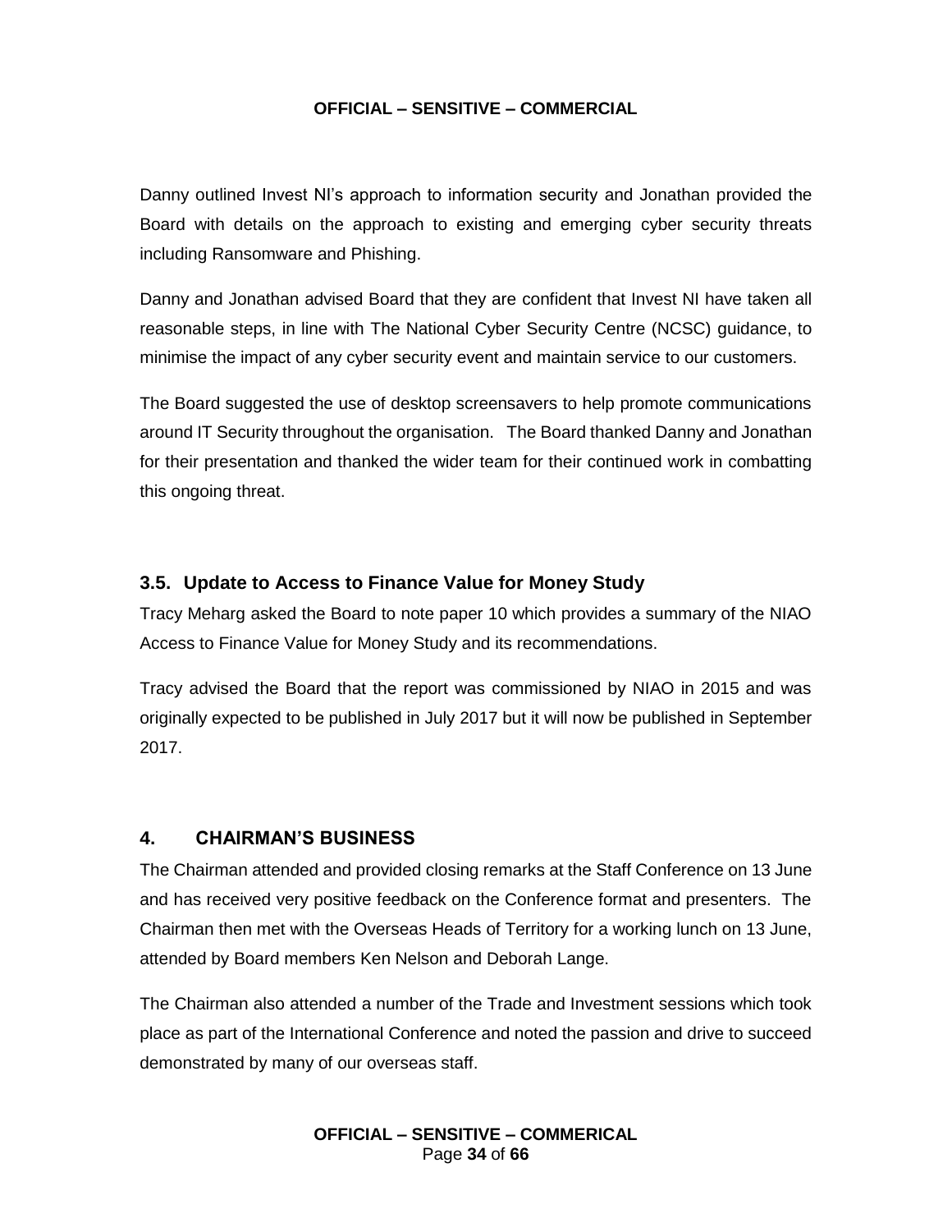Danny outlined Invest NI's approach to information security and Jonathan provided the Board with details on the approach to existing and emerging cyber security threats including Ransomware and Phishing.

Danny and Jonathan advised Board that they are confident that Invest NI have taken all reasonable steps, in line with The National Cyber Security Centre (NCSC) guidance, to minimise the impact of any cyber security event and maintain service to our customers.

The Board suggested the use of desktop screensavers to help promote communications around IT Security throughout the organisation. The Board thanked Danny and Jonathan for their presentation and thanked the wider team for their continued work in combatting this ongoing threat.

### 3.5. Update to Access to Finance Value for Money Study

Tracy Meharg asked the Board to note paper 10 which provides a summary of the NIAO Access to Finance Value for Money Study and its recommendations.

Tracy advised the Board that the report was commissioned by NIAO in 2015 and was originally expected to be published in July 2017 but it will now be published in September 2017.

## 4. CHAIRMAN'S BUSINESS

The Chairman attended and provided closing remarks at the Staff Conference on 13 June and has received very positive feedback on the Conference format and presenters. The Chairman then met with the Overseas Heads of Territory for a working lunch on 13 June, attended by Board members Ken Nelson and Deborah Lange.

The Chairman also attended a number of the Trade and Investment sessions which took place as part of the International Conference and noted the passion and drive to succeed demonstrated by many of our overseas staff.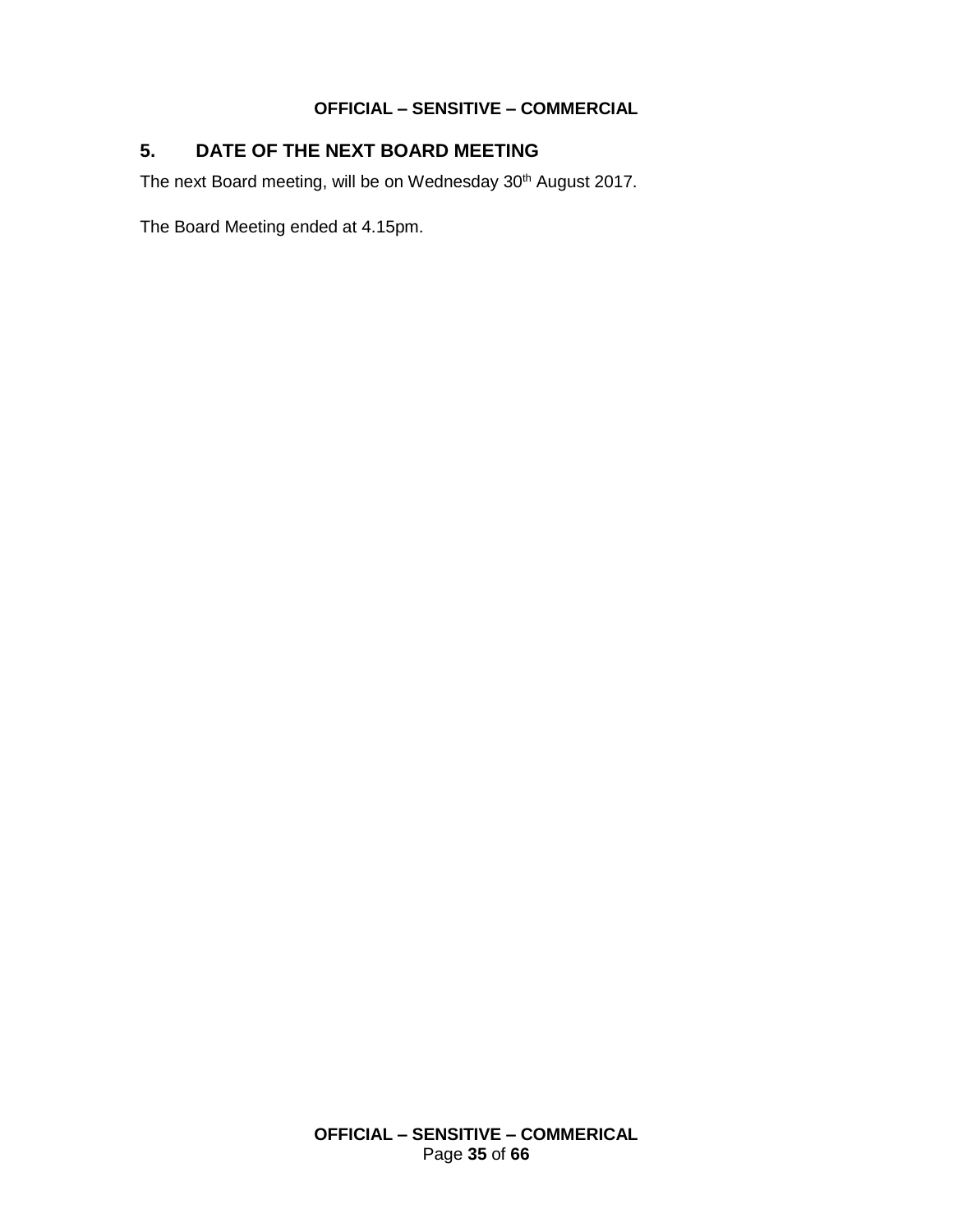## 5. DATE OF THE NEXT BOARD MEETING

The next Board meeting, will be on Wednesday 30th August 2017.

The Board Meeting ended at 4.15pm.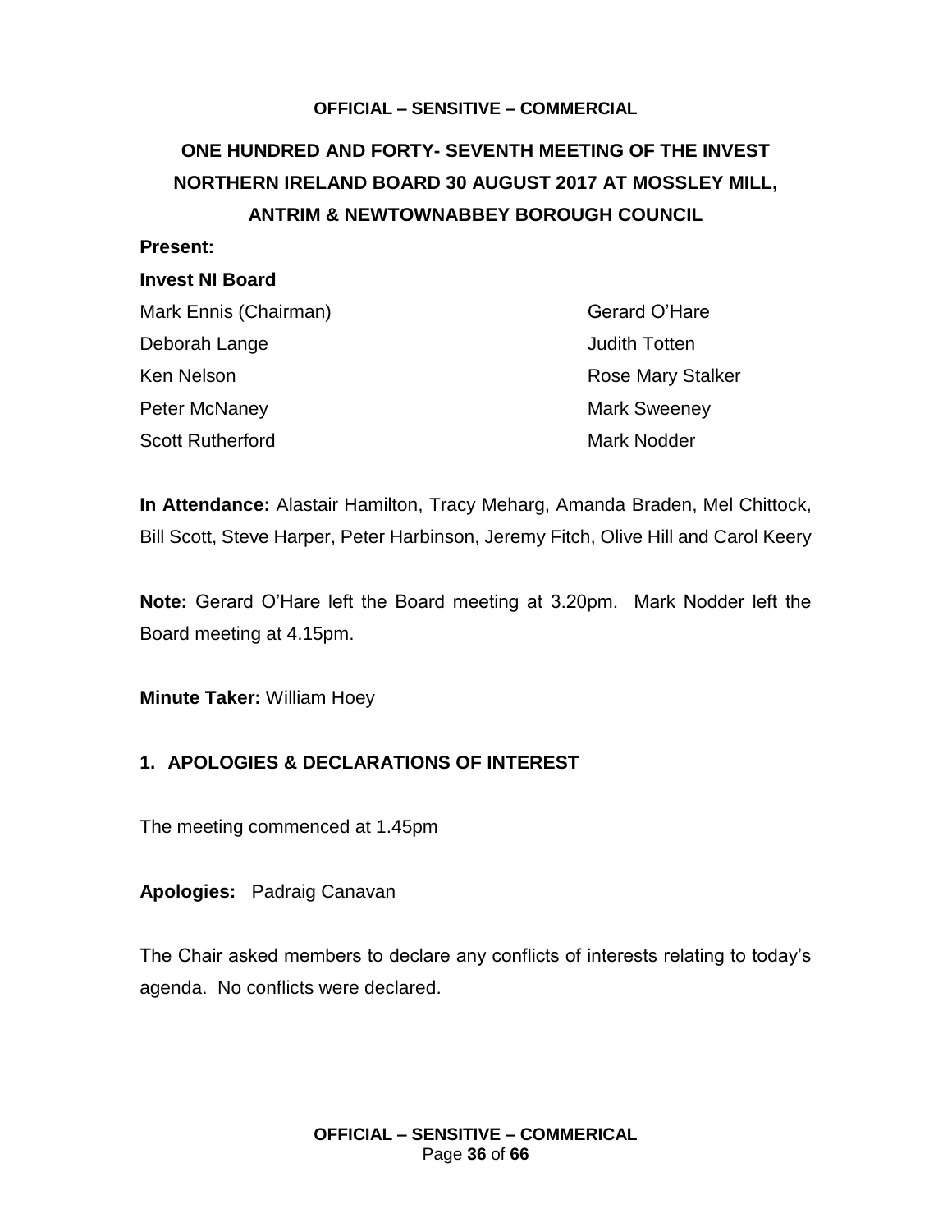**OFFICIAL – SENSITIVE – COMMERCIAL**

# ONE HUNDRED AND FORTY- SEVENTH MEETING OF THE INVEST NORTHERN IRELAND BOARD 30 AUGUST 2017 AT MOSSLEY MILL, ANTRIM & NEWTOWNABBEY BOROUGH COUNCIL

**Present:**

**Invest NI Board**

Mark Ennis (Chairman)
Deborah Lange
Ken Nelson
Peter McNaney
Scott Rutherford
Gerard O'Hare
Judith Totten
Rose Mary Stalker
Mark Sweeney
Mark Nodder

**In Attendance:** Alastair Hamilton, Tracy Meharg, Amanda Braden, Mel Chittock, Bill Scott, Steve Harper, Peter Harbinson, Jeremy Fitch, Olive Hill and Carol Keery

**Note:** Gerard O'Hare left the Board meeting at 3.20pm. Mark Nodder left the Board meeting at 4.15pm.

**Minute Taker:** William Hoey

## 1. APOLOGIES & DECLARATIONS OF INTEREST

The meeting commenced at 1.45pm

**Apologies:** Padraig Canavan

The Chair asked members to declare any conflicts of interests relating to today's agenda. No conflicts were declared.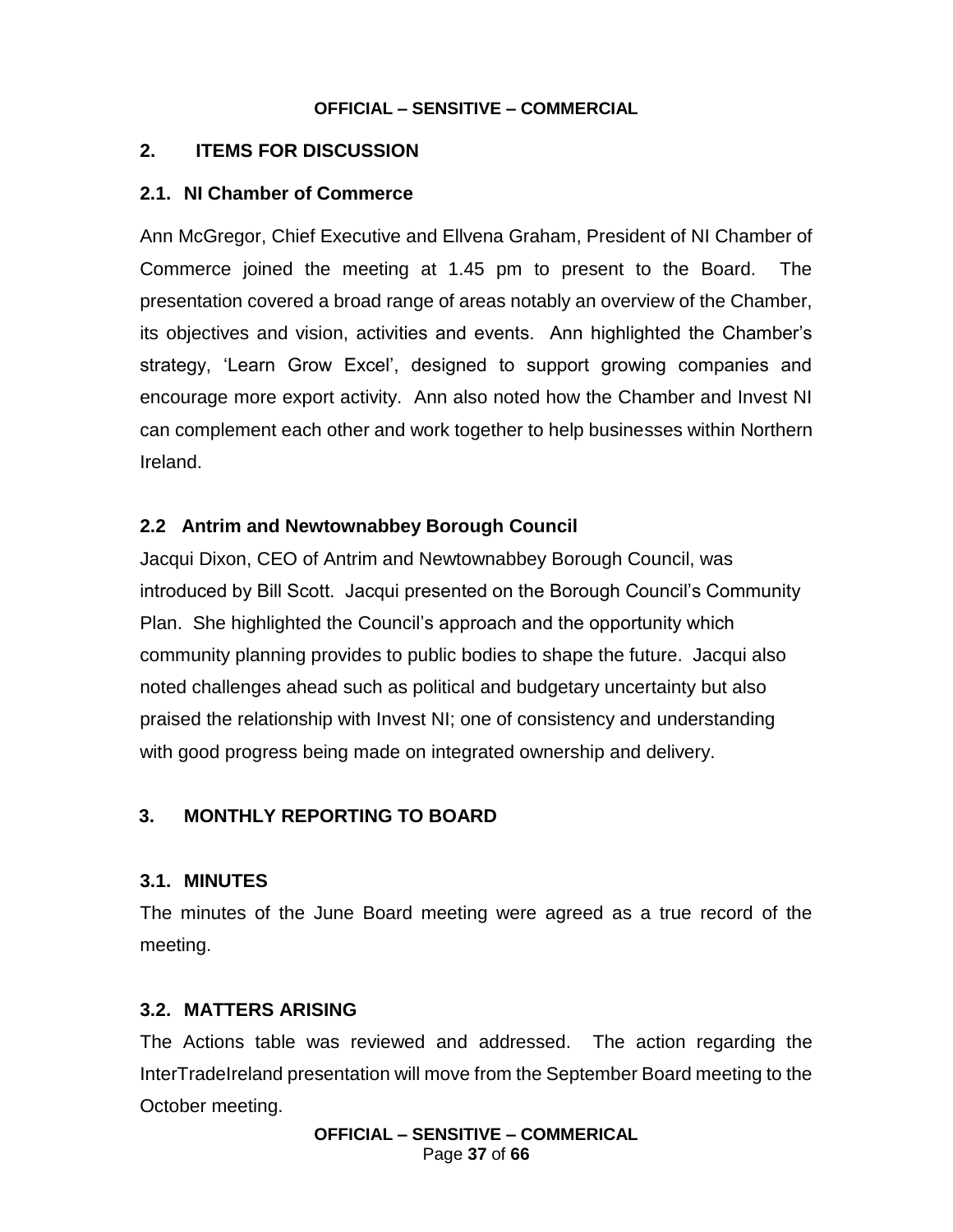## 2. ITEMS FOR DISCUSSION

### 2.1. NI Chamber of Commerce

Ann McGregor, Chief Executive and Ellvena Graham, President of NI Chamber of Commerce joined the meeting at 1.45 pm to present to the Board. The presentation covered a broad range of areas notably an overview of the Chamber, its objectives and vision, activities and events. Ann highlighted the Chamber's strategy, 'Learn Grow Excel', designed to support growing companies and encourage more export activity. Ann also noted how the Chamber and Invest NI can complement each other and work together to help businesses within Northern Ireland.

### 2.2 Antrim and Newtownabbey Borough Council

Jacqui Dixon, CEO of Antrim and Newtownabbey Borough Council, was introduced by Bill Scott. Jacqui presented on the Borough Council's Community Plan. She highlighted the Council's approach and the opportunity which community planning provides to public bodies to shape the future. Jacqui also noted challenges ahead such as political and budgetary uncertainty but also praised the relationship with Invest NI; one of consistency and understanding with good progress being made on integrated ownership and delivery.

## 3. MONTHLY REPORTING TO BOARD

### 3.1. MINUTES

The minutes of the June Board meeting were agreed as a true record of the meeting.

### 3.2. MATTERS ARISING

The Actions table was reviewed and addressed. The action regarding the InterTradeIreland presentation will move from the September Board meeting to the October meeting.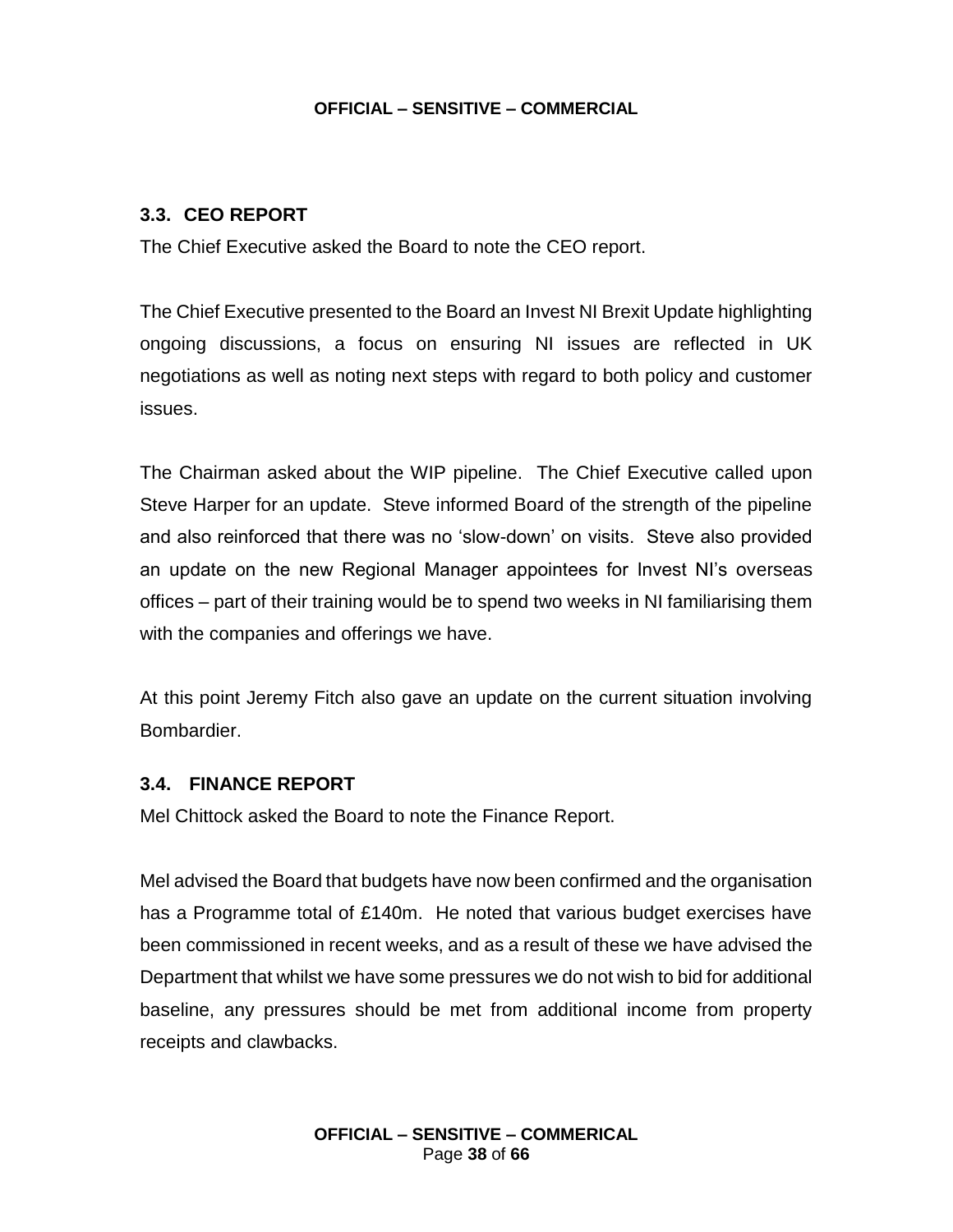### 3.3. CEO REPORT

The Chief Executive asked the Board to note the CEO report.

The Chief Executive presented to the Board an Invest NI Brexit Update highlighting ongoing discussions, a focus on ensuring NI issues are reflected in UK negotiations as well as noting next steps with regard to both policy and customer issues.

The Chairman asked about the WIP pipeline. The Chief Executive called upon Steve Harper for an update. Steve informed Board of the strength of the pipeline and also reinforced that there was no 'slow-down' on visits. Steve also provided an update on the new Regional Manager appointees for Invest NI's overseas offices – part of their training would be to spend two weeks in NI familiarising them with the companies and offerings we have.

At this point Jeremy Fitch also gave an update on the current situation involving Bombardier.

### 3.4. FINANCE REPORT

Mel Chittock asked the Board to note the Finance Report.

Mel advised the Board that budgets have now been confirmed and the organisation has a Programme total of £140m. He noted that various budget exercises have been commissioned in recent weeks, and as a result of these we have advised the Department that whilst we have some pressures we do not wish to bid for additional baseline, any pressures should be met from additional income from property receipts and clawbacks.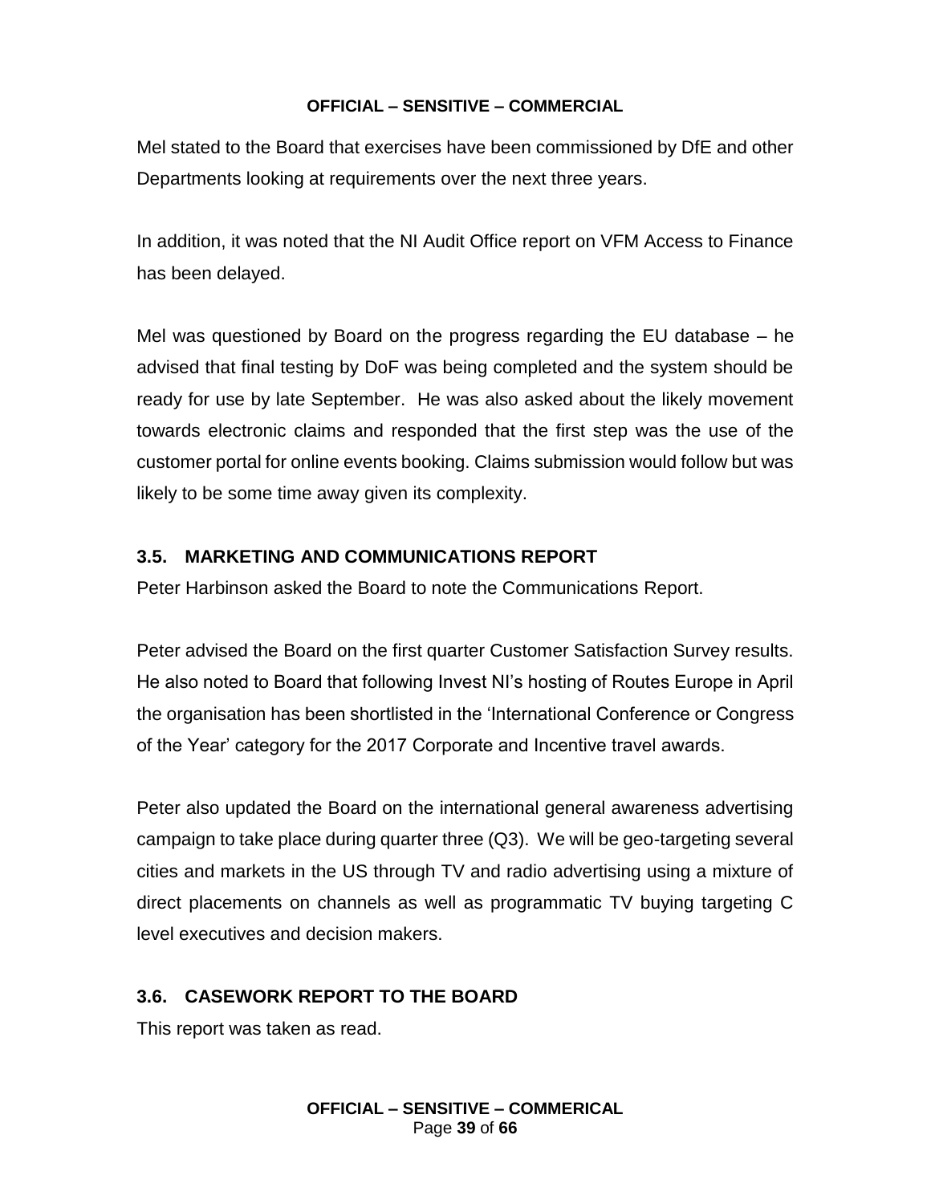Mel stated to the Board that exercises have been commissioned by DfE and other Departments looking at requirements over the next three years.

In addition, it was noted that the NI Audit Office report on VFM Access to Finance has been delayed.

Mel was questioned by Board on the progress regarding the EU database – he advised that final testing by DoF was being completed and the system should be ready for use by late September. He was also asked about the likely movement towards electronic claims and responded that the first step was the use of the customer portal for online events booking. Claims submission would follow but was likely to be some time away given its complexity.

### 3.5. MARKETING AND COMMUNICATIONS REPORT

Peter Harbinson asked the Board to note the Communications Report.

Peter advised the Board on the first quarter Customer Satisfaction Survey results. He also noted to Board that following Invest NI's hosting of Routes Europe in April the organisation has been shortlisted in the 'International Conference or Congress of the Year' category for the 2017 Corporate and Incentive travel awards.

Peter also updated the Board on the international general awareness advertising campaign to take place during quarter three (Q3). We will be geo-targeting several cities and markets in the US through TV and radio advertising using a mixture of direct placements on channels as well as programmatic TV buying targeting C level executives and decision makers.

### 3.6. CASEWORK REPORT TO THE BOARD

This report was taken as read.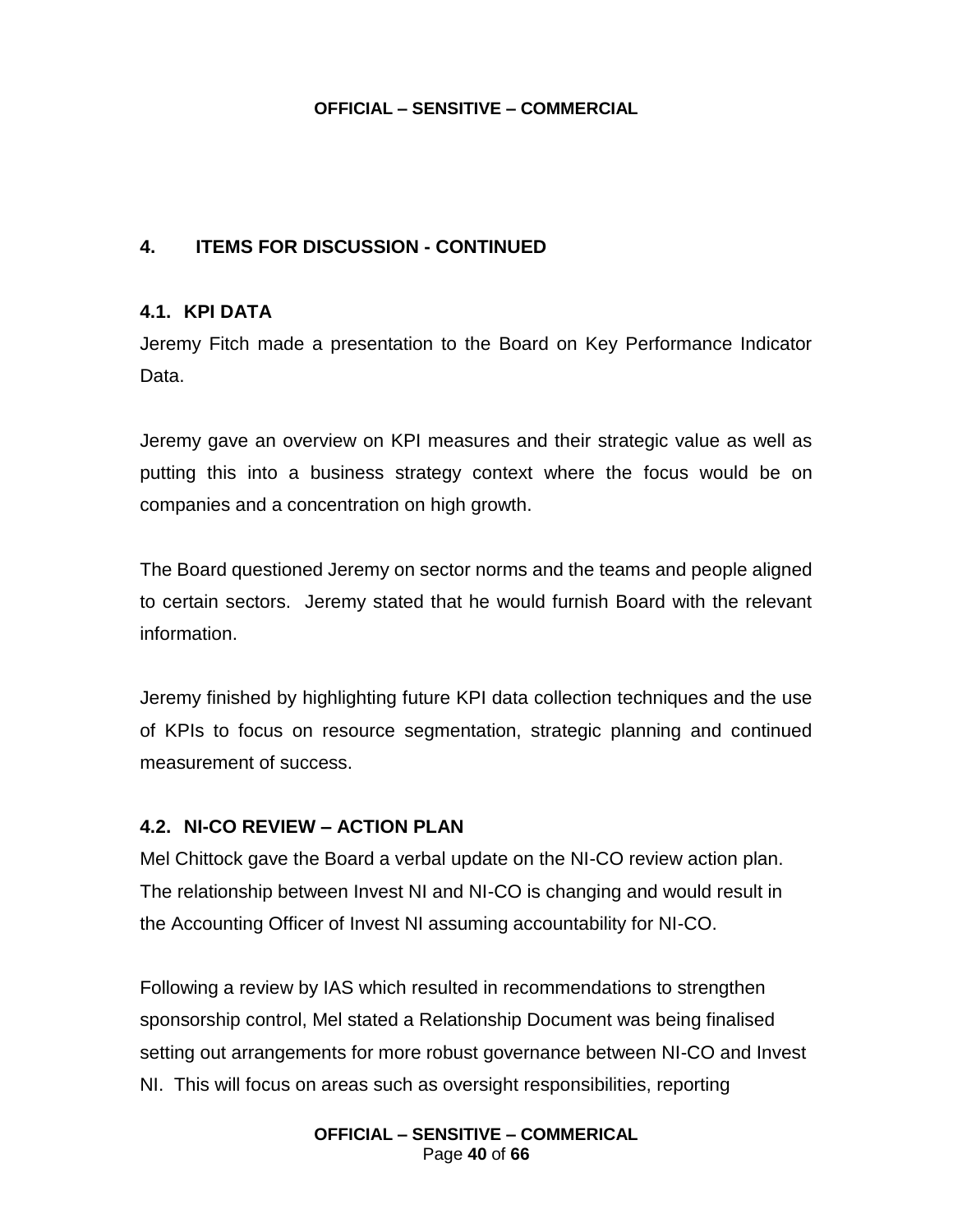## 4. ITEMS FOR DISCUSSION - CONTINUED

### 4.1. KPI DATA

Jeremy Fitch made a presentation to the Board on Key Performance Indicator Data.

Jeremy gave an overview on KPI measures and their strategic value as well as putting this into a business strategy context where the focus would be on companies and a concentration on high growth.

The Board questioned Jeremy on sector norms and the teams and people aligned to certain sectors. Jeremy stated that he would furnish Board with the relevant information.

Jeremy finished by highlighting future KPI data collection techniques and the use of KPIs to focus on resource segmentation, strategic planning and continued measurement of success.

### 4.2. NI-CO REVIEW – ACTION PLAN

Mel Chittock gave the Board a verbal update on the NI-CO review action plan. The relationship between Invest NI and NI-CO is changing and would result in the Accounting Officer of Invest NI assuming accountability for NI-CO.

Following a review by IAS which resulted in recommendations to strengthen sponsorship control, Mel stated a Relationship Document was being finalised setting out arrangements for more robust governance between NI-CO and Invest NI. This will focus on areas such as oversight responsibilities, reporting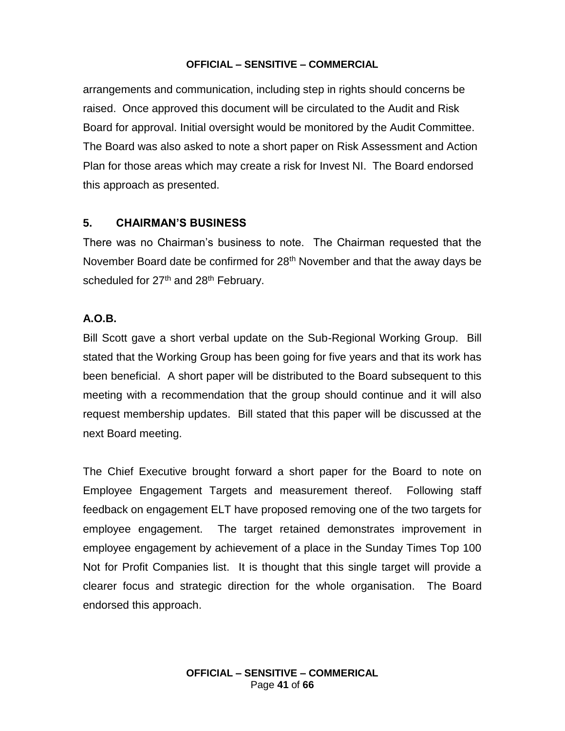arrangements and communication, including step in rights should concerns be raised. Once approved this document will be circulated to the Audit and Risk Board for approval. Initial oversight would be monitored by the Audit Committee. The Board was also asked to note a short paper on Risk Assessment and Action Plan for those areas which may create a risk for Invest NI. The Board endorsed this approach as presented.

## 5. CHAIRMAN'S BUSINESS

There was no Chairman's business to note. The Chairman requested that the November Board date be confirmed for 28th November and that the away days be scheduled for 27th and 28th February.

## A.O.B.

Bill Scott gave a short verbal update on the Sub-Regional Working Group. Bill stated that the Working Group has been going for five years and that its work has been beneficial. A short paper will be distributed to the Board subsequent to this meeting with a recommendation that the group should continue and it will also request membership updates. Bill stated that this paper will be discussed at the next Board meeting.

The Chief Executive brought forward a short paper for the Board to note on Employee Engagement Targets and measurement thereof. Following staff feedback on engagement ELT have proposed removing one of the two targets for employee engagement. The target retained demonstrates improvement in employee engagement by achievement of a place in the Sunday Times Top 100 Not for Profit Companies list. It is thought that this single target will provide a clearer focus and strategic direction for the whole organisation. The Board endorsed this approach.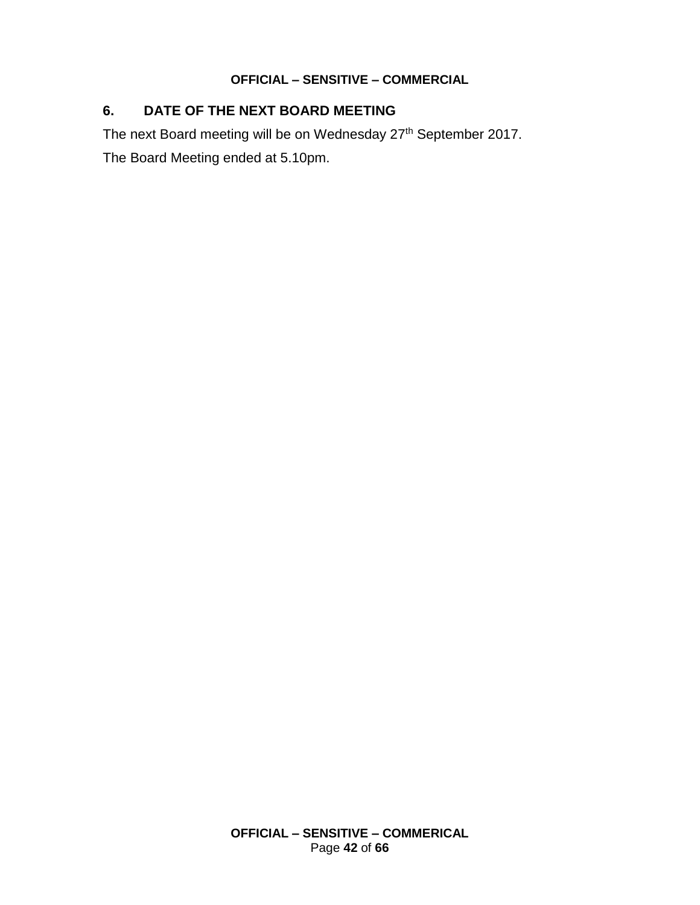## 6. DATE OF THE NEXT BOARD MEETING

The next Board meeting will be on Wednesday 27th September 2017.

The Board Meeting ended at 5.10pm.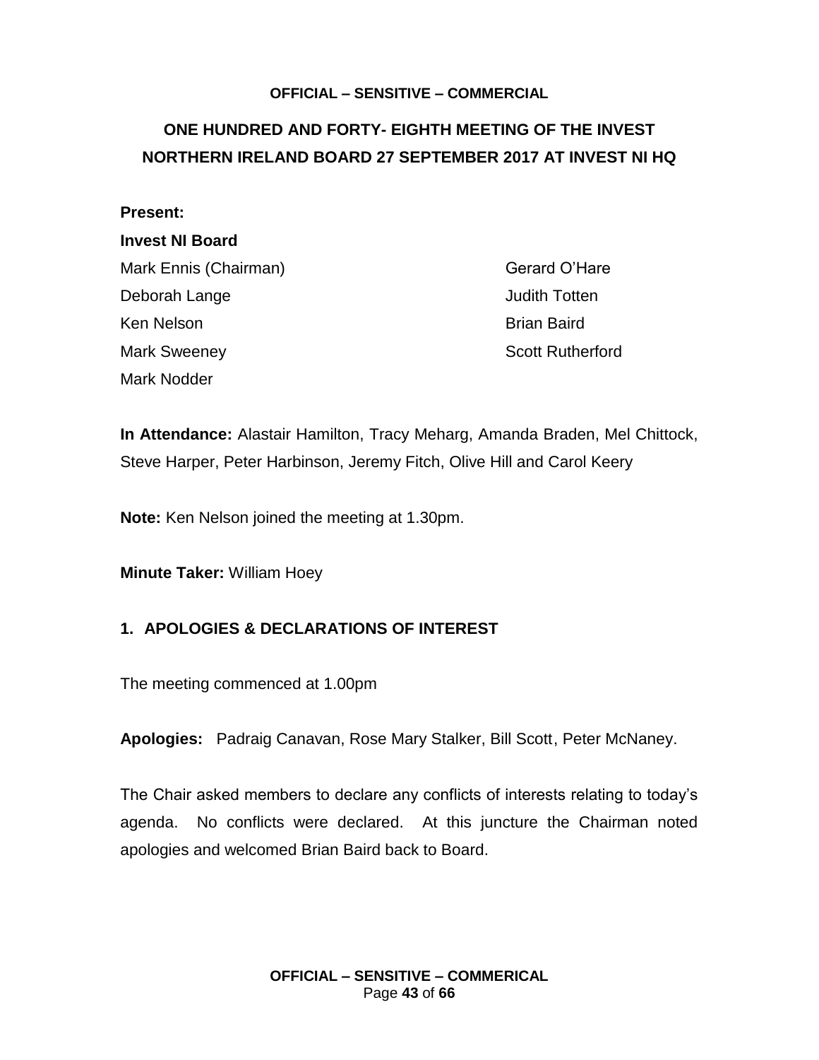**OFFICIAL – SENSITIVE – COMMERCIAL**

# ONE HUNDRED AND FORTY- EIGHTH MEETING OF THE INVEST NORTHERN IRELAND BOARD 27 SEPTEMBER 2017 AT INVEST NI HQ

**Present:**

**Invest NI Board**

Mark Ennis (Chairman)
Deborah Lange
Ken Nelson
Mark Sweeney
Mark Nodder
Gerard O'Hare
Judith Totten
Brian Baird
Scott Rutherford

**In Attendance:** Alastair Hamilton, Tracy Meharg, Amanda Braden, Mel Chittock, Steve Harper, Peter Harbinson, Jeremy Fitch, Olive Hill and Carol Keery

**Note:** Ken Nelson joined the meeting at 1.30pm.

**Minute Taker:** William Hoey

## 1. APOLOGIES & DECLARATIONS OF INTEREST

The meeting commenced at 1.00pm

**Apologies:** Padraig Canavan, Rose Mary Stalker, Bill Scott, Peter McNaney.

The Chair asked members to declare any conflicts of interests relating to today's agenda. No conflicts were declared. At this juncture the Chairman noted apologies and welcomed Brian Baird back to Board.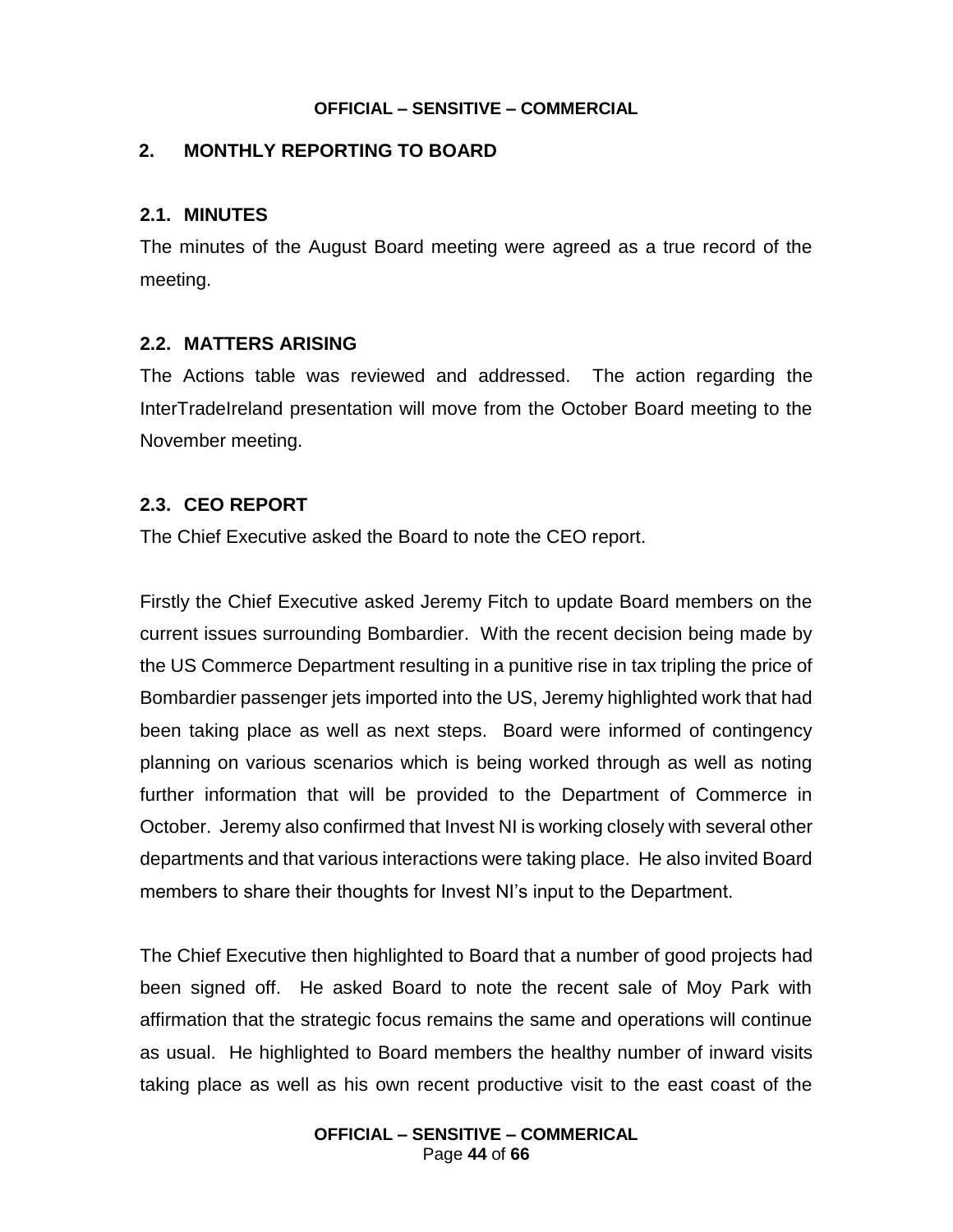## 2. MONTHLY REPORTING TO BOARD

### 2.1. MINUTES

The minutes of the August Board meeting were agreed as a true record of the meeting.

### 2.2. MATTERS ARISING

The Actions table was reviewed and addressed. The action regarding the InterTradeIreland presentation will move from the October Board meeting to the November meeting.

### 2.3. CEO REPORT

The Chief Executive asked the Board to note the CEO report.

Firstly the Chief Executive asked Jeremy Fitch to update Board members on the current issues surrounding Bombardier. With the recent decision being made by the US Commerce Department resulting in a punitive rise in tax tripling the price of Bombardier passenger jets imported into the US, Jeremy highlighted work that had been taking place as well as next steps. Board were informed of contingency planning on various scenarios which is being worked through as well as noting further information that will be provided to the Department of Commerce in October. Jeremy also confirmed that Invest NI is working closely with several other departments and that various interactions were taking place. He also invited Board members to share their thoughts for Invest NI's input to the Department.

The Chief Executive then highlighted to Board that a number of good projects had been signed off. He asked Board to note the recent sale of Moy Park with affirmation that the strategic focus remains the same and operations will continue as usual. He highlighted to Board members the healthy number of inward visits taking place as well as his own recent productive visit to the east coast of the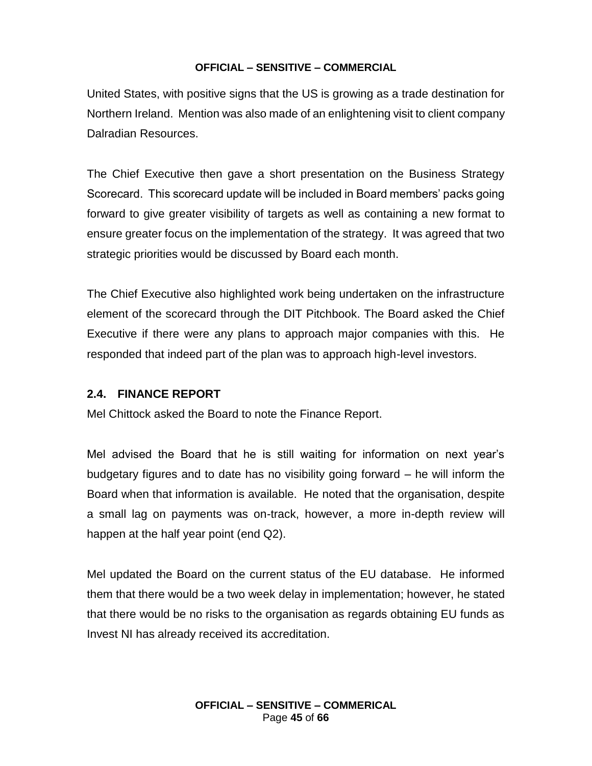United States, with positive signs that the US is growing as a trade destination for Northern Ireland. Mention was also made of an enlightening visit to client company Dalradian Resources.

The Chief Executive then gave a short presentation on the Business Strategy Scorecard. This scorecard update will be included in Board members' packs going forward to give greater visibility of targets as well as containing a new format to ensure greater focus on the implementation of the strategy. It was agreed that two strategic priorities would be discussed by Board each month.

The Chief Executive also highlighted work being undertaken on the infrastructure element of the scorecard through the DIT Pitchbook. The Board asked the Chief Executive if there were any plans to approach major companies with this. He responded that indeed part of the plan was to approach high-level investors.

### 2.4. FINANCE REPORT

Mel Chittock asked the Board to note the Finance Report.

Mel advised the Board that he is still waiting for information on next year's budgetary figures and to date has no visibility going forward – he will inform the Board when that information is available. He noted that the organisation, despite a small lag on payments was on-track, however, a more in-depth review will happen at the half year point (end Q2).

Mel updated the Board on the current status of the EU database. He informed them that there would be a two week delay in implementation; however, he stated that there would be no risks to the organisation as regards obtaining EU funds as Invest NI has already received its accreditation.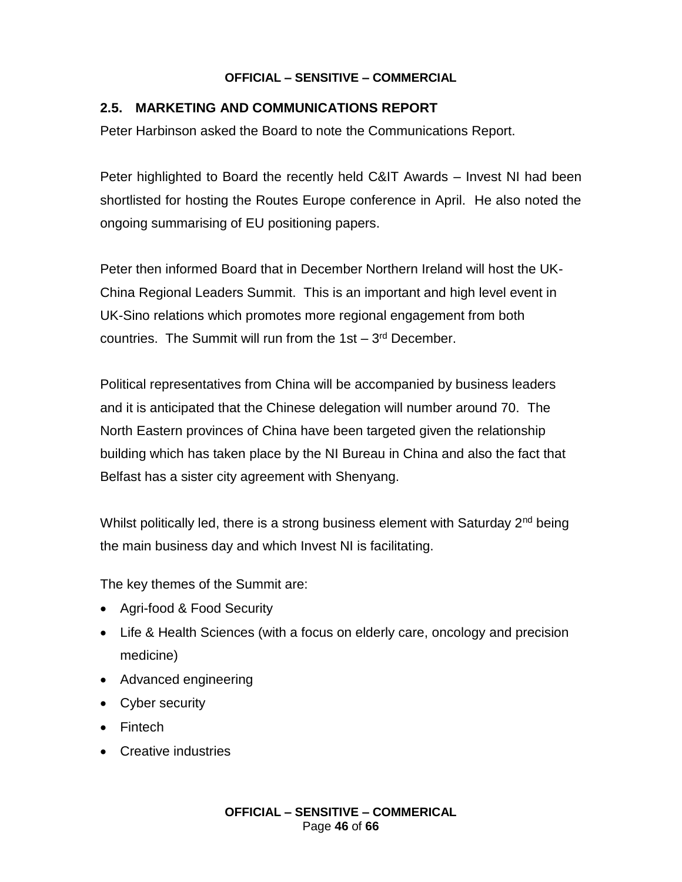## 2.5. MARKETING AND COMMUNICATIONS REPORT

Peter Harbinson asked the Board to note the Communications Report.

Peter highlighted to Board the recently held C&IT Awards – Invest NI had been shortlisted for hosting the Routes Europe conference in April. He also noted the ongoing summarising of EU positioning papers.

Peter then informed Board that in December Northern Ireland will host the UK-China Regional Leaders Summit. This is an important and high level event in UK-Sino relations which promotes more regional engagement from both countries. The Summit will run from the 1st – 3rd December.

Political representatives from China will be accompanied by business leaders and it is anticipated that the Chinese delegation will number around 70. The North Eastern provinces of China have been targeted given the relationship building which has taken place by the NI Bureau in China and also the fact that Belfast has a sister city agreement with Shenyang.

Whilst politically led, there is a strong business element with Saturday 2nd being the main business day and which Invest NI is facilitating.

The key themes of the Summit are:

- Agri-food & Food Security
- Life & Health Sciences (with a focus on elderly care, oncology and precision medicine)
- Advanced engineering
- Cyber security
- Fintech
- Creative industries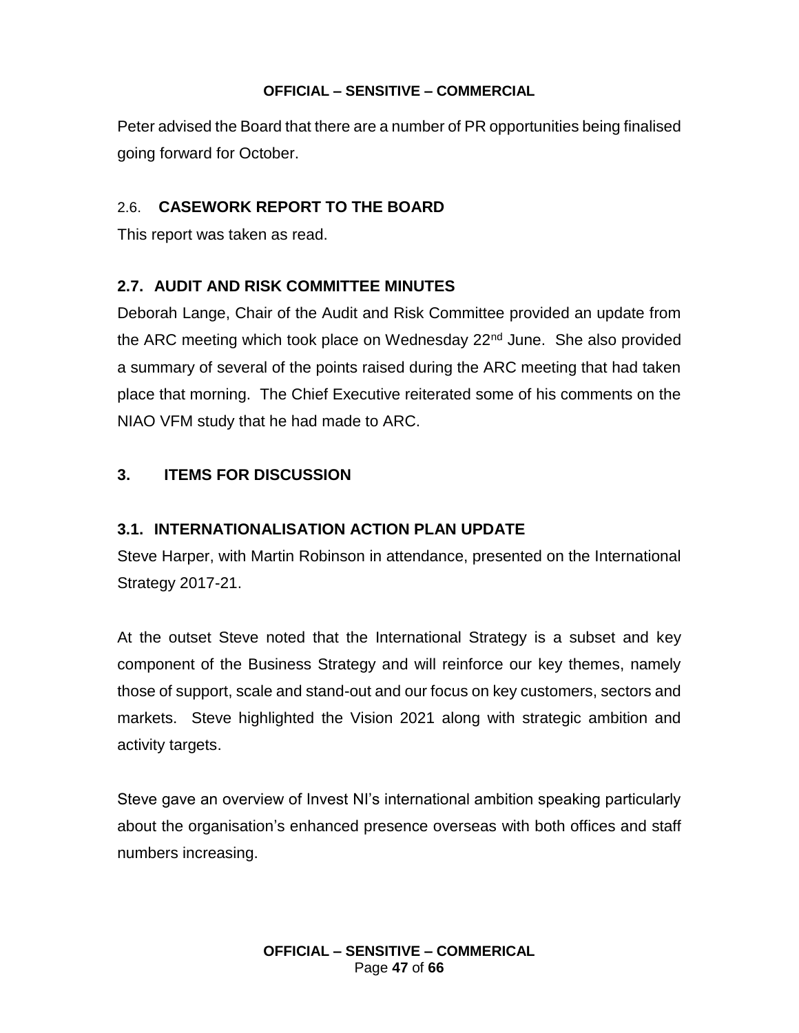Peter advised the Board that there are a number of PR opportunities being finalised going forward for October.

## 2.6. CASEWORK REPORT TO THE BOARD

This report was taken as read.

## 2.7. AUDIT AND RISK COMMITTEE MINUTES

Deborah Lange, Chair of the Audit and Risk Committee provided an update from the ARC meeting which took place on Wednesday 22nd June. She also provided a summary of several of the points raised during the ARC meeting that had taken place that morning. The Chief Executive reiterated some of his comments on the NIAO VFM study that he had made to ARC.

# 3. ITEMS FOR DISCUSSION

## 3.1. INTERNATIONALISATION ACTION PLAN UPDATE

Steve Harper, with Martin Robinson in attendance, presented on the International Strategy 2017-21.

At the outset Steve noted that the International Strategy is a subset and key component of the Business Strategy and will reinforce our key themes, namely those of support, scale and stand-out and our focus on key customers, sectors and markets. Steve highlighted the Vision 2021 along with strategic ambition and activity targets.

Steve gave an overview of Invest NI's international ambition speaking particularly about the organisation's enhanced presence overseas with both offices and staff numbers increasing.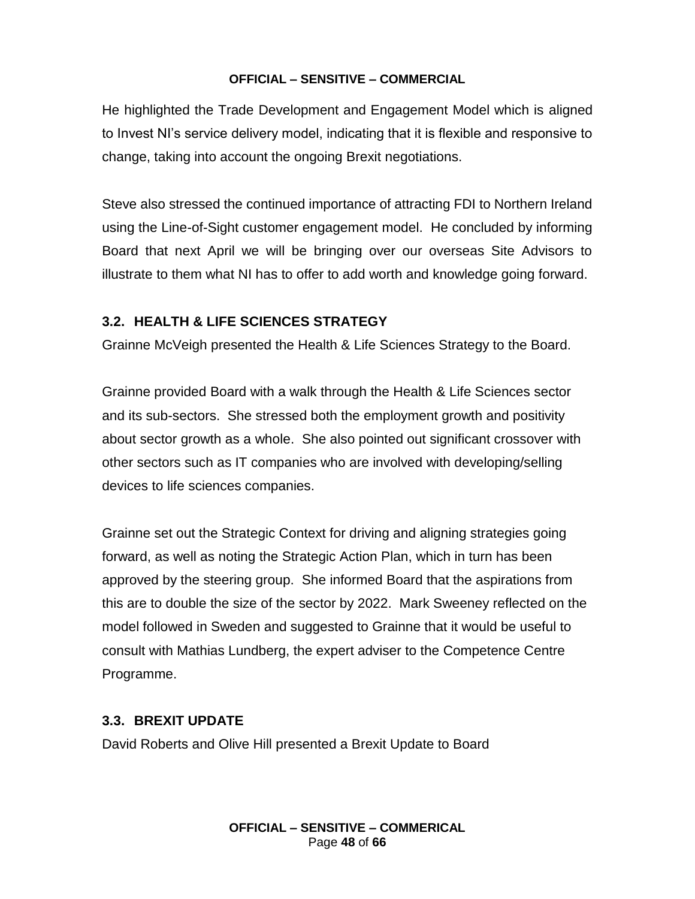He highlighted the Trade Development and Engagement Model which is aligned to Invest NI's service delivery model, indicating that it is flexible and responsive to change, taking into account the ongoing Brexit negotiations.

Steve also stressed the continued importance of attracting FDI to Northern Ireland using the Line-of-Sight customer engagement model. He concluded by informing Board that next April we will be bringing over our overseas Site Advisors to illustrate to them what NI has to offer to add worth and knowledge going forward.

### 3.2. HEALTH & LIFE SCIENCES STRATEGY

Grainne McVeigh presented the Health & Life Sciences Strategy to the Board.

Grainne provided Board with a walk through the Health & Life Sciences sector and its sub-sectors. She stressed both the employment growth and positivity about sector growth as a whole. She also pointed out significant crossover with other sectors such as IT companies who are involved with developing/selling devices to life sciences companies.

Grainne set out the Strategic Context for driving and aligning strategies going forward, as well as noting the Strategic Action Plan, which in turn has been approved by the steering group. She informed Board that the aspirations from this are to double the size of the sector by 2022. Mark Sweeney reflected on the model followed in Sweden and suggested to Grainne that it would be useful to consult with Mathias Lundberg, the expert adviser to the Competence Centre Programme.

### 3.3. BREXIT UPDATE

David Roberts and Olive Hill presented a Brexit Update to Board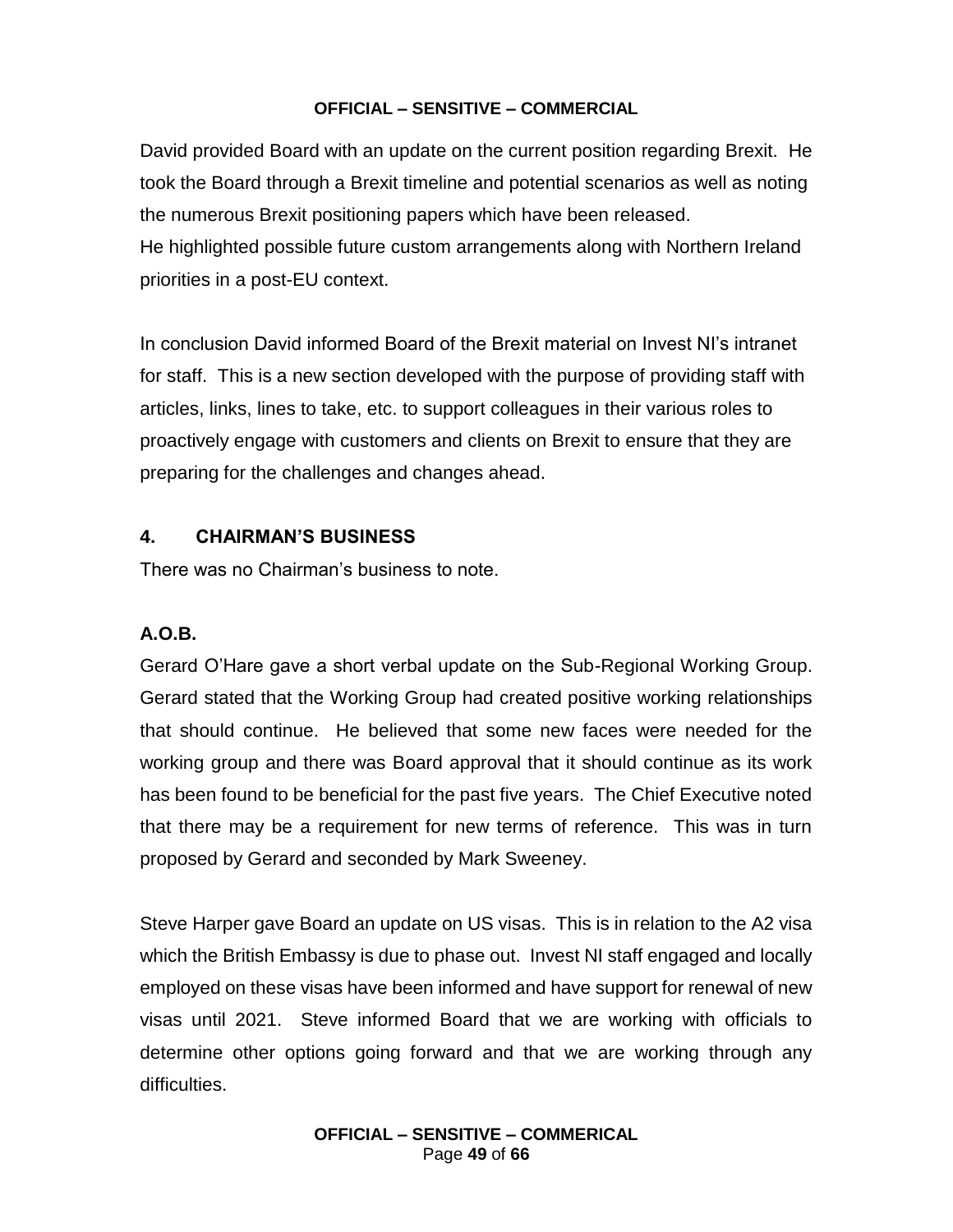David provided Board with an update on the current position regarding Brexit. He took the Board through a Brexit timeline and potential scenarios as well as noting the numerous Brexit positioning papers which have been released.
He highlighted possible future custom arrangements along with Northern Ireland priorities in a post-EU context.

In conclusion David informed Board of the Brexit material on Invest NI's intranet for staff. This is a new section developed with the purpose of providing staff with articles, links, lines to take, etc. to support colleagues in their various roles to proactively engage with customers and clients on Brexit to ensure that they are preparing for the challenges and changes ahead.

## 4. CHAIRMAN'S BUSINESS

There was no Chairman's business to note.

## A.O.B.

Gerard O'Hare gave a short verbal update on the Sub-Regional Working Group. Gerard stated that the Working Group had created positive working relationships that should continue. He believed that some new faces were needed for the working group and there was Board approval that it should continue as its work has been found to be beneficial for the past five years. The Chief Executive noted that there may be a requirement for new terms of reference. This was in turn proposed by Gerard and seconded by Mark Sweeney.

Steve Harper gave Board an update on US visas. This is in relation to the A2 visa which the British Embassy is due to phase out. Invest NI staff engaged and locally employed on these visas have been informed and have support for renewal of new visas until 2021. Steve informed Board that we are working with officials to determine other options going forward and that we are working through any difficulties.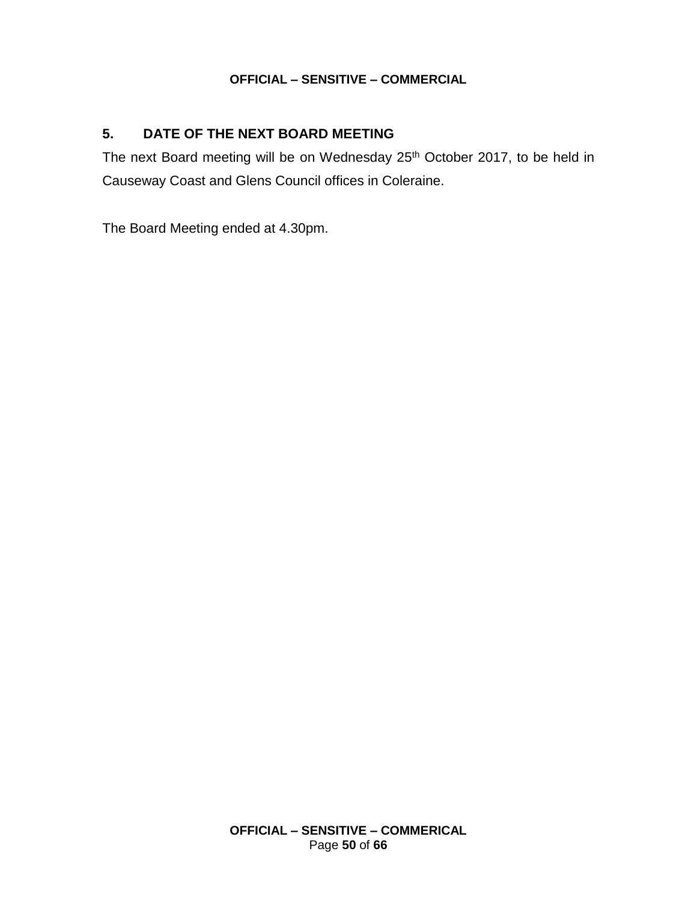## 5. DATE OF THE NEXT BOARD MEETING

The next Board meeting will be on Wednesday 25th October 2017, to be held in Causeway Coast and Glens Council offices in Coleraine.

The Board Meeting ended at 4.30pm.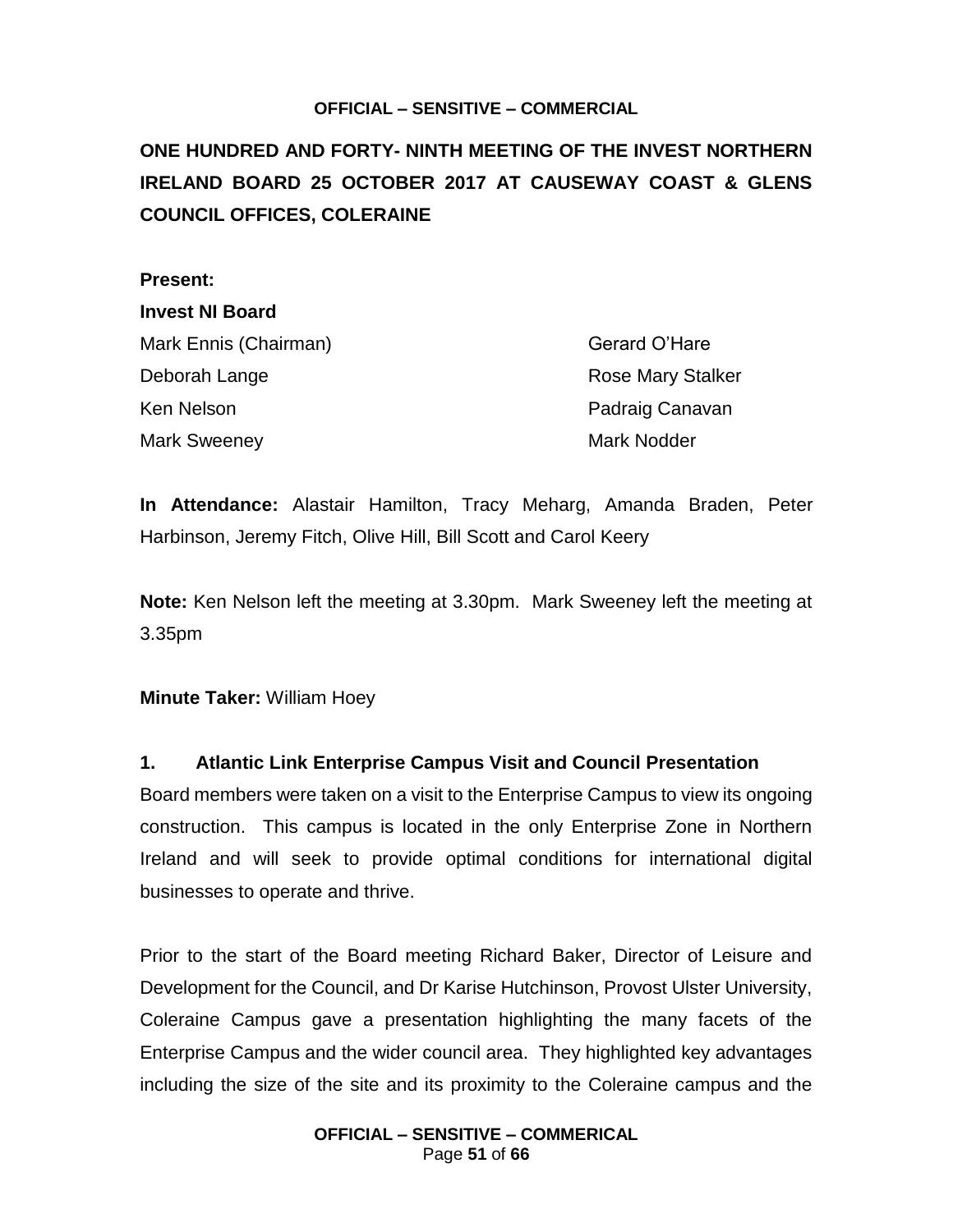**OFFICIAL – SENSITIVE – COMMERCIAL**

# ONE HUNDRED AND FORTY- NINTH MEETING OF THE INVEST NORTHERN IRELAND BOARD 25 OCTOBER 2017 AT CAUSEWAY COAST & GLENS COUNCIL OFFICES, COLERAINE

**Present:**

**Invest NI Board**

Mark Ennis (Chairman)
Deborah Lange
Ken Nelson
Mark Sweeney
Gerard O'Hare
Rose Mary Stalker
Padraig Canavan
Mark Nodder

**In Attendance:** Alastair Hamilton, Tracy Meharg, Amanda Braden, Peter Harbinson, Jeremy Fitch, Olive Hill, Bill Scott and Carol Keery

**Note:** Ken Nelson left the meeting at 3.30pm. Mark Sweeney left the meeting at 3.35pm

**Minute Taker:** William Hoey

## 1. Atlantic Link Enterprise Campus Visit and Council Presentation

Board members were taken on a visit to the Enterprise Campus to view its ongoing construction. This campus is located in the only Enterprise Zone in Northern Ireland and will seek to provide optimal conditions for international digital businesses to operate and thrive.

Prior to the start of the Board meeting Richard Baker, Director of Leisure and Development for the Council, and Dr Karise Hutchinson, Provost Ulster University, Coleraine Campus gave a presentation highlighting the many facets of the Enterprise Campus and the wider council area. They highlighted key advantages including the size of the site and its proximity to the Coleraine campus and the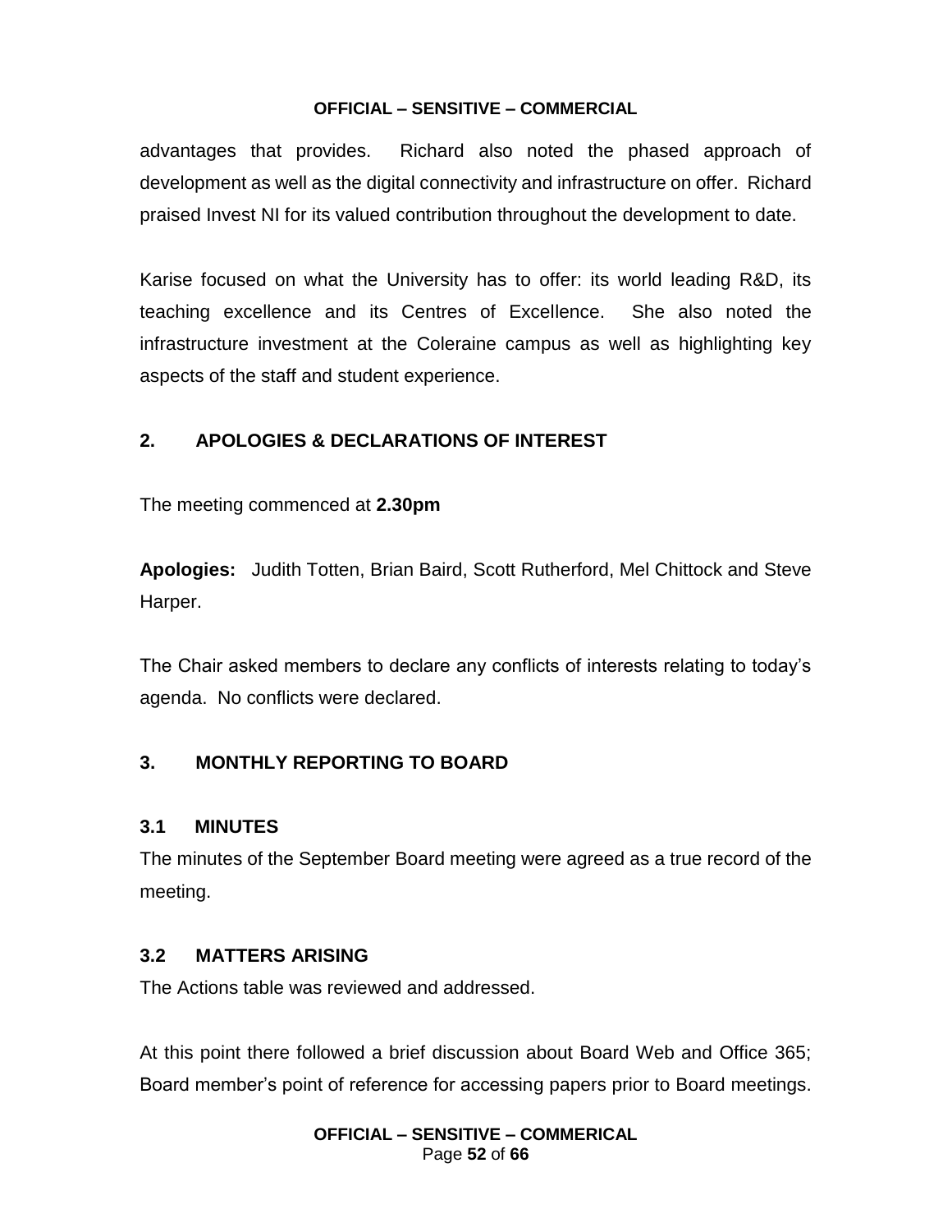advantages that provides. Richard also noted the phased approach of development as well as the digital connectivity and infrastructure on offer. Richard praised Invest NI for its valued contribution throughout the development to date.

Karise focused on what the University has to offer: its world leading R&D, its teaching excellence and its Centres of Excellence. She also noted the infrastructure investment at the Coleraine campus as well as highlighting key aspects of the staff and student experience.

## 2. APOLOGIES & DECLARATIONS OF INTEREST

The meeting commenced at **2.30pm**

**Apologies:** Judith Totten, Brian Baird, Scott Rutherford, Mel Chittock and Steve Harper.

The Chair asked members to declare any conflicts of interests relating to today's agenda. No conflicts were declared.

## 3. MONTHLY REPORTING TO BOARD

### 3.1 MINUTES

The minutes of the September Board meeting were agreed as a true record of the meeting.

### 3.2 MATTERS ARISING

The Actions table was reviewed and addressed.

At this point there followed a brief discussion about Board Web and Office 365; Board member's point of reference for accessing papers prior to Board meetings.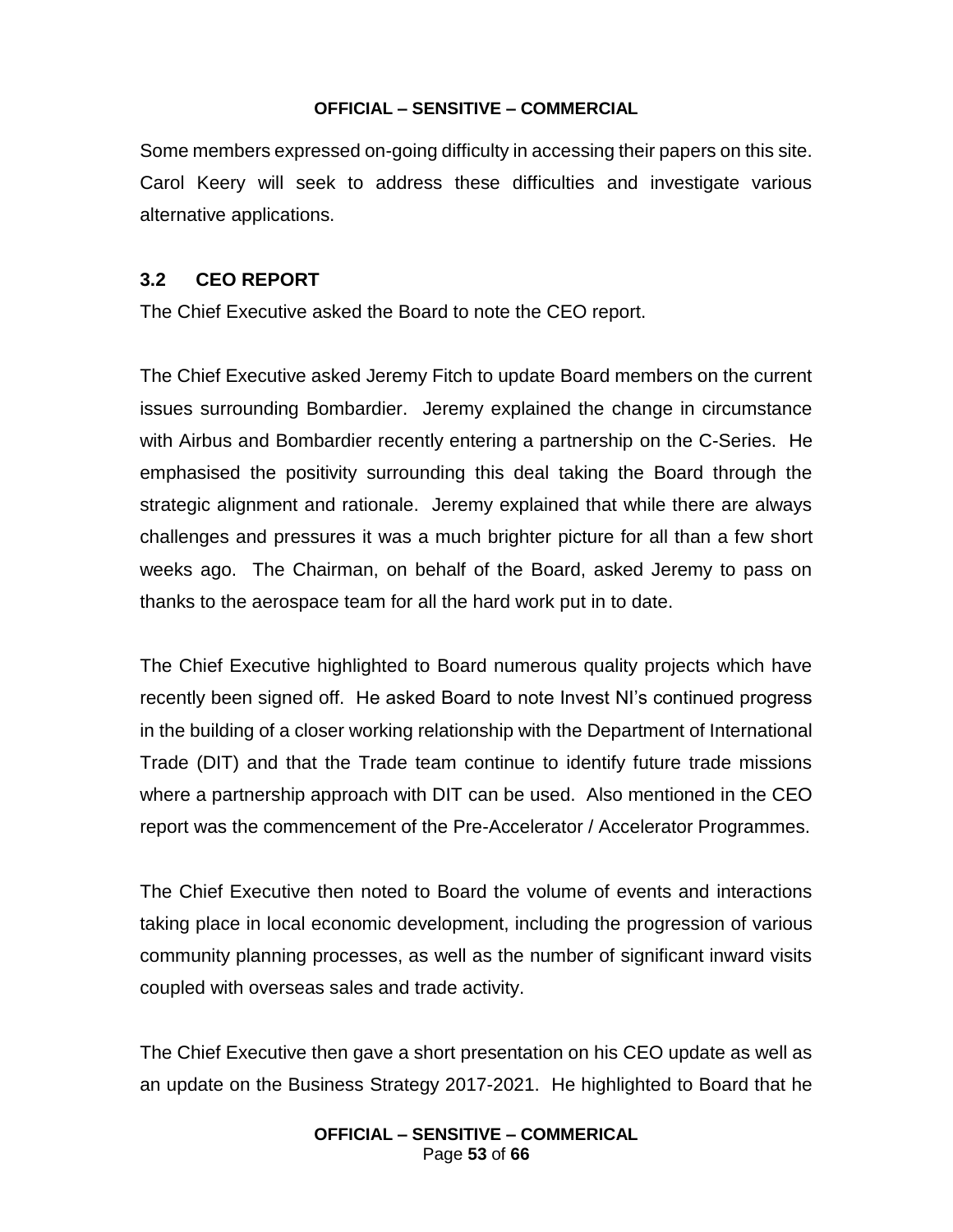Some members expressed on-going difficulty in accessing their papers on this site. Carol Keery will seek to address these difficulties and investigate various alternative applications.

### 3.2 CEO REPORT

The Chief Executive asked the Board to note the CEO report.

The Chief Executive asked Jeremy Fitch to update Board members on the current issues surrounding Bombardier. Jeremy explained the change in circumstance with Airbus and Bombardier recently entering a partnership on the C-Series. He emphasised the positivity surrounding this deal taking the Board through the strategic alignment and rationale. Jeremy explained that while there are always challenges and pressures it was a much brighter picture for all than a few short weeks ago. The Chairman, on behalf of the Board, asked Jeremy to pass on thanks to the aerospace team for all the hard work put in to date.

The Chief Executive highlighted to Board numerous quality projects which have recently been signed off. He asked Board to note Invest NI's continued progress in the building of a closer working relationship with the Department of International Trade (DIT) and that the Trade team continue to identify future trade missions where a partnership approach with DIT can be used. Also mentioned in the CEO report was the commencement of the Pre-Accelerator / Accelerator Programmes.

The Chief Executive then noted to Board the volume of events and interactions taking place in local economic development, including the progression of various community planning processes, as well as the number of significant inward visits coupled with overseas sales and trade activity.

The Chief Executive then gave a short presentation on his CEO update as well as an update on the Business Strategy 2017-2021. He highlighted to Board that he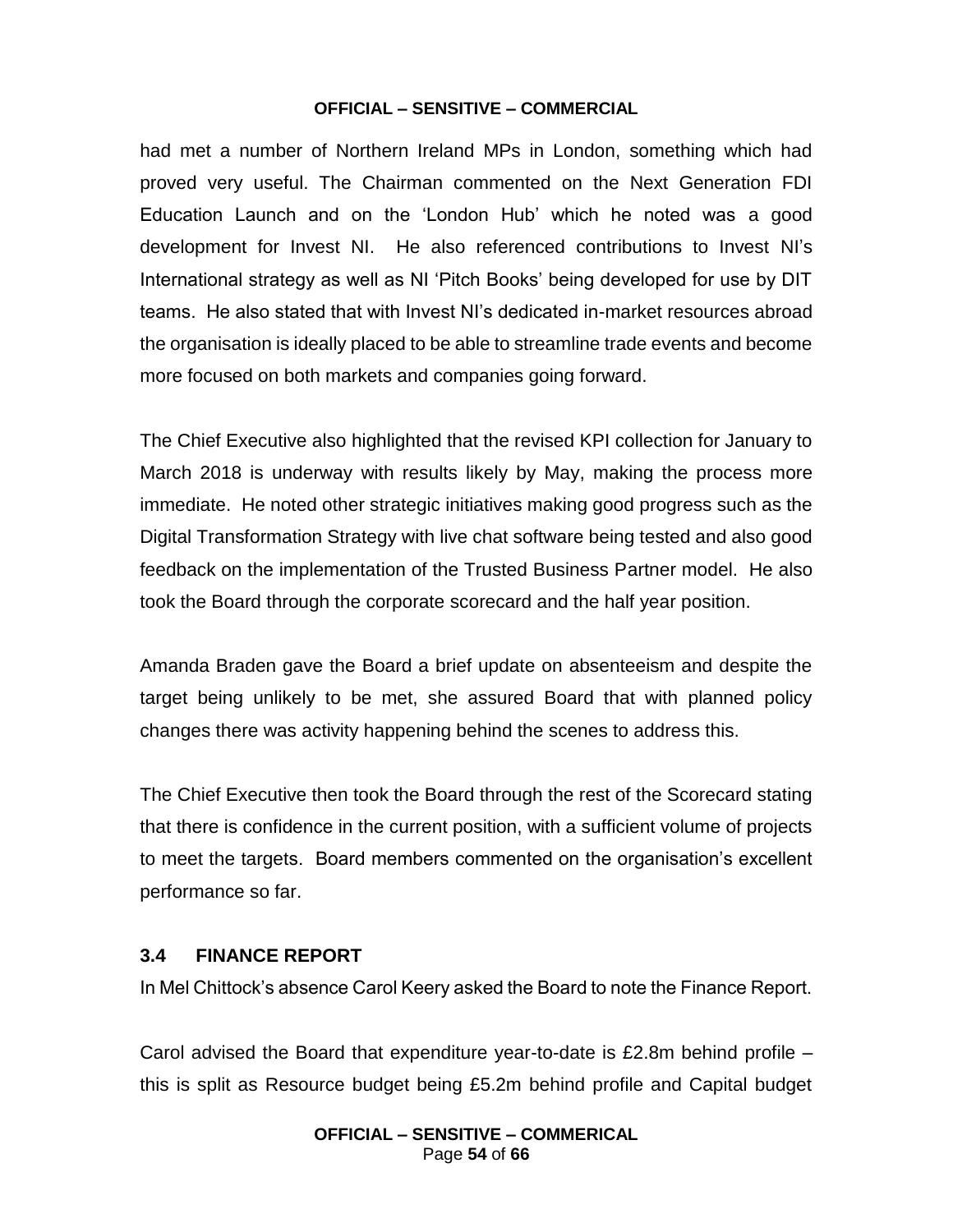had met a number of Northern Ireland MPs in London, something which had proved very useful. The Chairman commented on the Next Generation FDI Education Launch and on the 'London Hub' which he noted was a good development for Invest NI. He also referenced contributions to Invest NI's International strategy as well as NI 'Pitch Books' being developed for use by DIT teams. He also stated that with Invest NI's dedicated in-market resources abroad the organisation is ideally placed to be able to streamline trade events and become more focused on both markets and companies going forward.

The Chief Executive also highlighted that the revised KPI collection for January to March 2018 is underway with results likely by May, making the process more immediate. He noted other strategic initiatives making good progress such as the Digital Transformation Strategy with live chat software being tested and also good feedback on the implementation of the Trusted Business Partner model. He also took the Board through the corporate scorecard and the half year position.

Amanda Braden gave the Board a brief update on absenteeism and despite the target being unlikely to be met, she assured Board that with planned policy changes there was activity happening behind the scenes to address this.

The Chief Executive then took the Board through the rest of the Scorecard stating that there is confidence in the current position, with a sufficient volume of projects to meet the targets. Board members commented on the organisation's excellent performance so far.

### 3.4 FINANCE REPORT

In Mel Chittock's absence Carol Keery asked the Board to note the Finance Report.

Carol advised the Board that expenditure year-to-date is £2.8m behind profile – this is split as Resource budget being £5.2m behind profile and Capital budget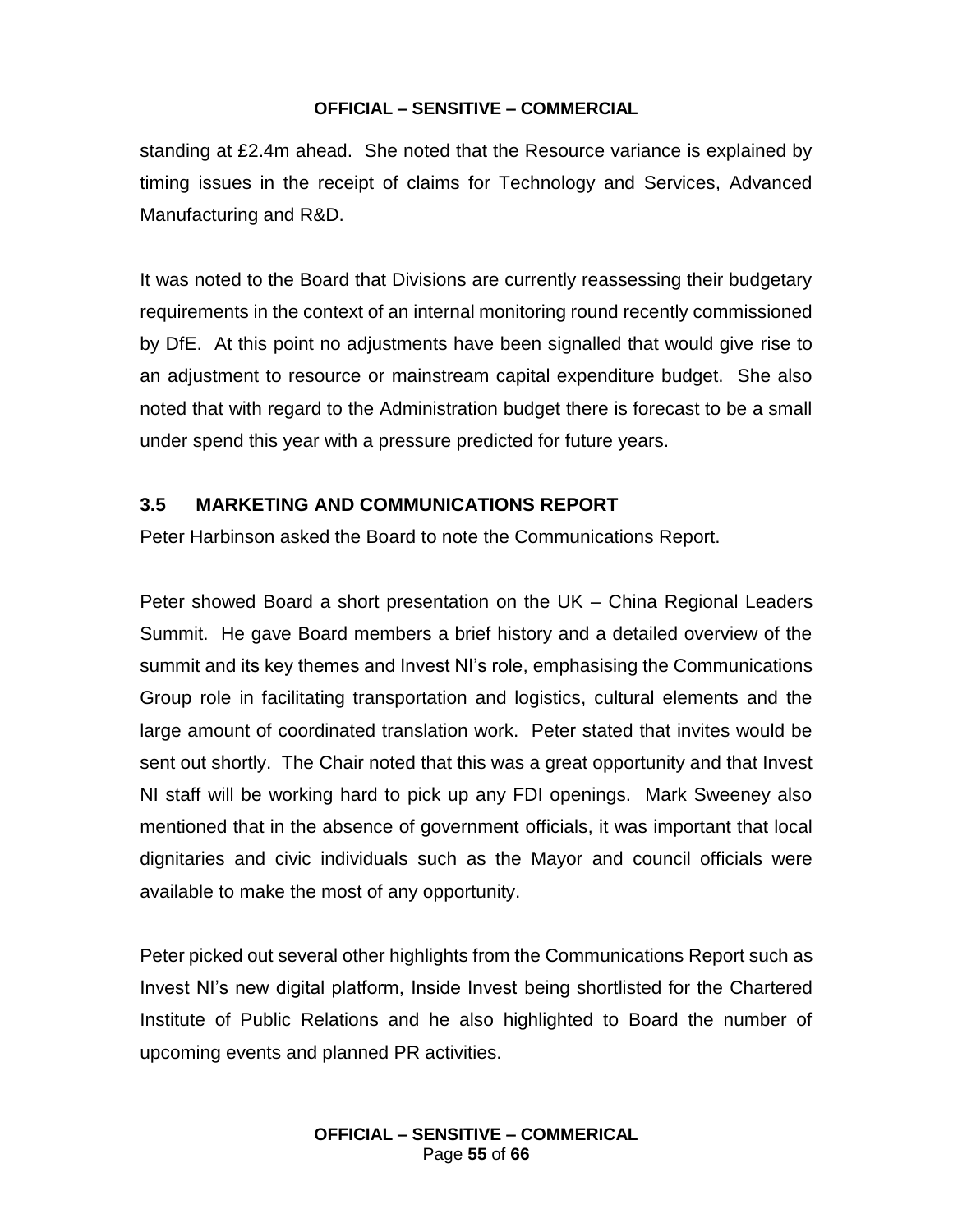standing at £2.4m ahead. She noted that the Resource variance is explained by timing issues in the receipt of claims for Technology and Services, Advanced Manufacturing and R&D.

It was noted to the Board that Divisions are currently reassessing their budgetary requirements in the context of an internal monitoring round recently commissioned by DfE. At this point no adjustments have been signalled that would give rise to an adjustment to resource or mainstream capital expenditure budget. She also noted that with regard to the Administration budget there is forecast to be a small under spend this year with a pressure predicted for future years.

### 3.5 MARKETING AND COMMUNICATIONS REPORT

Peter Harbinson asked the Board to note the Communications Report.

Peter showed Board a short presentation on the UK – China Regional Leaders Summit. He gave Board members a brief history and a detailed overview of the summit and its key themes and Invest NI's role, emphasising the Communications Group role in facilitating transportation and logistics, cultural elements and the large amount of coordinated translation work. Peter stated that invites would be sent out shortly. The Chair noted that this was a great opportunity and that Invest NI staff will be working hard to pick up any FDI openings. Mark Sweeney also mentioned that in the absence of government officials, it was important that local dignitaries and civic individuals such as the Mayor and council officials were available to make the most of any opportunity.

Peter picked out several other highlights from the Communications Report such as Invest NI's new digital platform, Inside Invest being shortlisted for the Chartered Institute of Public Relations and he also highlighted to Board the number of upcoming events and planned PR activities.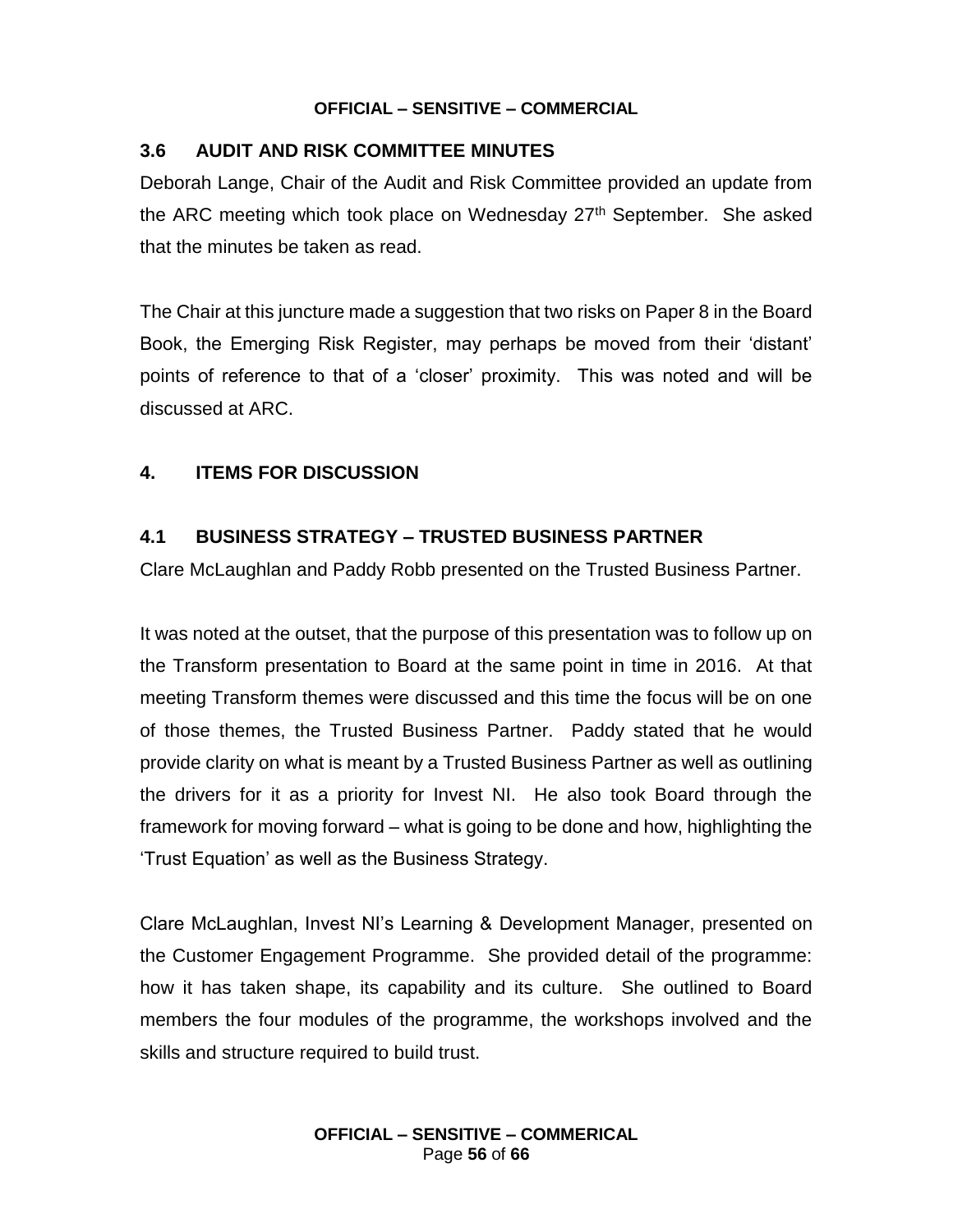### 3.6 AUDIT AND RISK COMMITTEE MINUTES

Deborah Lange, Chair of the Audit and Risk Committee provided an update from the ARC meeting which took place on Wednesday 27th September. She asked that the minutes be taken as read.

The Chair at this juncture made a suggestion that two risks on Paper 8 in the Board Book, the Emerging Risk Register, may perhaps be moved from their 'distant' points of reference to that of a 'closer' proximity. This was noted and will be discussed at ARC.

## 4. ITEMS FOR DISCUSSION

### 4.1 BUSINESS STRATEGY – TRUSTED BUSINESS PARTNER

Clare McLaughlan and Paddy Robb presented on the Trusted Business Partner.

It was noted at the outset, that the purpose of this presentation was to follow up on the Transform presentation to Board at the same point in time in 2016. At that meeting Transform themes were discussed and this time the focus will be on one of those themes, the Trusted Business Partner. Paddy stated that he would provide clarity on what is meant by a Trusted Business Partner as well as outlining the drivers for it as a priority for Invest NI. He also took Board through the framework for moving forward – what is going to be done and how, highlighting the 'Trust Equation' as well as the Business Strategy.

Clare McLaughlan, Invest NI's Learning & Development Manager, presented on the Customer Engagement Programme. She provided detail of the programme: how it has taken shape, its capability and its culture. She outlined to Board members the four modules of the programme, the workshops involved and the skills and structure required to build trust.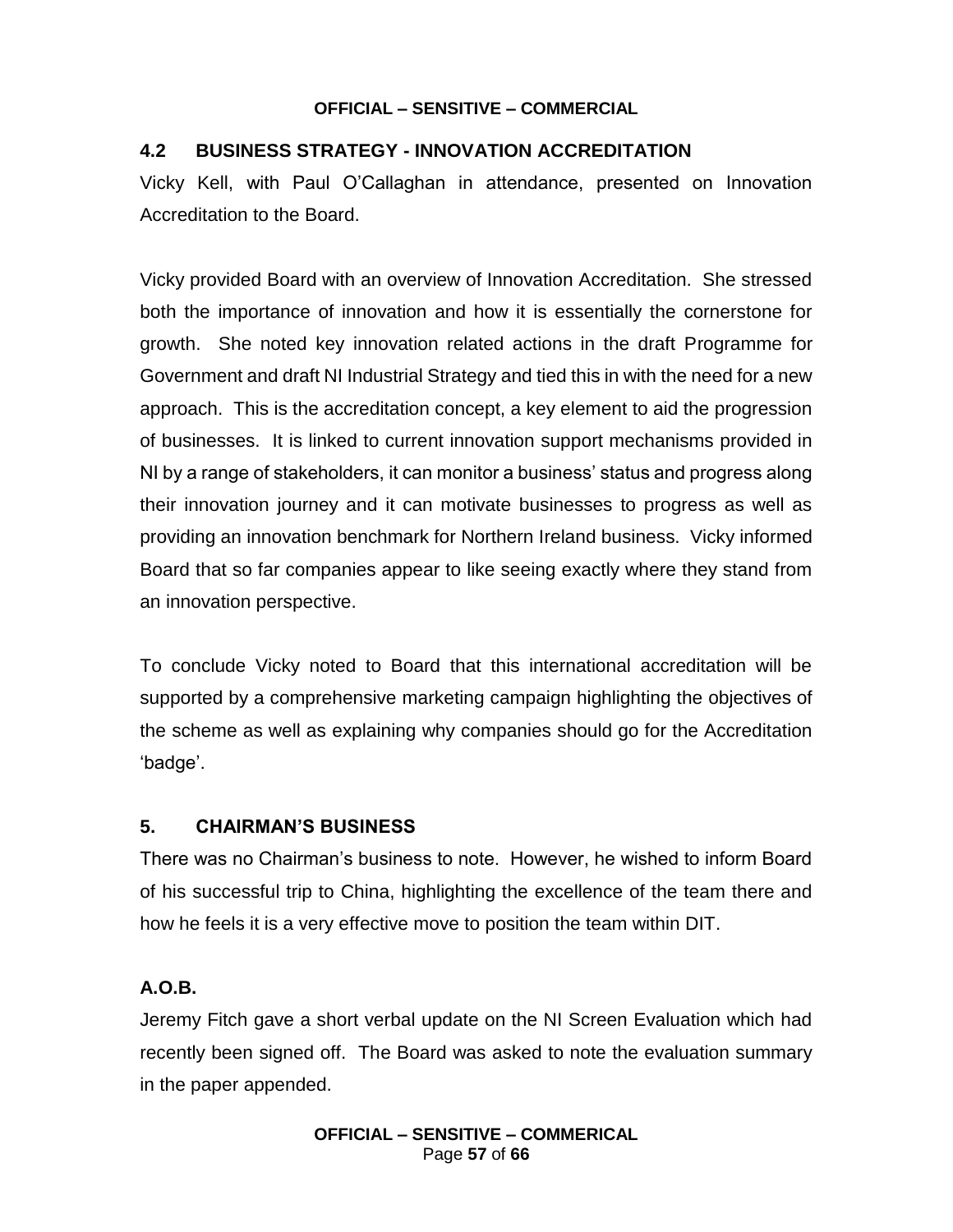## 4.2 BUSINESS STRATEGY - INNOVATION ACCREDITATION

Vicky Kell, with Paul O'Callaghan in attendance, presented on Innovation Accreditation to the Board.

Vicky provided Board with an overview of Innovation Accreditation. She stressed both the importance of innovation and how it is essentially the cornerstone for growth. She noted key innovation related actions in the draft Programme for Government and draft NI Industrial Strategy and tied this in with the need for a new approach. This is the accreditation concept, a key element to aid the progression of businesses. It is linked to current innovation support mechanisms provided in NI by a range of stakeholders, it can monitor a business' status and progress along their innovation journey and it can motivate businesses to progress as well as providing an innovation benchmark for Northern Ireland business. Vicky informed Board that so far companies appear to like seeing exactly where they stand from an innovation perspective.

To conclude Vicky noted to Board that this international accreditation will be supported by a comprehensive marketing campaign highlighting the objectives of the scheme as well as explaining why companies should go for the Accreditation 'badge'.

## 5. CHAIRMAN'S BUSINESS

There was no Chairman's business to note. However, he wished to inform Board of his successful trip to China, highlighting the excellence of the team there and how he feels it is a very effective move to position the team within DIT.

## A.O.B.

Jeremy Fitch gave a short verbal update on the NI Screen Evaluation which had recently been signed off. The Board was asked to note the evaluation summary in the paper appended.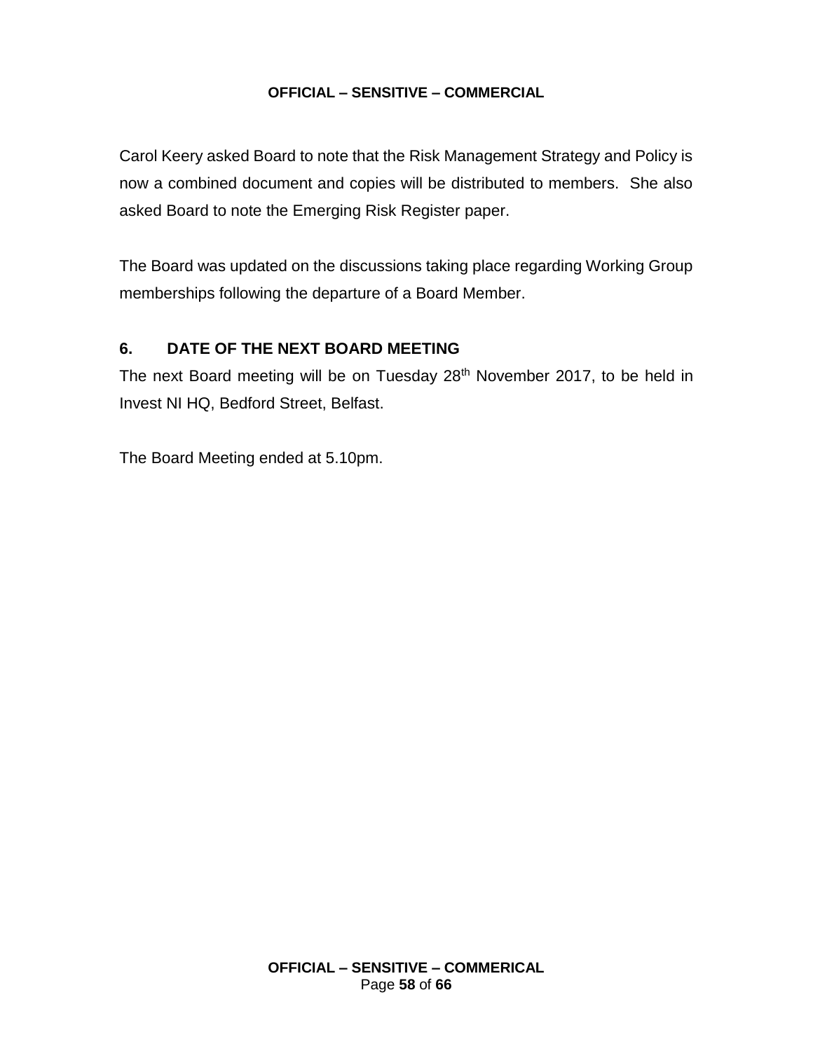Carol Keery asked Board to note that the Risk Management Strategy and Policy is now a combined document and copies will be distributed to members. She also asked Board to note the Emerging Risk Register paper.

The Board was updated on the discussions taking place regarding Working Group memberships following the departure of a Board Member.

## 6. DATE OF THE NEXT BOARD MEETING

The next Board meeting will be on Tuesday 28th November 2017, to be held in Invest NI HQ, Bedford Street, Belfast.

The Board Meeting ended at 5.10pm.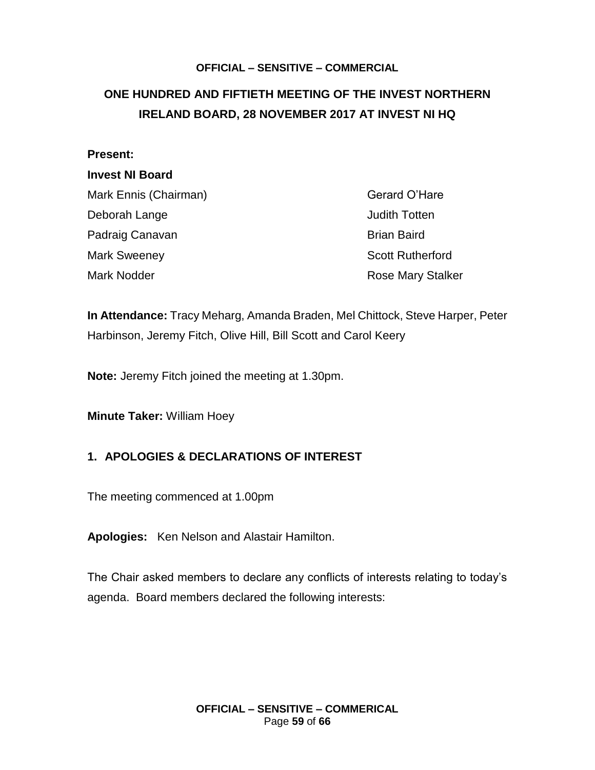**OFFICIAL – SENSITIVE – COMMERCIAL**

# ONE HUNDRED AND FIFTIETH MEETING OF THE INVEST NORTHERN IRELAND BOARD, 28 NOVEMBER 2017 AT INVEST NI HQ

**Present:**

**Invest NI Board**

Mark Ennis (Chairman)
Deborah Lange
Padraig Canavan
Mark Sweeney
Mark Nodder
Gerard O'Hare
Judith Totten
Brian Baird
Scott Rutherford
Rose Mary Stalker

**In Attendance:** Tracy Meharg, Amanda Braden, Mel Chittock, Steve Harper, Peter Harbinson, Jeremy Fitch, Olive Hill, Bill Scott and Carol Keery

**Note:** Jeremy Fitch joined the meeting at 1.30pm.

**Minute Taker:** William Hoey

## 1. APOLOGIES & DECLARATIONS OF INTEREST

The meeting commenced at 1.00pm

**Apologies:** Ken Nelson and Alastair Hamilton.

The Chair asked members to declare any conflicts of interests relating to today's agenda. Board members declared the following interests: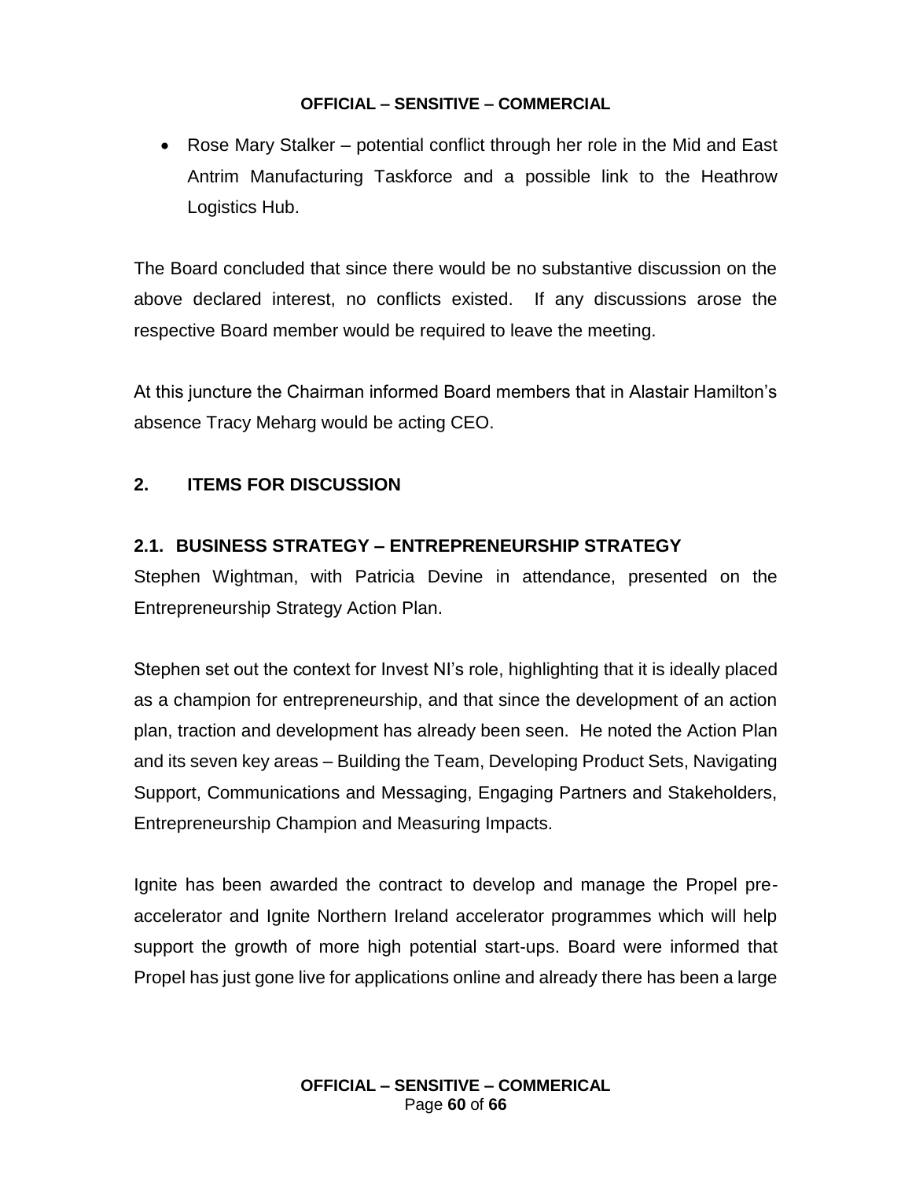- Rose Mary Stalker – potential conflict through her role in the Mid and East Antrim Manufacturing Taskforce and a possible link to the Heathrow Logistics Hub.

The Board concluded that since there would be no substantive discussion on the above declared interest, no conflicts existed. If any discussions arose the respective Board member would be required to leave the meeting.

At this juncture the Chairman informed Board members that in Alastair Hamilton's absence Tracy Meharg would be acting CEO.

## 2. ITEMS FOR DISCUSSION

### 2.1. BUSINESS STRATEGY – ENTREPRENEURSHIP STRATEGY

Stephen Wightman, with Patricia Devine in attendance, presented on the Entrepreneurship Strategy Action Plan.

Stephen set out the context for Invest NI's role, highlighting that it is ideally placed as a champion for entrepreneurship, and that since the development of an action plan, traction and development has already been seen. He noted the Action Plan and its seven key areas – Building the Team, Developing Product Sets, Navigating Support, Communications and Messaging, Engaging Partners and Stakeholders, Entrepreneurship Champion and Measuring Impacts.

Ignite has been awarded the contract to develop and manage the Propel pre-accelerator and Ignite Northern Ireland accelerator programmes which will help support the growth of more high potential start-ups. Board were informed that Propel has just gone live for applications online and already there has been a large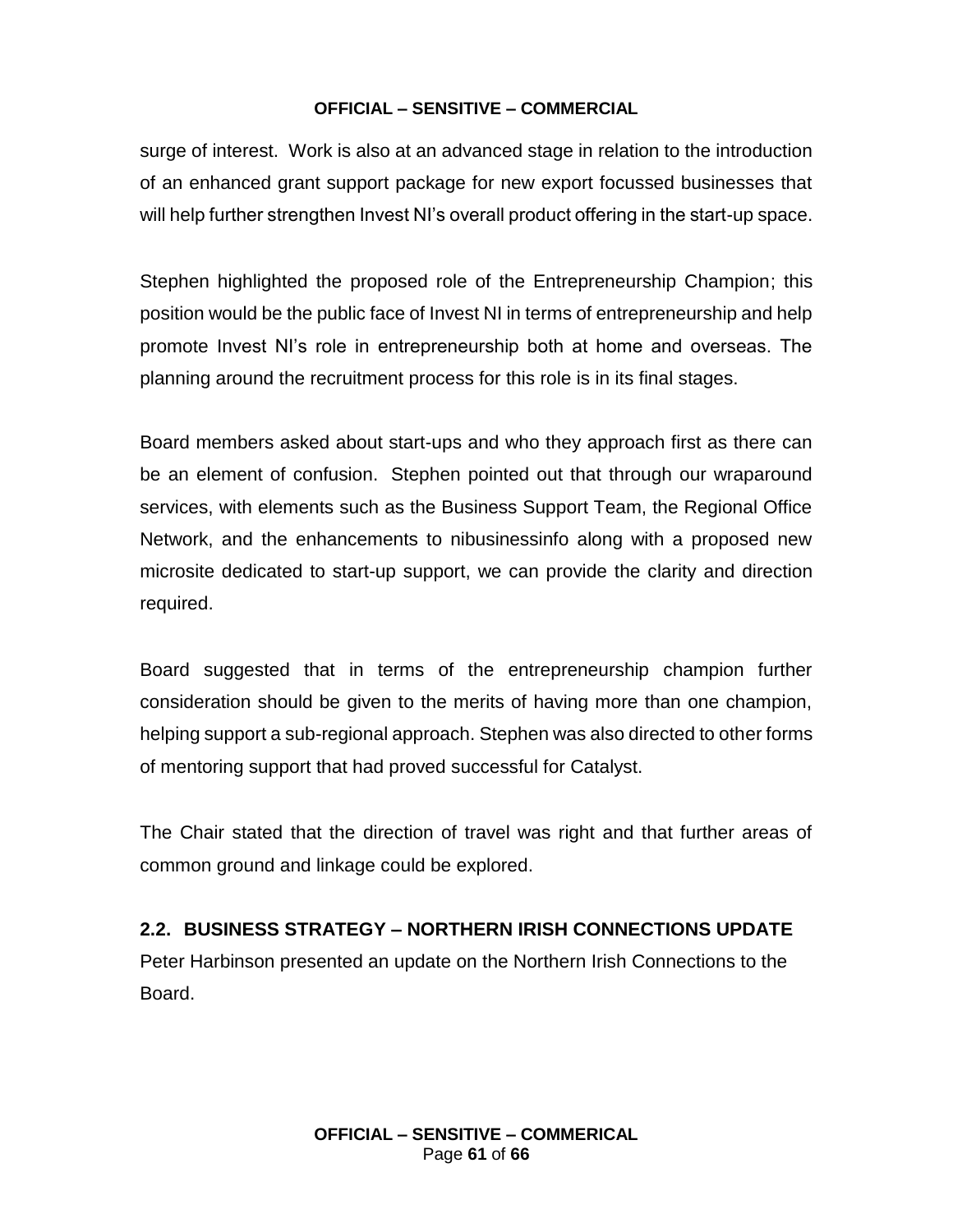surge of interest. Work is also at an advanced stage in relation to the introduction of an enhanced grant support package for new export focussed businesses that will help further strengthen Invest NI's overall product offering in the start-up space.

Stephen highlighted the proposed role of the Entrepreneurship Champion; this position would be the public face of Invest NI in terms of entrepreneurship and help promote Invest NI's role in entrepreneurship both at home and overseas. The planning around the recruitment process for this role is in its final stages.

Board members asked about start-ups and who they approach first as there can be an element of confusion. Stephen pointed out that through our wraparound services, with elements such as the Business Support Team, the Regional Office Network, and the enhancements to nibusinessinfo along with a proposed new microsite dedicated to start-up support, we can provide the clarity and direction required.

Board suggested that in terms of the entrepreneurship champion further consideration should be given to the merits of having more than one champion, helping support a sub-regional approach. Stephen was also directed to other forms of mentoring support that had proved successful for Catalyst.

The Chair stated that the direction of travel was right and that further areas of common ground and linkage could be explored.

### 2.2. BUSINESS STRATEGY – NORTHERN IRISH CONNECTIONS UPDATE

Peter Harbinson presented an update on the Northern Irish Connections to the Board.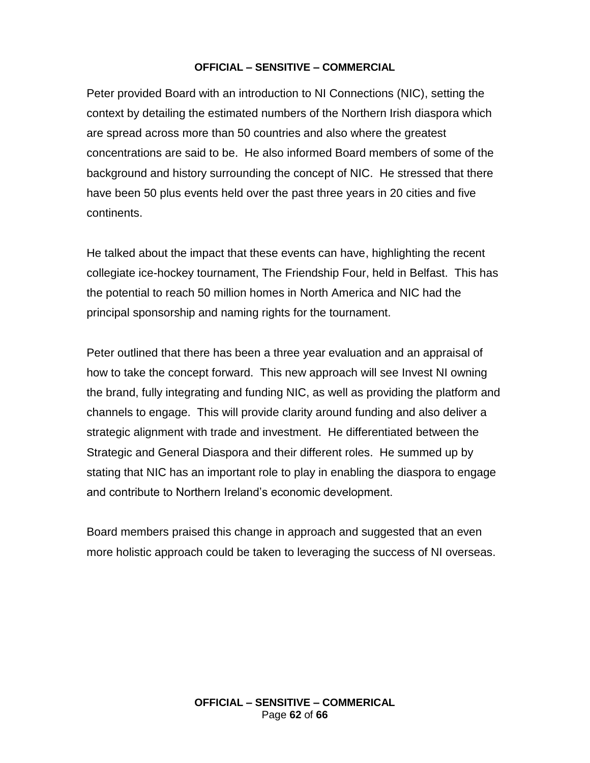Peter provided Board with an introduction to NI Connections (NIC), setting the context by detailing the estimated numbers of the Northern Irish diaspora which are spread across more than 50 countries and also where the greatest concentrations are said to be. He also informed Board members of some of the background and history surrounding the concept of NIC. He stressed that there have been 50 plus events held over the past three years in 20 cities and five continents.

He talked about the impact that these events can have, highlighting the recent collegiate ice-hockey tournament, The Friendship Four, held in Belfast. This has the potential to reach 50 million homes in North America and NIC had the principal sponsorship and naming rights for the tournament.

Peter outlined that there has been a three year evaluation and an appraisal of how to take the concept forward. This new approach will see Invest NI owning the brand, fully integrating and funding NIC, as well as providing the platform and channels to engage. This will provide clarity around funding and also deliver a strategic alignment with trade and investment. He differentiated between the Strategic and General Diaspora and their different roles. He summed up by stating that NIC has an important role to play in enabling the diaspora to engage and contribute to Northern Ireland's economic development.

Board members praised this change in approach and suggested that an even more holistic approach could be taken to leveraging the success of NI overseas.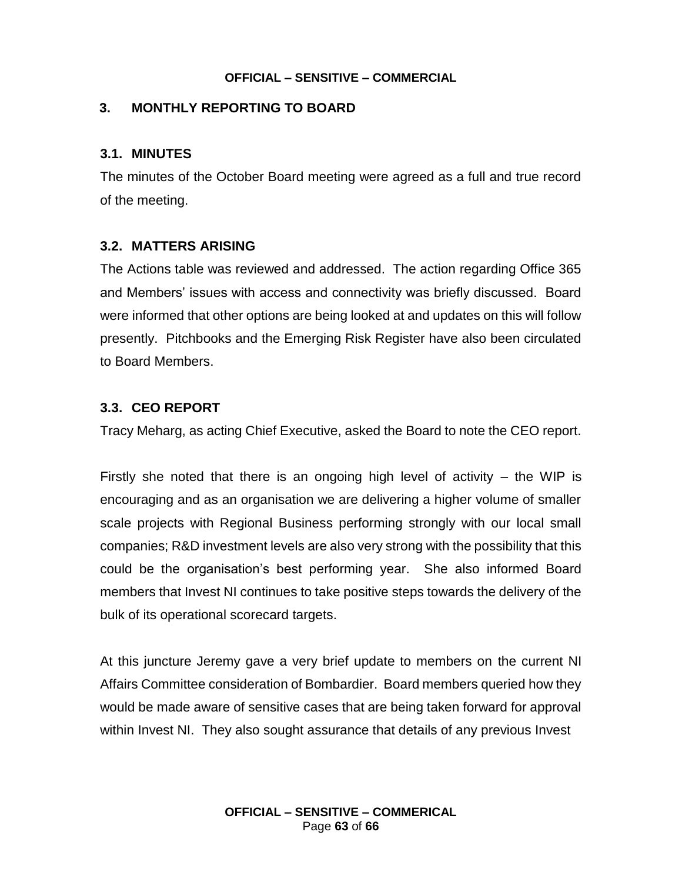## 3. MONTHLY REPORTING TO BOARD

### 3.1. MINUTES

The minutes of the October Board meeting were agreed as a full and true record of the meeting.

### 3.2. MATTERS ARISING

The Actions table was reviewed and addressed. The action regarding Office 365 and Members' issues with access and connectivity was briefly discussed. Board were informed that other options are being looked at and updates on this will follow presently. Pitchbooks and the Emerging Risk Register have also been circulated to Board Members.

### 3.3. CEO REPORT

Tracy Meharg, as acting Chief Executive, asked the Board to note the CEO report.

Firstly she noted that there is an ongoing high level of activity – the WIP is encouraging and as an organisation we are delivering a higher volume of smaller scale projects with Regional Business performing strongly with our local small companies; R&D investment levels are also very strong with the possibility that this could be the organisation's best performing year. She also informed Board members that Invest NI continues to take positive steps towards the delivery of the bulk of its operational scorecard targets.

At this juncture Jeremy gave a very brief update to members on the current NI Affairs Committee consideration of Bombardier. Board members queried how they would be made aware of sensitive cases that are being taken forward for approval within Invest NI. They also sought assurance that details of any previous Invest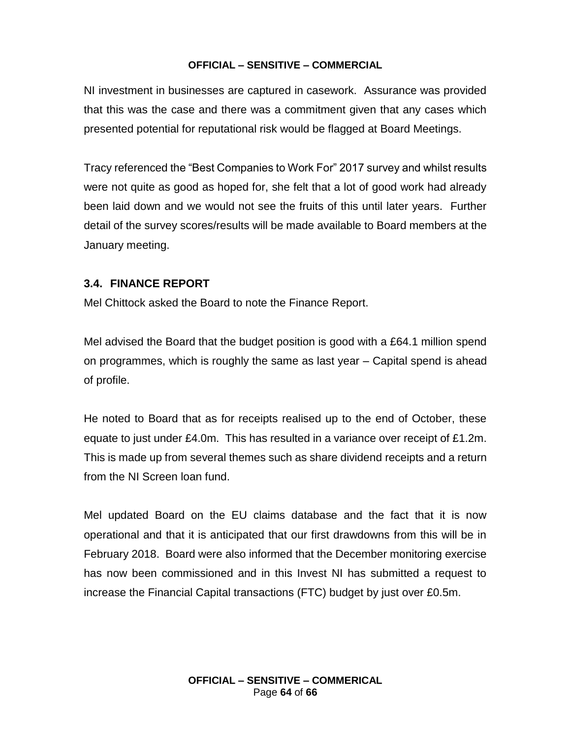NI investment in businesses are captured in casework. Assurance was provided that this was the case and there was a commitment given that any cases which presented potential for reputational risk would be flagged at Board Meetings.

Tracy referenced the "Best Companies to Work For" 2017 survey and whilst results were not quite as good as hoped for, she felt that a lot of good work had already been laid down and we would not see the fruits of this until later years. Further detail of the survey scores/results will be made available to Board members at the January meeting.

### 3.4. FINANCE REPORT

Mel Chittock asked the Board to note the Finance Report.

Mel advised the Board that the budget position is good with a £64.1 million spend on programmes, which is roughly the same as last year – Capital spend is ahead of profile.

He noted to Board that as for receipts realised up to the end of October, these equate to just under £4.0m. This has resulted in a variance over receipt of £1.2m. This is made up from several themes such as share dividend receipts and a return from the NI Screen loan fund.

Mel updated Board on the EU claims database and the fact that it is now operational and that it is anticipated that our first drawdowns from this will be in February 2018. Board were also informed that the December monitoring exercise has now been commissioned and in this Invest NI has submitted a request to increase the Financial Capital transactions (FTC) budget by just over £0.5m.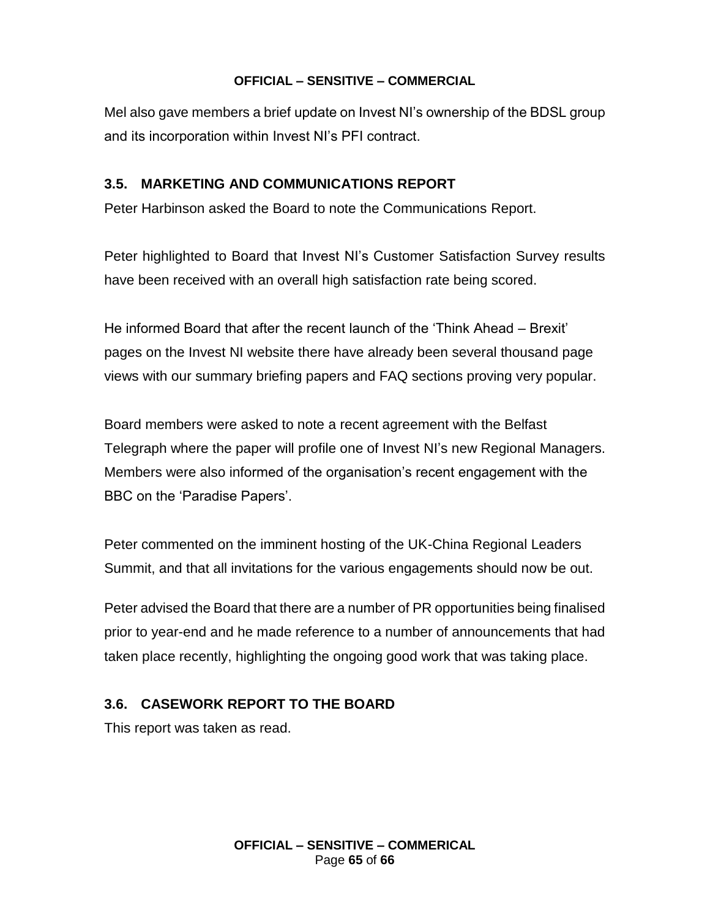Mel also gave members a brief update on Invest NI's ownership of the BDSL group and its incorporation within Invest NI's PFI contract.

### 3.5. MARKETING AND COMMUNICATIONS REPORT

Peter Harbinson asked the Board to note the Communications Report.

Peter highlighted to Board that Invest NI's Customer Satisfaction Survey results have been received with an overall high satisfaction rate being scored.

He informed Board that after the recent launch of the 'Think Ahead – Brexit' pages on the Invest NI website there have already been several thousand page views with our summary briefing papers and FAQ sections proving very popular.

Board members were asked to note a recent agreement with the Belfast Telegraph where the paper will profile one of Invest NI's new Regional Managers. Members were also informed of the organisation's recent engagement with the BBC on the 'Paradise Papers'.

Peter commented on the imminent hosting of the UK-China Regional Leaders Summit, and that all invitations for the various engagements should now be out.

Peter advised the Board that there are a number of PR opportunities being finalised prior to year-end and he made reference to a number of announcements that had taken place recently, highlighting the ongoing good work that was taking place.

### 3.6. CASEWORK REPORT TO THE BOARD

This report was taken as read.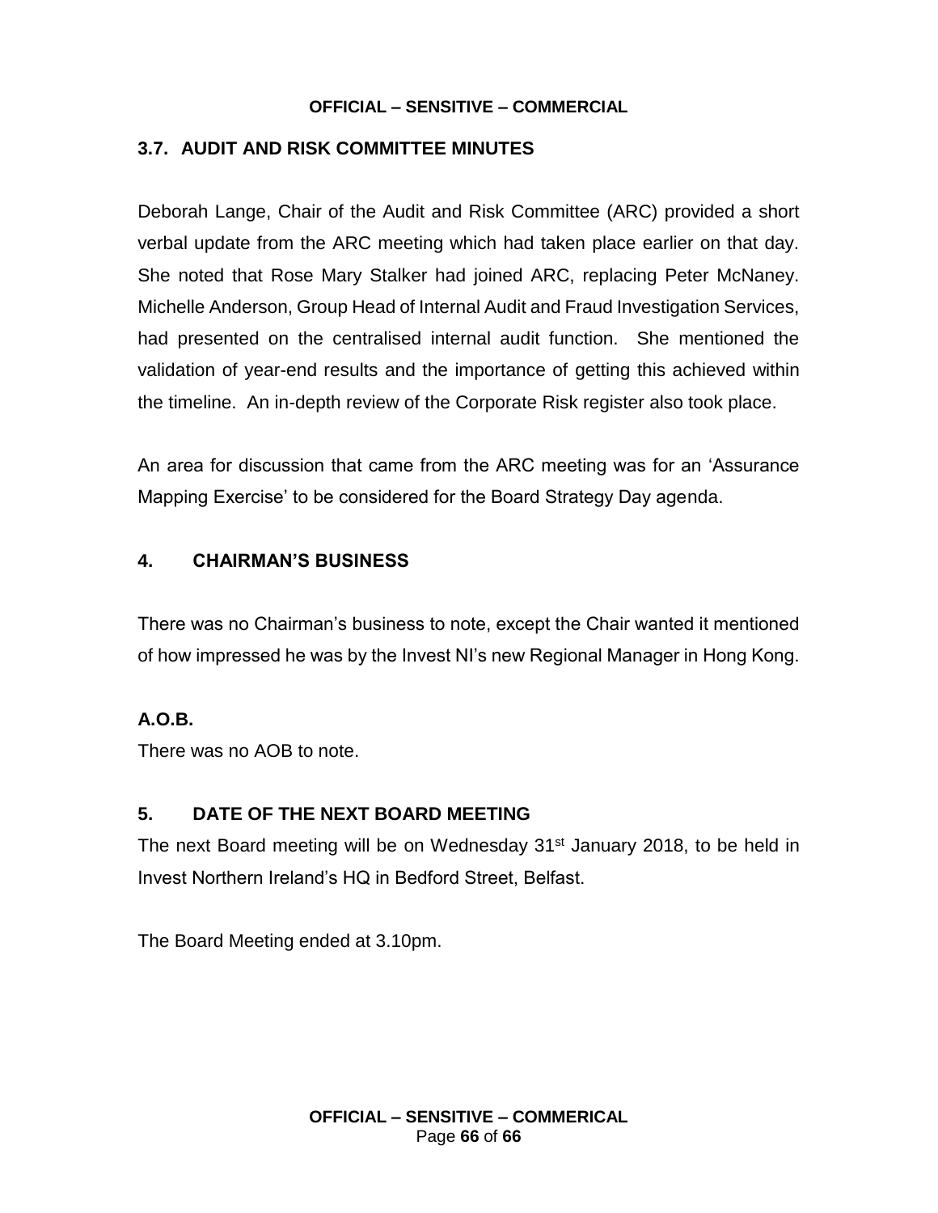## 3.7. AUDIT AND RISK COMMITTEE MINUTES

Deborah Lange, Chair of the Audit and Risk Committee (ARC) provided a short verbal update from the ARC meeting which had taken place earlier on that day. She noted that Rose Mary Stalker had joined ARC, replacing Peter McNaney. Michelle Anderson, Group Head of Internal Audit and Fraud Investigation Services, had presented on the centralised internal audit function. She mentioned the validation of year-end results and the importance of getting this achieved within the timeline. An in-depth review of the Corporate Risk register also took place.

An area for discussion that came from the ARC meeting was for an 'Assurance Mapping Exercise' to be considered for the Board Strategy Day agenda.

## 4. CHAIRMAN'S BUSINESS

There was no Chairman's business to note, except the Chair wanted it mentioned of how impressed he was by the Invest NI's new Regional Manager in Hong Kong.

**A.O.B.**

There was no AOB to note.

## 5. DATE OF THE NEXT BOARD MEETING

The next Board meeting will be on Wednesday 31st January 2018, to be held in Invest Northern Ireland's HQ in Bedford Street, Belfast.

The Board Meeting ended at 3.10pm.